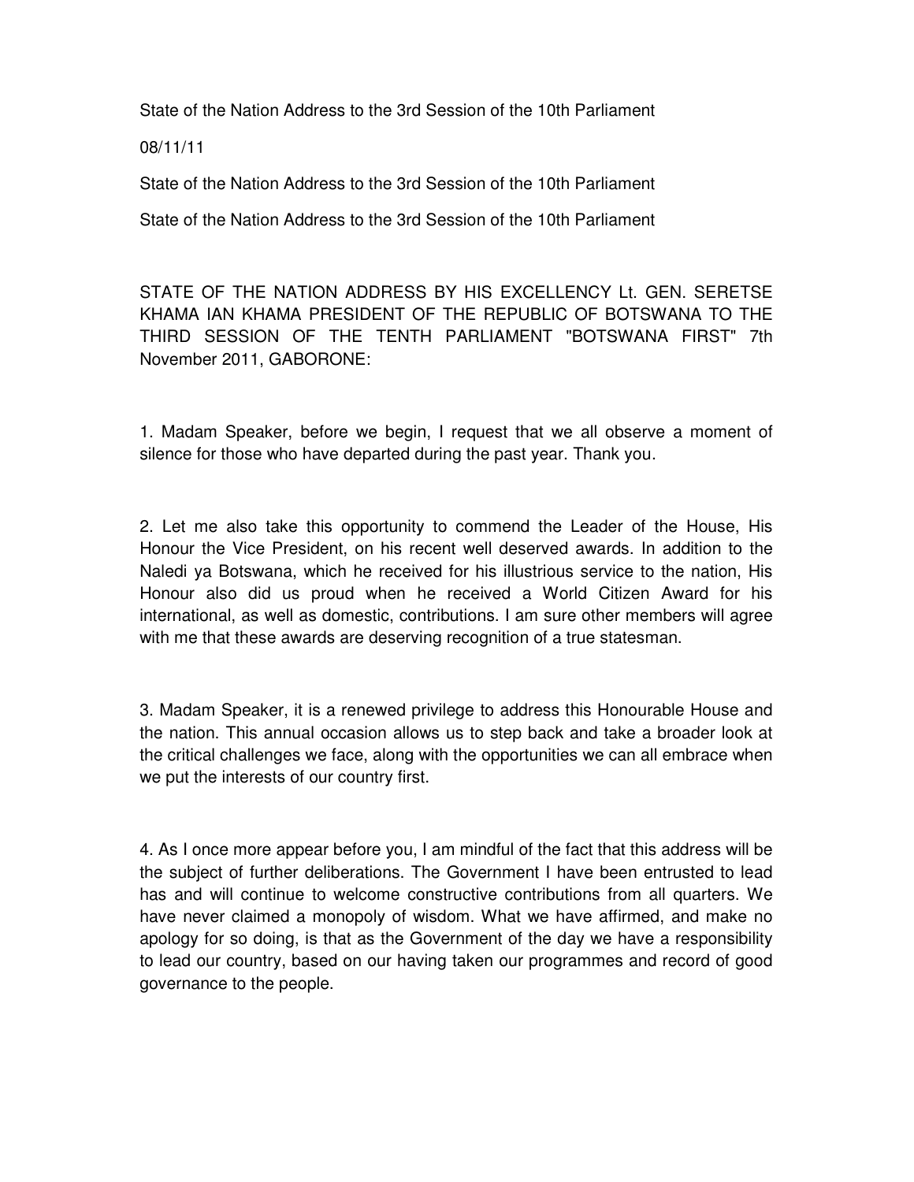State of the Nation Address to the 3rd Session of the 10th Parliament

08/11/11

State of the Nation Address to the 3rd Session of the 10th Parliament

State of the Nation Address to the 3rd Session of the 10th Parliament

STATE OF THE NATION ADDRESS BY HIS EXCELLENCY Lt. GEN. SERETSE KHAMA IAN KHAMA PRESIDENT OF THE REPUBLIC OF BOTSWANA TO THE THIRD SESSION OF THE TENTH PARLIAMENT "BOTSWANA FIRST" 7th November 2011, GABORONE:

1. Madam Speaker, before we begin, I request that we all observe a moment of silence for those who have departed during the past year. Thank you.

2. Let me also take this opportunity to commend the Leader of the House, His Honour the Vice President, on his recent well deserved awards. In addition to the Naledi ya Botswana, which he received for his illustrious service to the nation, His Honour also did us proud when he received a World Citizen Award for his international, as well as domestic, contributions. I am sure other members will agree with me that these awards are deserving recognition of a true statesman.

3. Madam Speaker, it is a renewed privilege to address this Honourable House and the nation. This annual occasion allows us to step back and take a broader look at the critical challenges we face, along with the opportunities we can all embrace when we put the interests of our country first.

4. As I once more appear before you, I am mindful of the fact that this address will be the subject of further deliberations. The Government I have been entrusted to lead has and will continue to welcome constructive contributions from all quarters. We have never claimed a monopoly of wisdom. What we have affirmed, and make no apology for so doing, is that as the Government of the day we have a responsibility to lead our country, based on our having taken our programmes and record of good governance to the people.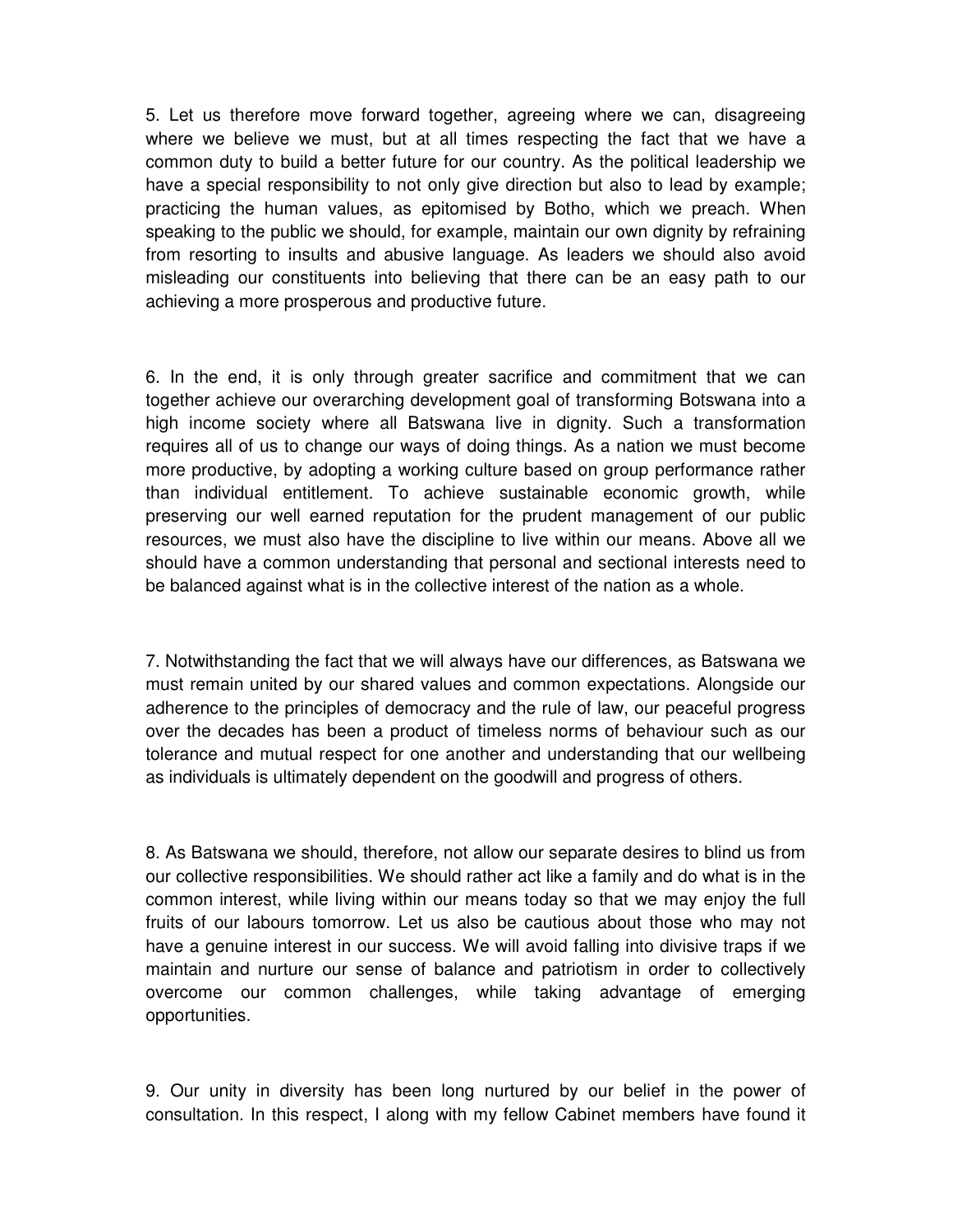5. Let us therefore move forward together, agreeing where we can, disagreeing where we believe we must, but at all times respecting the fact that we have a common duty to build a better future for our country. As the political leadership we have a special responsibility to not only give direction but also to lead by example; practicing the human values, as epitomised by Botho, which we preach. When speaking to the public we should, for example, maintain our own dignity by refraining from resorting to insults and abusive language. As leaders we should also avoid misleading our constituents into believing that there can be an easy path to our achieving a more prosperous and productive future.

6. In the end, it is only through greater sacrifice and commitment that we can together achieve our overarching development goal of transforming Botswana into a high income society where all Batswana live in dignity. Such a transformation requires all of us to change our ways of doing things. As a nation we must become more productive, by adopting a working culture based on group performance rather than individual entitlement. To achieve sustainable economic growth, while preserving our well earned reputation for the prudent management of our public resources, we must also have the discipline to live within our means. Above all we should have a common understanding that personal and sectional interests need to be balanced against what is in the collective interest of the nation as a whole.

7. Notwithstanding the fact that we will always have our differences, as Batswana we must remain united by our shared values and common expectations. Alongside our adherence to the principles of democracy and the rule of law, our peaceful progress over the decades has been a product of timeless norms of behaviour such as our tolerance and mutual respect for one another and understanding that our wellbeing as individuals is ultimately dependent on the goodwill and progress of others.

8. As Batswana we should, therefore, not allow our separate desires to blind us from our collective responsibilities. We should rather act like a family and do what is in the common interest, while living within our means today so that we may enjoy the full fruits of our labours tomorrow. Let us also be cautious about those who may not have a genuine interest in our success. We will avoid falling into divisive traps if we maintain and nurture our sense of balance and patriotism in order to collectively overcome our common challenges, while taking advantage of emerging opportunities.

9. Our unity in diversity has been long nurtured by our belief in the power of consultation. In this respect, I along with my fellow Cabinet members have found it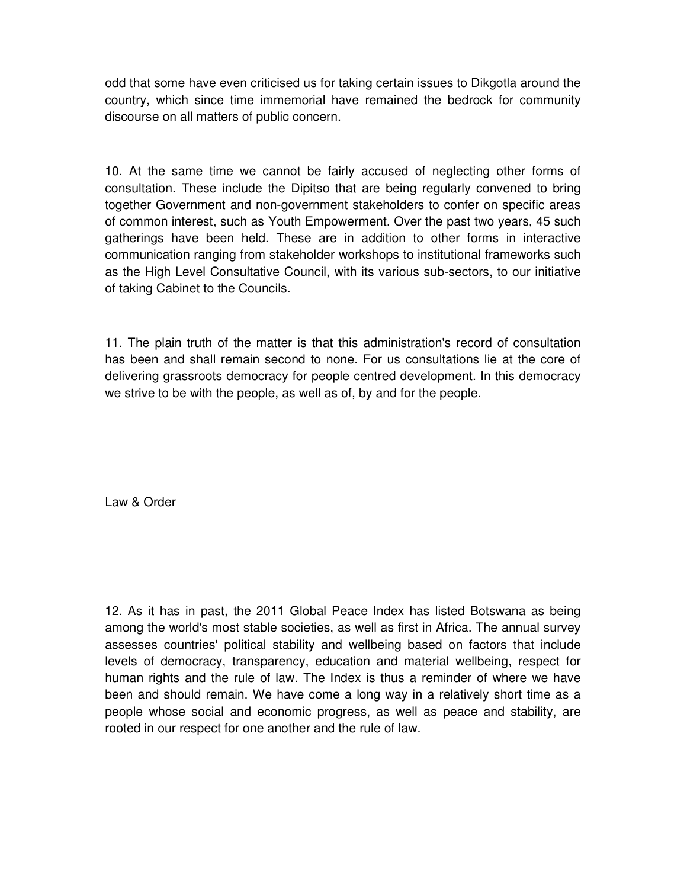odd that some have even criticised us for taking certain issues to Dikgotla around the country, which since time immemorial have remained the bedrock for community discourse on all matters of public concern.

10. At the same time we cannot be fairly accused of neglecting other forms of consultation. These include the Dipitso that are being regularly convened to bring together Government and non-government stakeholders to confer on specific areas of common interest, such as Youth Empowerment. Over the past two years, 45 such gatherings have been held. These are in addition to other forms in interactive communication ranging from stakeholder workshops to institutional frameworks such as the High Level Consultative Council, with its various sub-sectors, to our initiative of taking Cabinet to the Councils.

11. The plain truth of the matter is that this administration's record of consultation has been and shall remain second to none. For us consultations lie at the core of delivering grassroots democracy for people centred development. In this democracy we strive to be with the people, as well as of, by and for the people.

## Law & Order

12. As it has in past, the 2011 Global Peace Index has listed Botswana as being among the world's most stable societies, as well as first in Africa. The annual survey assesses countries' political stability and wellbeing based on factors that include levels of democracy, transparency, education and material wellbeing, respect for human rights and the rule of law. The Index is thus a reminder of where we have been and should remain. We have come a long way in a relatively short time as a people whose social and economic progress, as well as peace and stability, are rooted in our respect for one another and the rule of law.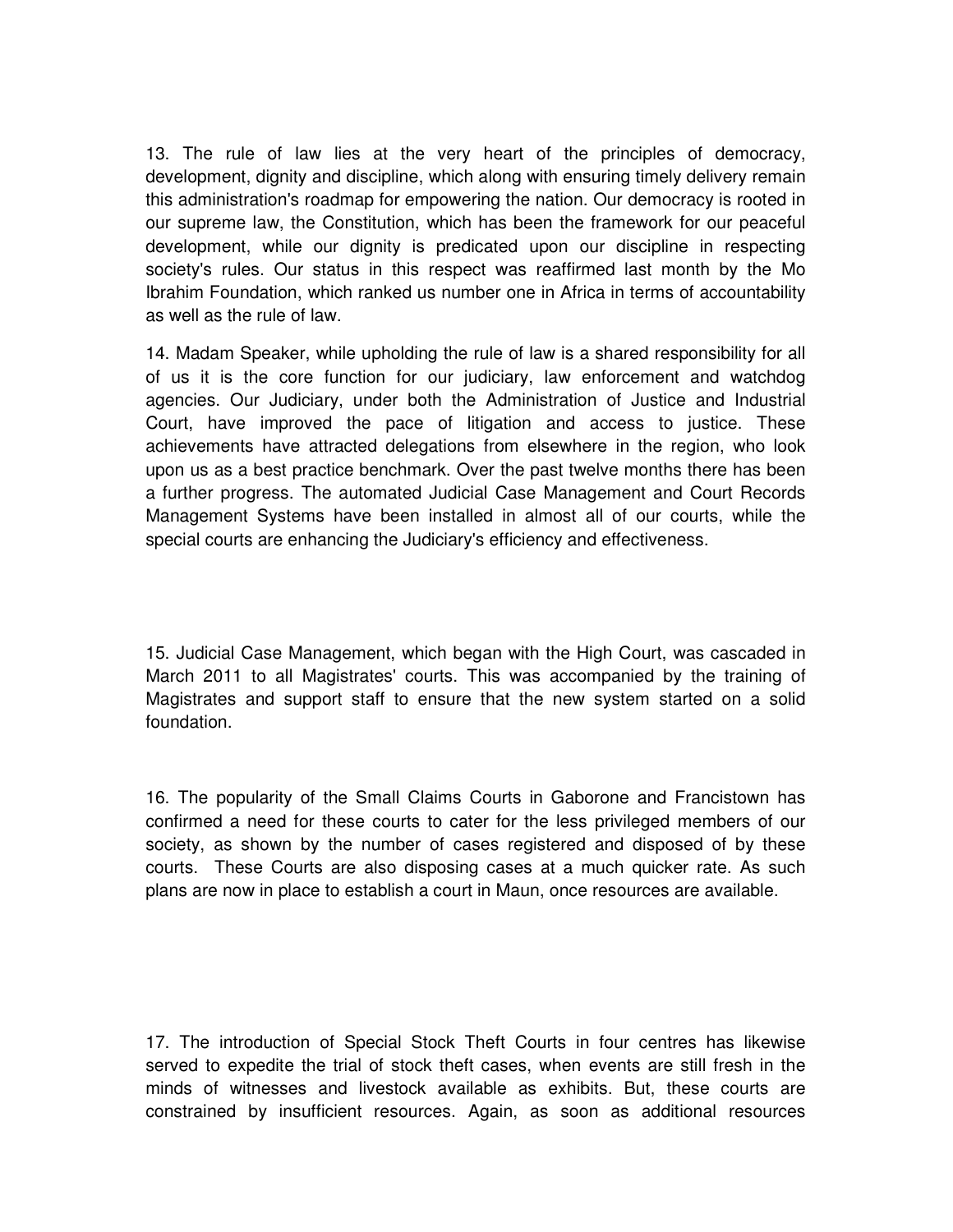13. The rule of law lies at the very heart of the principles of democracy, development, dignity and discipline, which along with ensuring timely delivery remain this administration's roadmap for empowering the nation. Our democracy is rooted in our supreme law, the Constitution, which has been the framework for our peaceful development, while our dignity is predicated upon our discipline in respecting society's rules. Our status in this respect was reaffirmed last month by the Mo Ibrahim Foundation, which ranked us number one in Africa in terms of accountability as well as the rule of law.

14. Madam Speaker, while upholding the rule of law is a shared responsibility for all of us it is the core function for our judiciary, law enforcement and watchdog agencies. Our Judiciary, under both the Administration of Justice and Industrial Court, have improved the pace of litigation and access to justice. These achievements have attracted delegations from elsewhere in the region, who look upon us as a best practice benchmark. Over the past twelve months there has been a further progress. The automated Judicial Case Management and Court Records Management Systems have been installed in almost all of our courts, while the special courts are enhancing the Judiciary's efficiency and effectiveness.

15. Judicial Case Management, which began with the High Court, was cascaded in March 2011 to all Magistrates' courts. This was accompanied by the training of Magistrates and support staff to ensure that the new system started on a solid foundation.

16. The popularity of the Small Claims Courts in Gaborone and Francistown has confirmed a need for these courts to cater for the less privileged members of our society, as shown by the number of cases registered and disposed of by these courts. These Courts are also disposing cases at a much quicker rate. As such plans are now in place to establish a court in Maun, once resources are available.

17. The introduction of Special Stock Theft Courts in four centres has likewise served to expedite the trial of stock theft cases, when events are still fresh in the minds of witnesses and livestock available as exhibits. But, these courts are constrained by insufficient resources. Again, as soon as additional resources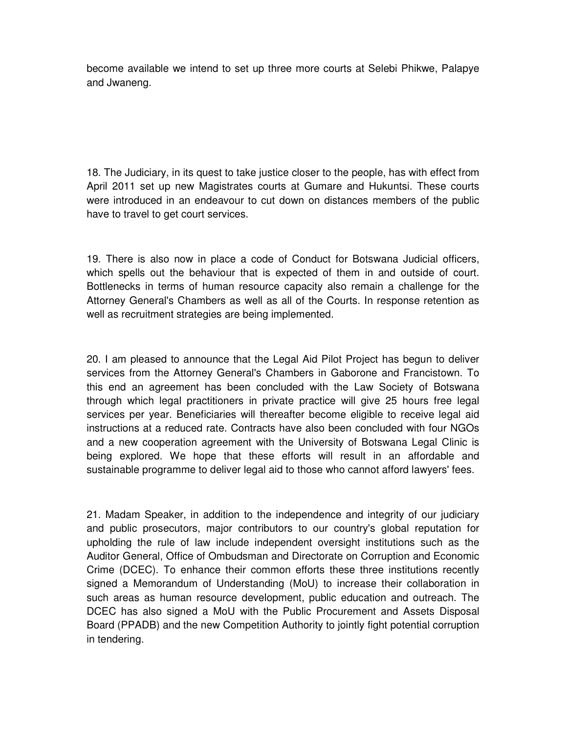become available we intend to set up three more courts at Selebi Phikwe, Palapye and Jwaneng.

18. The Judiciary, in its quest to take justice closer to the people, has with effect from April 2011 set up new Magistrates courts at Gumare and Hukuntsi. These courts were introduced in an endeavour to cut down on distances members of the public have to travel to get court services.

19. There is also now in place a code of Conduct for Botswana Judicial officers, which spells out the behaviour that is expected of them in and outside of court. Bottlenecks in terms of human resource capacity also remain a challenge for the Attorney General's Chambers as well as all of the Courts. In response retention as well as recruitment strategies are being implemented.

20. I am pleased to announce that the Legal Aid Pilot Project has begun to deliver services from the Attorney General's Chambers in Gaborone and Francistown. To this end an agreement has been concluded with the Law Society of Botswana through which legal practitioners in private practice will give 25 hours free legal services per year. Beneficiaries will thereafter become eligible to receive legal aid instructions at a reduced rate. Contracts have also been concluded with four NGOs and a new cooperation agreement with the University of Botswana Legal Clinic is being explored. We hope that these efforts will result in an affordable and sustainable programme to deliver legal aid to those who cannot afford lawyers' fees.

21. Madam Speaker, in addition to the independence and integrity of our judiciary and public prosecutors, major contributors to our country's global reputation for upholding the rule of law include independent oversight institutions such as the Auditor General, Office of Ombudsman and Directorate on Corruption and Economic Crime (DCEC). To enhance their common efforts these three institutions recently signed a Memorandum of Understanding (MoU) to increase their collaboration in such areas as human resource development, public education and outreach. The DCEC has also signed a MoU with the Public Procurement and Assets Disposal Board (PPADB) and the new Competition Authority to jointly fight potential corruption in tendering.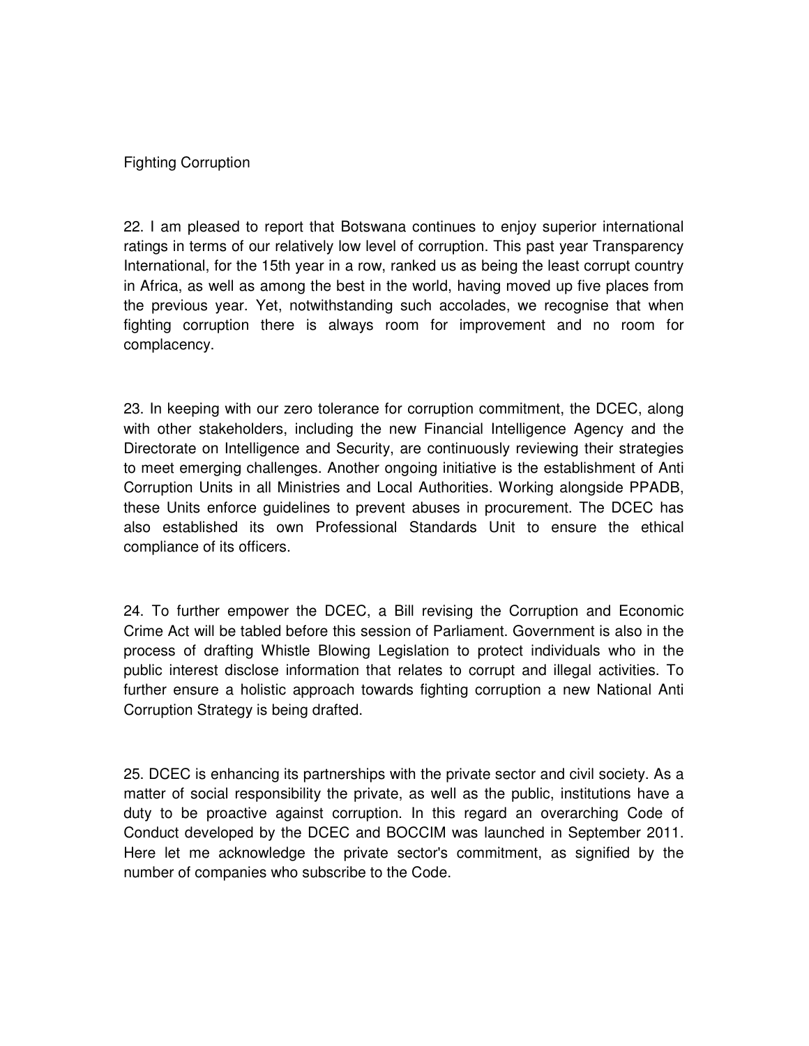## Fighting Corruption

22. I am pleased to report that Botswana continues to enjoy superior international ratings in terms of our relatively low level of corruption. This past year Transparency International, for the 15th year in a row, ranked us as being the least corrupt country in Africa, as well as among the best in the world, having moved up five places from the previous year. Yet, notwithstanding such accolades, we recognise that when fighting corruption there is always room for improvement and no room for complacency.

23. In keeping with our zero tolerance for corruption commitment, the DCEC, along with other stakeholders, including the new Financial Intelligence Agency and the Directorate on Intelligence and Security, are continuously reviewing their strategies to meet emerging challenges. Another ongoing initiative is the establishment of Anti Corruption Units in all Ministries and Local Authorities. Working alongside PPADB, these Units enforce guidelines to prevent abuses in procurement. The DCEC has also established its own Professional Standards Unit to ensure the ethical compliance of its officers.

24. To further empower the DCEC, a Bill revising the Corruption and Economic Crime Act will be tabled before this session of Parliament. Government is also in the process of drafting Whistle Blowing Legislation to protect individuals who in the public interest disclose information that relates to corrupt and illegal activities. To further ensure a holistic approach towards fighting corruption a new National Anti Corruption Strategy is being drafted.

25. DCEC is enhancing its partnerships with the private sector and civil society. As a matter of social responsibility the private, as well as the public, institutions have a duty to be proactive against corruption. In this regard an overarching Code of Conduct developed by the DCEC and BOCCIM was launched in September 2011. Here let me acknowledge the private sector's commitment, as signified by the number of companies who subscribe to the Code.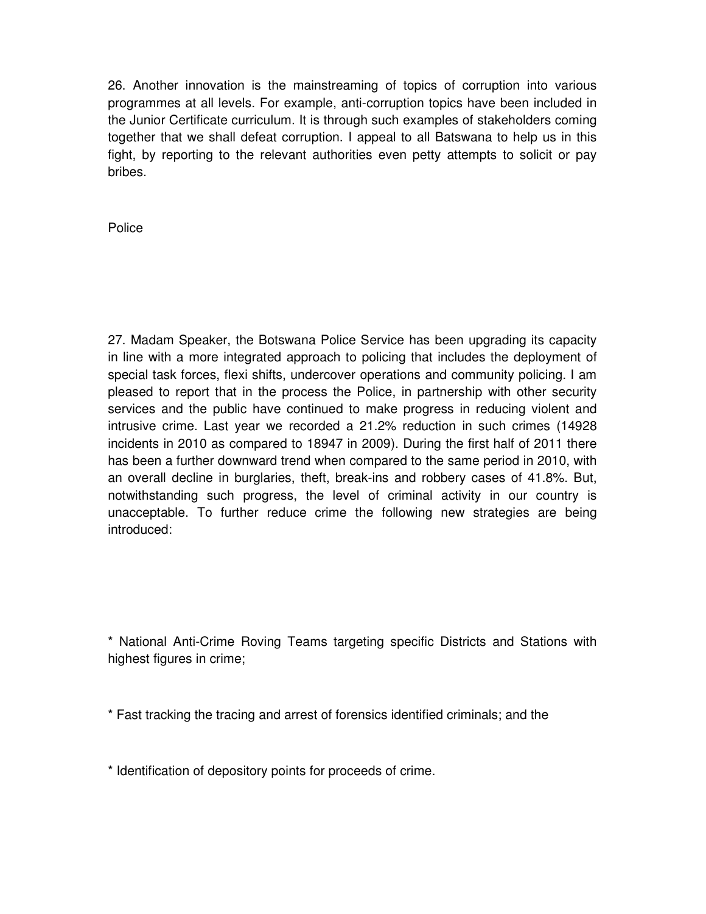26. Another innovation is the mainstreaming of topics of corruption into various programmes at all levels. For example, anti-corruption topics have been included in the Junior Certificate curriculum. It is through such examples of stakeholders coming together that we shall defeat corruption. I appeal to all Batswana to help us in this fight, by reporting to the relevant authorities even petty attempts to solicit or pay bribes.

## Police

27. Madam Speaker, the Botswana Police Service has been upgrading its capacity in line with a more integrated approach to policing that includes the deployment of special task forces, flexi shifts, undercover operations and community policing. I am pleased to report that in the process the Police, in partnership with other security services and the public have continued to make progress in reducing violent and intrusive crime. Last year we recorded a 21.2% reduction in such crimes (14928 incidents in 2010 as compared to 18947 in 2009). During the first half of 2011 there has been a further downward trend when compared to the same period in 2010, with an overall decline in burglaries, theft, break-ins and robbery cases of 41.8%. But, notwithstanding such progress, the level of criminal activity in our country is unacceptable. To further reduce crime the following new strategies are being introduced:

* National Anti-Crime Roving Teams targeting specific Districts and Stations with highest figures in crime;

* Fast tracking the tracing and arrest of forensics identified criminals; and the

* Identification of depository points for proceeds of crime.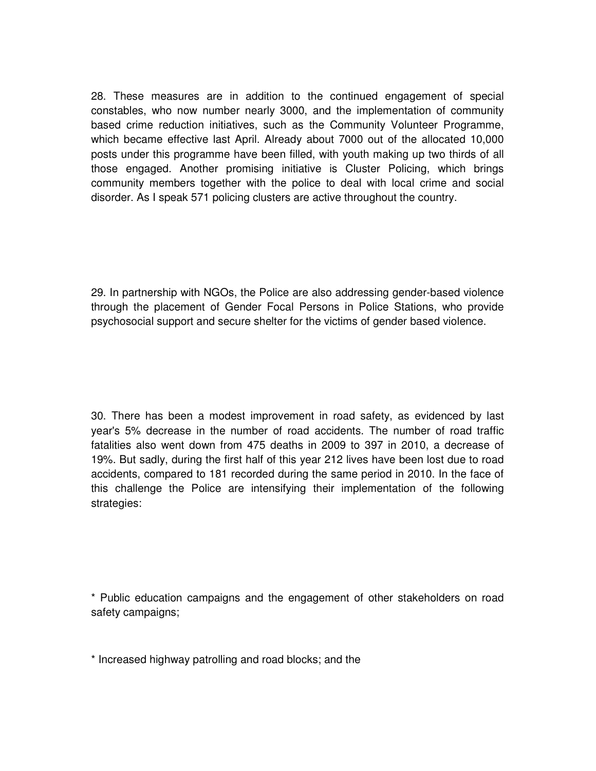28. These measures are in addition to the continued engagement of special constables, who now number nearly 3000, and the implementation of community based crime reduction initiatives, such as the Community Volunteer Programme, which became effective last April. Already about 7000 out of the allocated 10,000 posts under this programme have been filled, with youth making up two thirds of all those engaged. Another promising initiative is Cluster Policing, which brings community members together with the police to deal with local crime and social disorder. As I speak 571 policing clusters are active throughout the country.

29. In partnership with NGOs, the Police are also addressing gender-based violence through the placement of Gender Focal Persons in Police Stations, who provide psychosocial support and secure shelter for the victims of gender based violence.

30. There has been a modest improvement in road safety, as evidenced by last year's 5% decrease in the number of road accidents. The number of road traffic fatalities also went down from 475 deaths in 2009 to 397 in 2010, a decrease of 19%. But sadly, during the first half of this year 212 lives have been lost due to road accidents, compared to 181 recorded during the same period in 2010. In the face of this challenge the Police are intensifying their implementation of the following strategies:

* Public education campaigns and the engagement of other stakeholders on road safety campaigns;

* Increased highway patrolling and road blocks; and the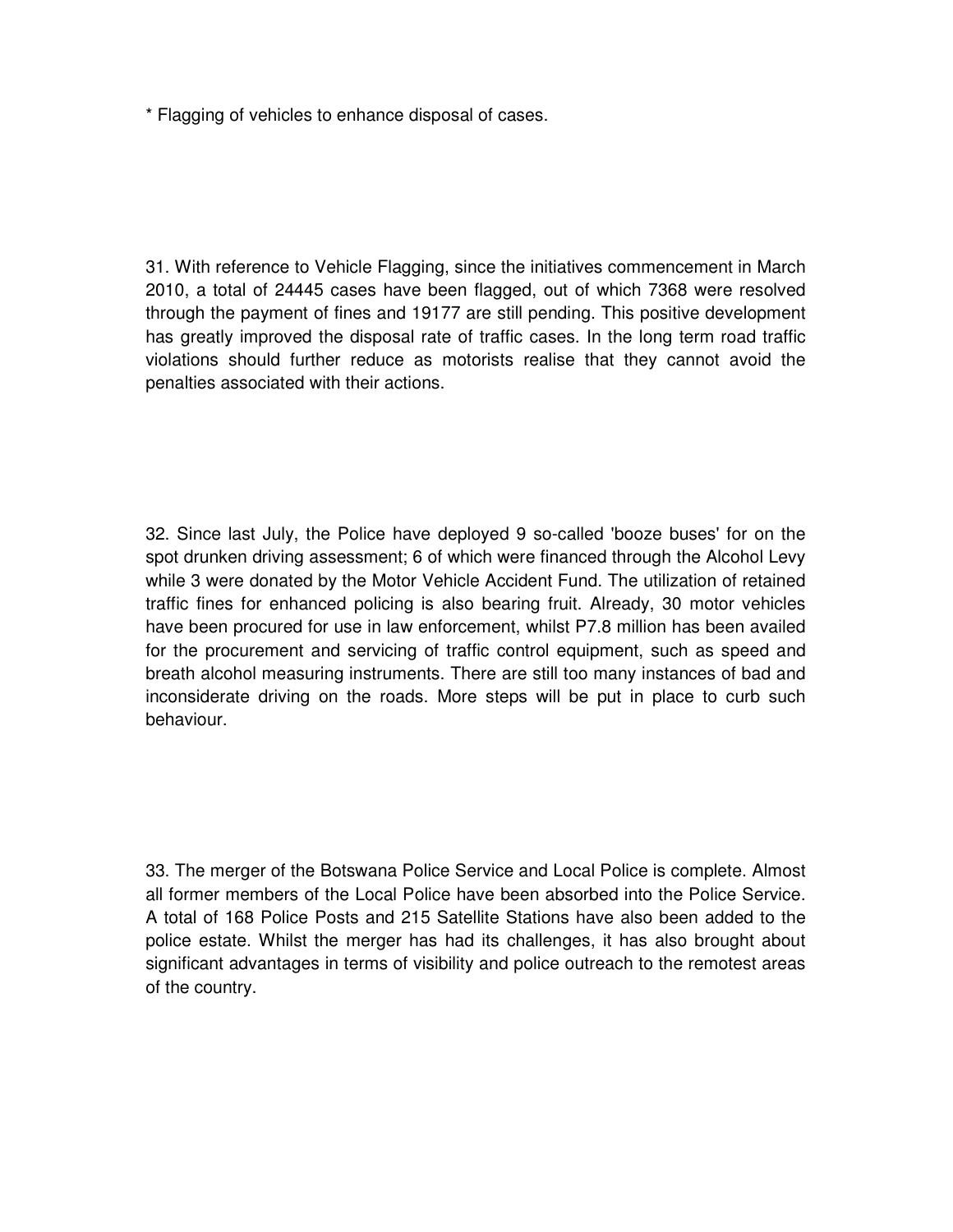* Flagging of vehicles to enhance disposal of cases.

31. With reference to Vehicle Flagging, since the initiatives commencement in March 2010, a total of 24445 cases have been flagged, out of which 7368 were resolved through the payment of fines and 19177 are still pending. This positive development has greatly improved the disposal rate of traffic cases. In the long term road traffic violations should further reduce as motorists realise that they cannot avoid the penalties associated with their actions.

32. Since last July, the Police have deployed 9 so-called 'booze buses' for on the spot drunken driving assessment; 6 of which were financed through the Alcohol Levy while 3 were donated by the Motor Vehicle Accident Fund. The utilization of retained traffic fines for enhanced policing is also bearing fruit. Already, 30 motor vehicles have been procured for use in law enforcement, whilst P7.8 million has been availed for the procurement and servicing of traffic control equipment, such as speed and breath alcohol measuring instruments. There are still too many instances of bad and inconsiderate driving on the roads. More steps will be put in place to curb such behaviour.

33. The merger of the Botswana Police Service and Local Police is complete. Almost all former members of the Local Police have been absorbed into the Police Service. A total of 168 Police Posts and 215 Satellite Stations have also been added to the police estate. Whilst the merger has had its challenges, it has also brought about significant advantages in terms of visibility and police outreach to the remotest areas of the country.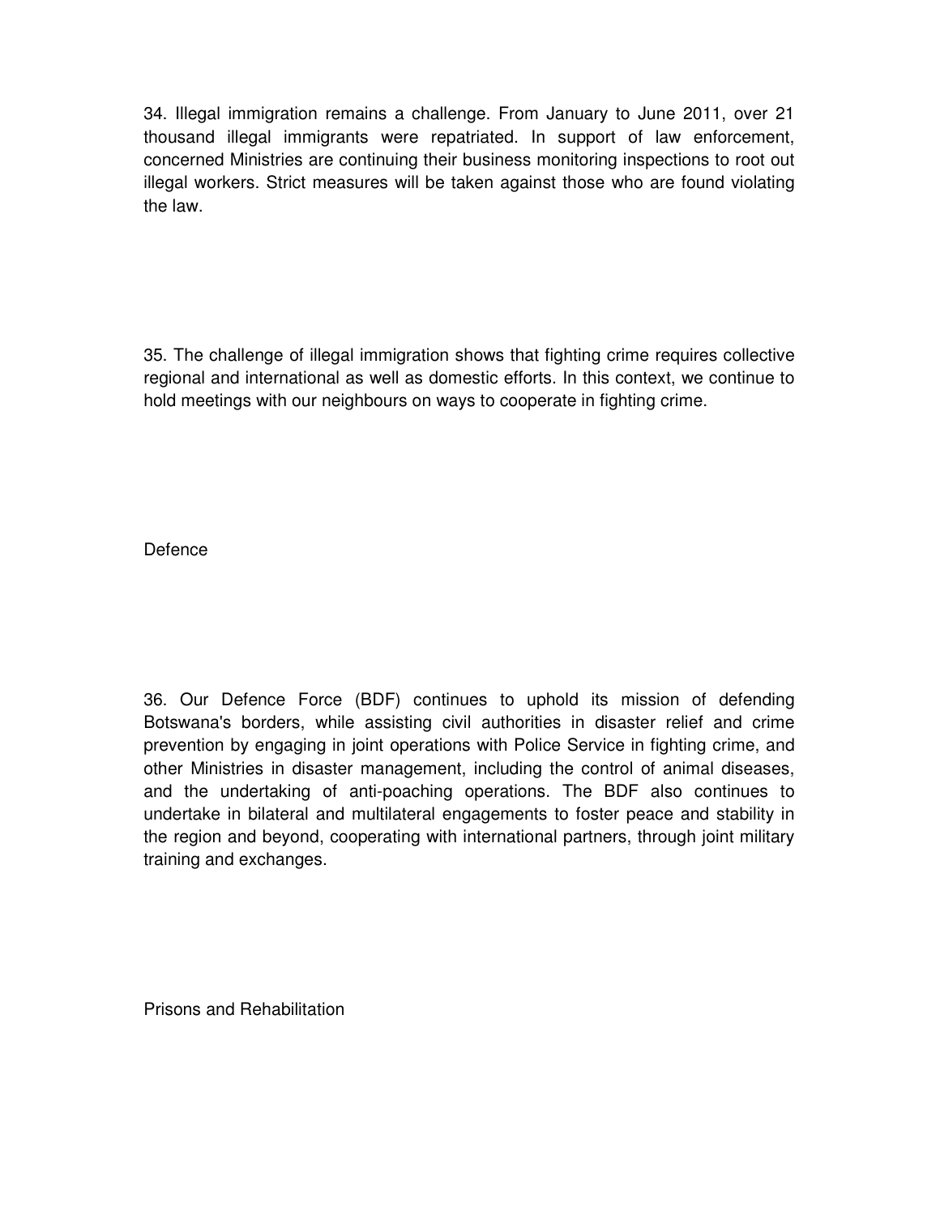34. Illegal immigration remains a challenge. From January to June 2011, over 21 thousand illegal immigrants were repatriated. In support of law enforcement, concerned Ministries are continuing their business monitoring inspections to root out illegal workers. Strict measures will be taken against those who are found violating the law.

35. The challenge of illegal immigration shows that fighting crime requires collective regional and international as well as domestic efforts. In this context, we continue to hold meetings with our neighbours on ways to cooperate in fighting crime.

## Defence

36. Our Defence Force (BDF) continues to uphold its mission of defending Botswana's borders, while assisting civil authorities in disaster relief and crime prevention by engaging in joint operations with Police Service in fighting crime, and other Ministries in disaster management, including the control of animal diseases, and the undertaking of anti-poaching operations. The BDF also continues to undertake in bilateral and multilateral engagements to foster peace and stability in the region and beyond, cooperating with international partners, through joint military training and exchanges.

## Prisons and Rehabilitation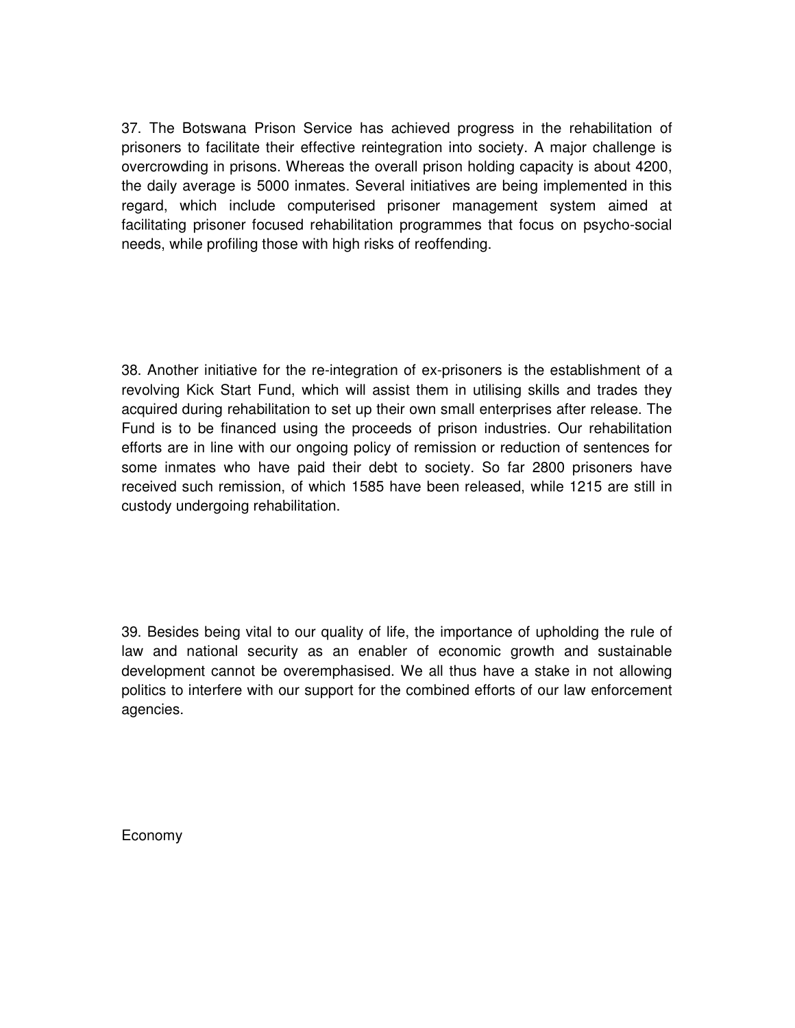37. The Botswana Prison Service has achieved progress in the rehabilitation of prisoners to facilitate their effective reintegration into society. A major challenge is overcrowding in prisons. Whereas the overall prison holding capacity is about 4200, the daily average is 5000 inmates. Several initiatives are being implemented in this regard, which include computerised prisoner management system aimed at facilitating prisoner focused rehabilitation programmes that focus on psycho-social needs, while profiling those with high risks of reoffending.

38. Another initiative for the re-integration of ex-prisoners is the establishment of a revolving Kick Start Fund, which will assist them in utilising skills and trades they acquired during rehabilitation to set up their own small enterprises after release. The Fund is to be financed using the proceeds of prison industries. Our rehabilitation efforts are in line with our ongoing policy of remission or reduction of sentences for some inmates who have paid their debt to society. So far 2800 prisoners have received such remission, of which 1585 have been released, while 1215 are still in custody undergoing rehabilitation.

39. Besides being vital to our quality of life, the importance of upholding the rule of law and national security as an enabler of economic growth and sustainable development cannot be overemphasised. We all thus have a stake in not allowing politics to interfere with our support for the combined efforts of our law enforcement agencies.

## Economy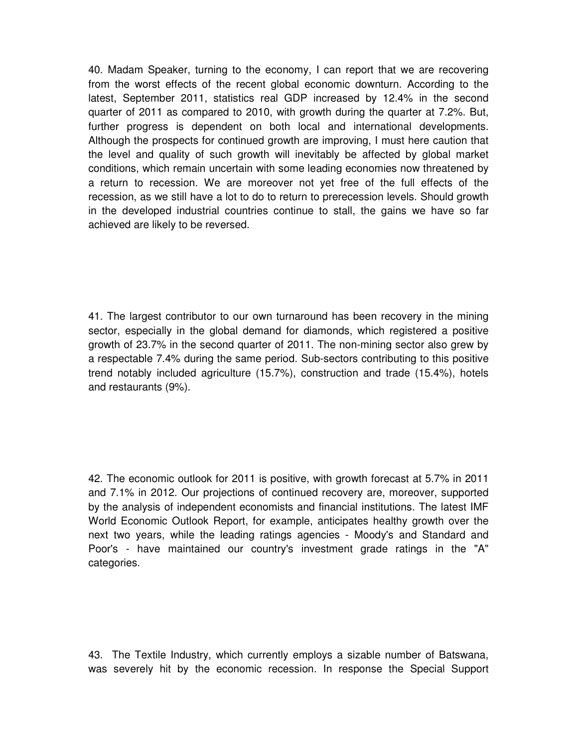40. Madam Speaker, turning to the economy, I can report that we are recovering from the worst effects of the recent global economic downturn. According to the latest, September 2011, statistics real GDP increased by 12.4% in the second quarter of 2011 as compared to 2010, with growth during the quarter at 7.2%. But, further progress is dependent on both local and international developments. Although the prospects for continued growth are improving, I must here caution that the level and quality of such growth will inevitably be affected by global market conditions, which remain uncertain with some leading economies now threatened by a return to recession. We are moreover not yet free of the full effects of the recession, as we still have a lot to do to return to prerecession levels. Should growth in the developed industrial countries continue to stall, the gains we have so far achieved are likely to be reversed.

41. The largest contributor to our own turnaround has been recovery in the mining sector, especially in the global demand for diamonds, which registered a positive growth of 23.7% in the second quarter of 2011. The non-mining sector also grew by a respectable 7.4% during the same period. Sub-sectors contributing to this positive trend notably included agriculture (15.7%), construction and trade (15.4%), hotels and restaurants (9%).

42. The economic outlook for 2011 is positive, with growth forecast at 5.7% in 2011 and 7.1% in 2012. Our projections of continued recovery are, moreover, supported by the analysis of independent economists and financial institutions. The latest IMF World Economic Outlook Report, for example, anticipates healthy growth over the next two years, while the leading ratings agencies - Moody's and Standard and Poor's - have maintained our country's investment grade ratings in the "A" categories.

43. The Textile Industry, which currently employs a sizable number of Batswana, was severely hit by the economic recession. In response the Special Support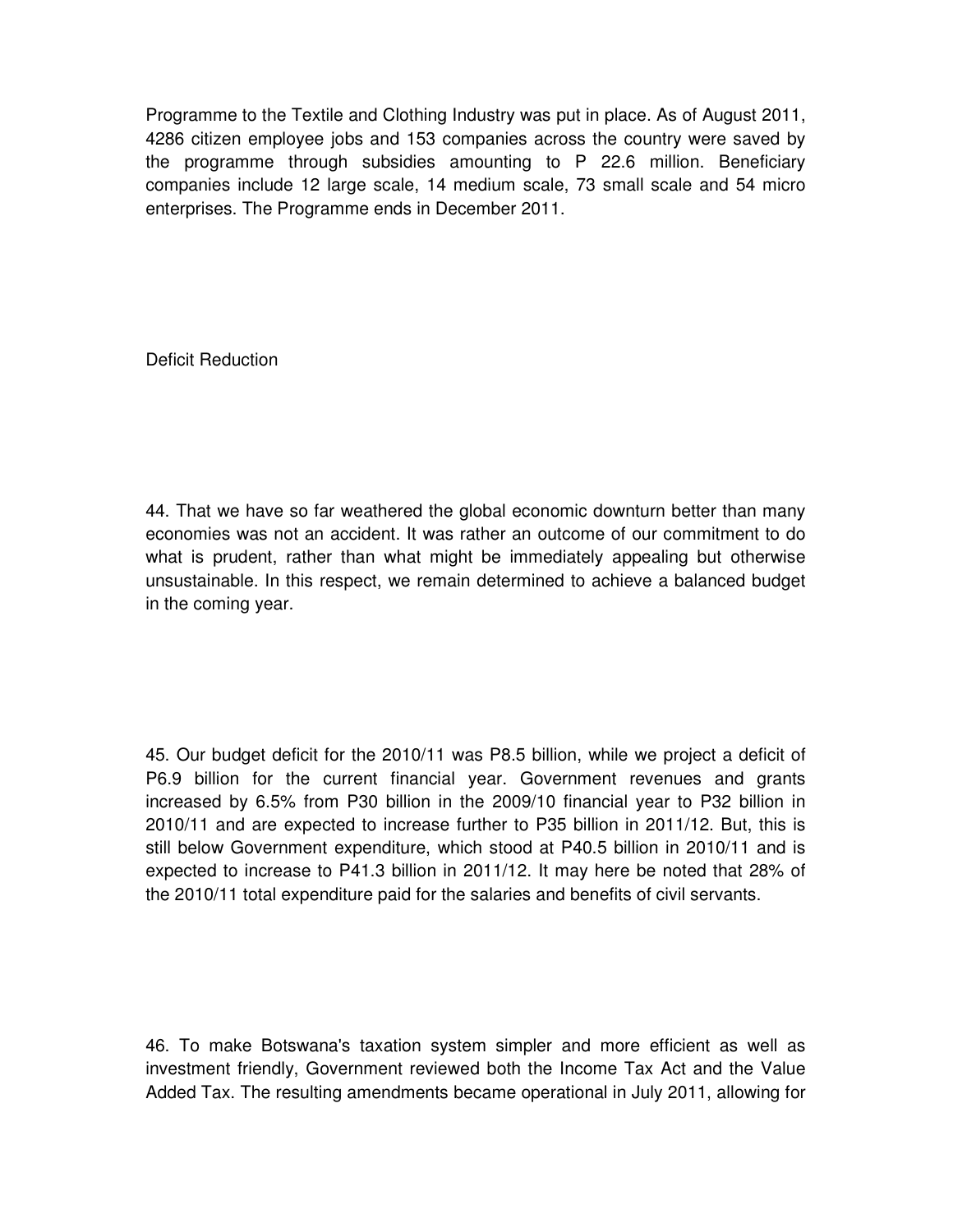Programme to the Textile and Clothing Industry was put in place. As of August 2011, 4286 citizen employee jobs and 153 companies across the country were saved by the programme through subsidies amounting to P 22.6 million. Beneficiary companies include 12 large scale, 14 medium scale, 73 small scale and 54 micro enterprises. The Programme ends in December 2011.

## Deficit Reduction

44. That we have so far weathered the global economic downturn better than many economies was not an accident. It was rather an outcome of our commitment to do what is prudent, rather than what might be immediately appealing but otherwise unsustainable. In this respect, we remain determined to achieve a balanced budget in the coming year.

45. Our budget deficit for the 2010/11 was P8.5 billion, while we project a deficit of P6.9 billion for the current financial year. Government revenues and grants increased by 6.5% from P30 billion in the 2009/10 financial year to P32 billion in 2010/11 and are expected to increase further to P35 billion in 2011/12. But, this is still below Government expenditure, which stood at P40.5 billion in 2010/11 and is expected to increase to P41.3 billion in 2011/12. It may here be noted that 28% of the 2010/11 total expenditure paid for the salaries and benefits of civil servants.

46. To make Botswana's taxation system simpler and more efficient as well as investment friendly, Government reviewed both the Income Tax Act and the Value Added Tax. The resulting amendments became operational in July 2011, allowing for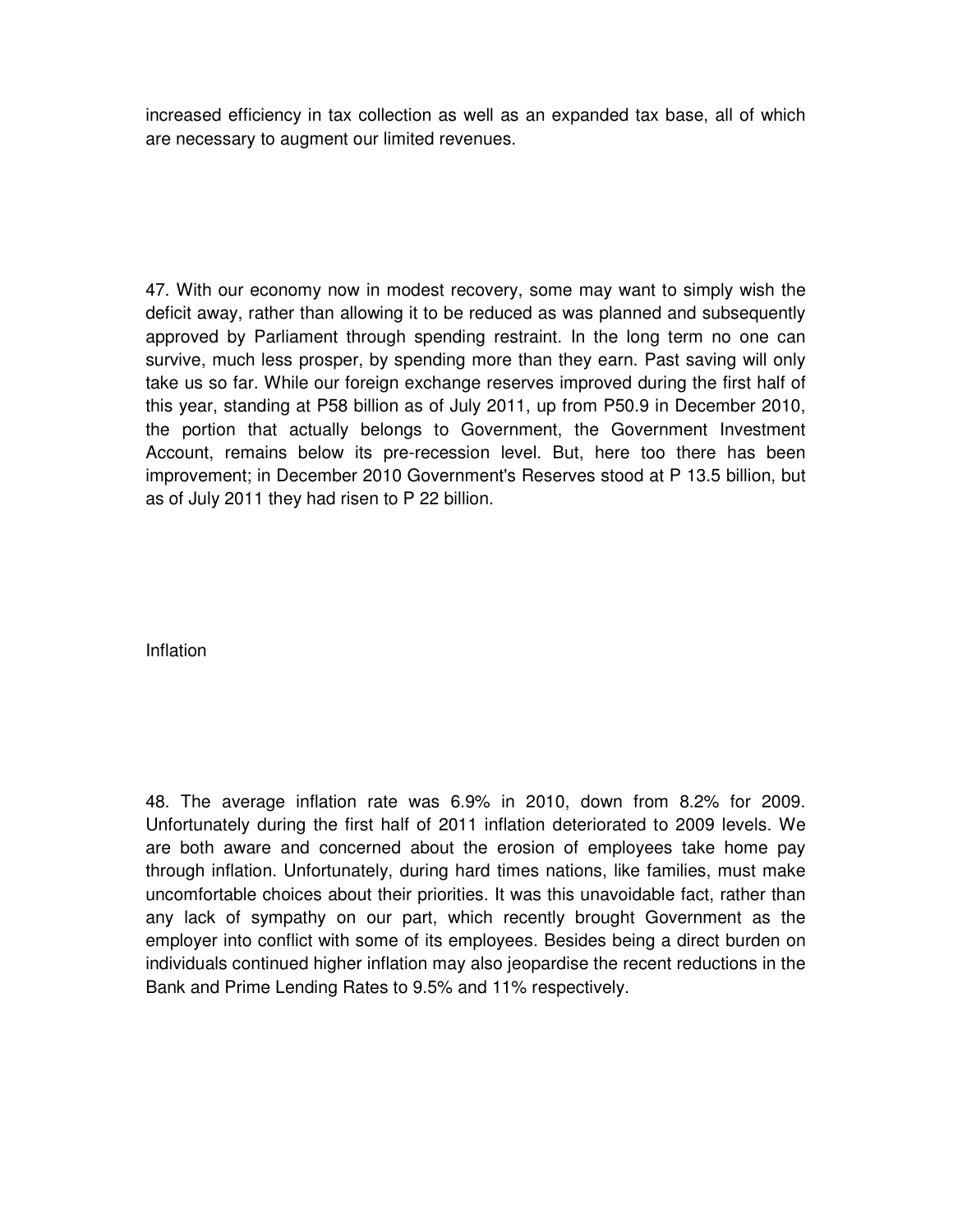increased efficiency in tax collection as well as an expanded tax base, all of which are necessary to augment our limited revenues.

47. With our economy now in modest recovery, some may want to simply wish the deficit away, rather than allowing it to be reduced as was planned and subsequently approved by Parliament through spending restraint. In the long term no one can survive, much less prosper, by spending more than they earn. Past saving will only take us so far. While our foreign exchange reserves improved during the first half of this year, standing at P58 billion as of July 2011, up from P50.9 in December 2010, the portion that actually belongs to Government, the Government Investment Account, remains below its pre-recession level. But, here too there has been improvement; in December 2010 Government's Reserves stood at P 13.5 billion, but as of July 2011 they had risen to P 22 billion.

## Inflation

48. The average inflation rate was 6.9% in 2010, down from 8.2% for 2009. Unfortunately during the first half of 2011 inflation deteriorated to 2009 levels. We are both aware and concerned about the erosion of employees take home pay through inflation. Unfortunately, during hard times nations, like families, must make uncomfortable choices about their priorities. It was this unavoidable fact, rather than any lack of sympathy on our part, which recently brought Government as the employer into conflict with some of its employees. Besides being a direct burden on individuals continued higher inflation may also jeopardise the recent reductions in the Bank and Prime Lending Rates to 9.5% and 11% respectively.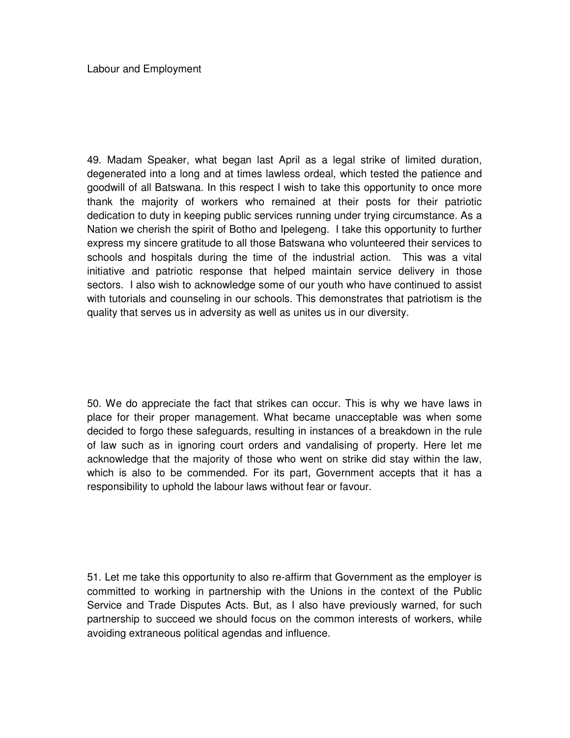## Labour and Employment

49. Madam Speaker, what began last April as a legal strike of limited duration, degenerated into a long and at times lawless ordeal, which tested the patience and goodwill of all Batswana. In this respect I wish to take this opportunity to once more thank the majority of workers who remained at their posts for their patriotic dedication to duty in keeping public services running under trying circumstance. As a Nation we cherish the spirit of Botho and Ipelegeng. I take this opportunity to further express my sincere gratitude to all those Batswana who volunteered their services to schools and hospitals during the time of the industrial action. This was a vital initiative and patriotic response that helped maintain service delivery in those sectors. I also wish to acknowledge some of our youth who have continued to assist with tutorials and counseling in our schools. This demonstrates that patriotism is the quality that serves us in adversity as well as unites us in our diversity.

50. We do appreciate the fact that strikes can occur. This is why we have laws in place for their proper management. What became unacceptable was when some decided to forgo these safeguards, resulting in instances of a breakdown in the rule of law such as in ignoring court orders and vandalising of property. Here let me acknowledge that the majority of those who went on strike did stay within the law, which is also to be commended. For its part, Government accepts that it has a responsibility to uphold the labour laws without fear or favour.

51. Let me take this opportunity to also re-affirm that Government as the employer is committed to working in partnership with the Unions in the context of the Public Service and Trade Disputes Acts. But, as I also have previously warned, for such partnership to succeed we should focus on the common interests of workers, while avoiding extraneous political agendas and influence.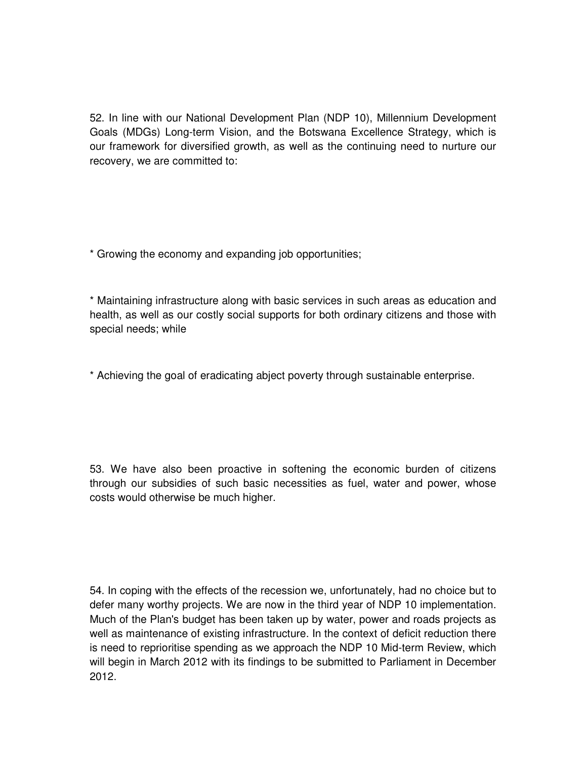52. In line with our National Development Plan (NDP 10), Millennium Development Goals (MDGs) Long-term Vision, and the Botswana Excellence Strategy, which is our framework for diversified growth, as well as the continuing need to nurture our recovery, we are committed to:

* Growing the economy and expanding job opportunities;

* Maintaining infrastructure along with basic services in such areas as education and health, as well as our costly social supports for both ordinary citizens and those with special needs; while

* Achieving the goal of eradicating abject poverty through sustainable enterprise.

53. We have also been proactive in softening the economic burden of citizens through our subsidies of such basic necessities as fuel, water and power, whose costs would otherwise be much higher.

54. In coping with the effects of the recession we, unfortunately, had no choice but to defer many worthy projects. We are now in the third year of NDP 10 implementation. Much of the Plan's budget has been taken up by water, power and roads projects as well as maintenance of existing infrastructure. In the context of deficit reduction there is need to reprioritise spending as we approach the NDP 10 Mid-term Review, which will begin in March 2012 with its findings to be submitted to Parliament in December 2012.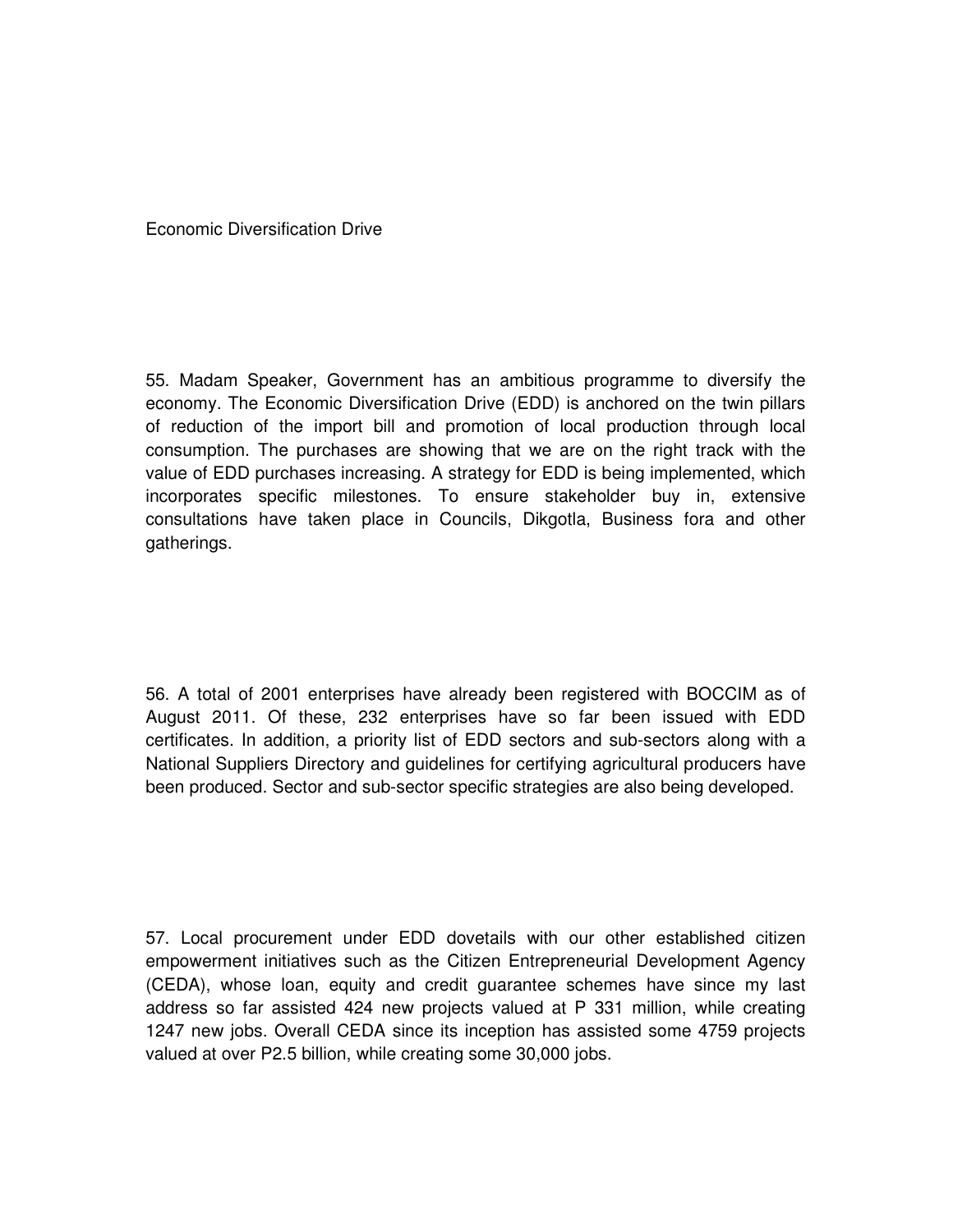## Economic Diversification Drive

55. Madam Speaker, Government has an ambitious programme to diversify the economy. The Economic Diversification Drive (EDD) is anchored on the twin pillars of reduction of the import bill and promotion of local production through local consumption. The purchases are showing that we are on the right track with the value of EDD purchases increasing. A strategy for EDD is being implemented, which incorporates specific milestones. To ensure stakeholder buy in, extensive consultations have taken place in Councils, Dikgotla, Business fora and other gatherings.

56. A total of 2001 enterprises have already been registered with BOCCIM as of August 2011. Of these, 232 enterprises have so far been issued with EDD certificates. In addition, a priority list of EDD sectors and sub-sectors along with a National Suppliers Directory and guidelines for certifying agricultural producers have been produced. Sector and sub-sector specific strategies are also being developed.

57. Local procurement under EDD dovetails with our other established citizen empowerment initiatives such as the Citizen Entrepreneurial Development Agency (CEDA), whose loan, equity and credit guarantee schemes have since my last address so far assisted 424 new projects valued at P 331 million, while creating 1247 new jobs. Overall CEDA since its inception has assisted some 4759 projects valued at over P2.5 billion, while creating some 30,000 jobs.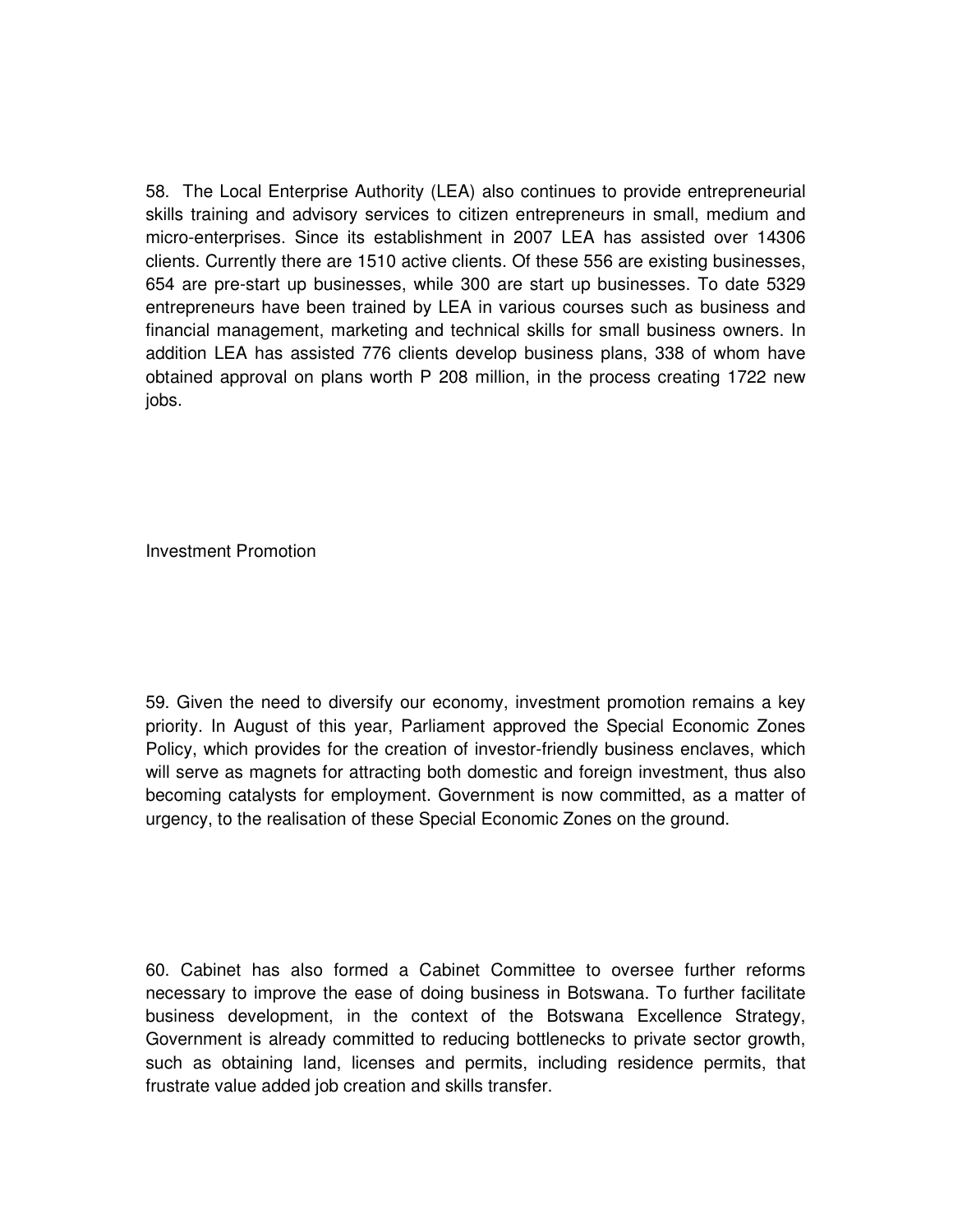58. The Local Enterprise Authority (LEA) also continues to provide entrepreneurial skills training and advisory services to citizen entrepreneurs in small, medium and micro-enterprises. Since its establishment in 2007 LEA has assisted over 14306 clients. Currently there are 1510 active clients. Of these 556 are existing businesses, 654 are pre-start up businesses, while 300 are start up businesses. To date 5329 entrepreneurs have been trained by LEA in various courses such as business and financial management, marketing and technical skills for small business owners. In addition LEA has assisted 776 clients develop business plans, 338 of whom have obtained approval on plans worth P 208 million, in the process creating 1722 new jobs.

## Investment Promotion

59. Given the need to diversify our economy, investment promotion remains a key priority. In August of this year, Parliament approved the Special Economic Zones Policy, which provides for the creation of investor-friendly business enclaves, which will serve as magnets for attracting both domestic and foreign investment, thus also becoming catalysts for employment. Government is now committed, as a matter of urgency, to the realisation of these Special Economic Zones on the ground.

60. Cabinet has also formed a Cabinet Committee to oversee further reforms necessary to improve the ease of doing business in Botswana. To further facilitate business development, in the context of the Botswana Excellence Strategy, Government is already committed to reducing bottlenecks to private sector growth, such as obtaining land, licenses and permits, including residence permits, that frustrate value added job creation and skills transfer.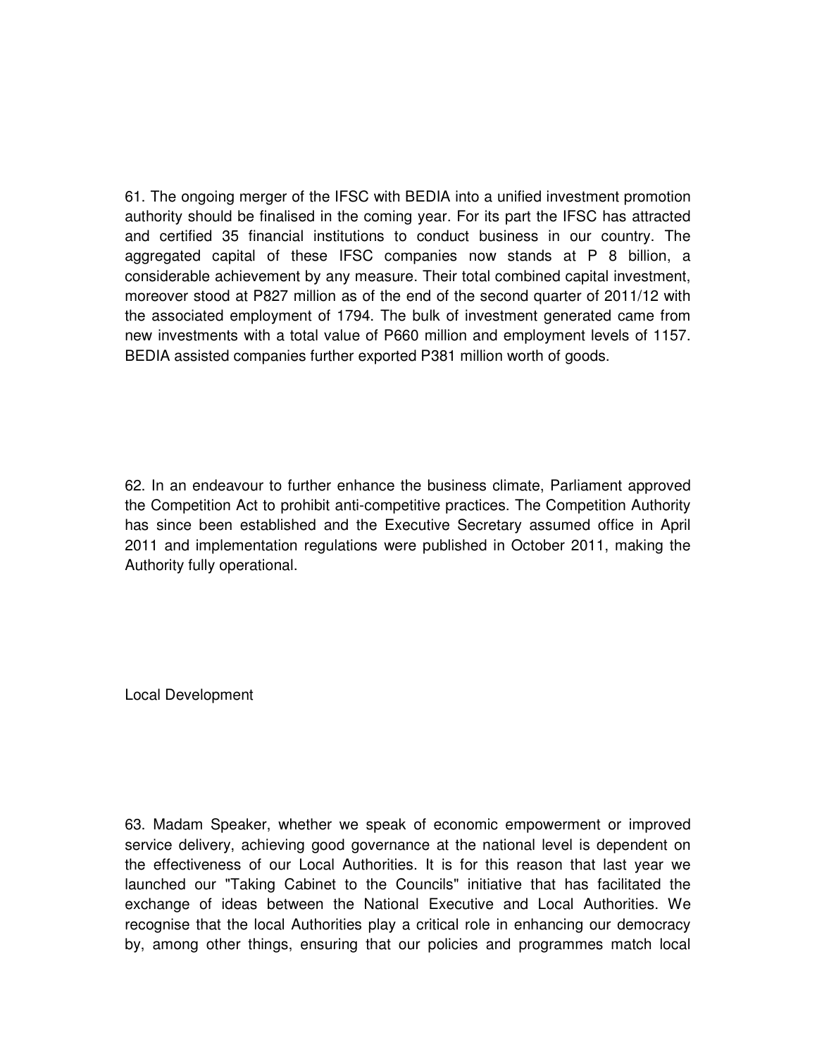61. The ongoing merger of the IFSC with BEDIA into a unified investment promotion authority should be finalised in the coming year. For its part the IFSC has attracted and certified 35 financial institutions to conduct business in our country. The aggregated capital of these IFSC companies now stands at P 8 billion, a considerable achievement by any measure. Their total combined capital investment, moreover stood at P827 million as of the end of the second quarter of 2011/12 with the associated employment of 1794. The bulk of investment generated came from new investments with a total value of P660 million and employment levels of 1157. BEDIA assisted companies further exported P381 million worth of goods.

62. In an endeavour to further enhance the business climate, Parliament approved the Competition Act to prohibit anti-competitive practices. The Competition Authority has since been established and the Executive Secretary assumed office in April 2011 and implementation regulations were published in October 2011, making the Authority fully operational.

## Local Development

63. Madam Speaker, whether we speak of economic empowerment or improved service delivery, achieving good governance at the national level is dependent on the effectiveness of our Local Authorities. It is for this reason that last year we launched our "Taking Cabinet to the Councils" initiative that has facilitated the exchange of ideas between the National Executive and Local Authorities. We recognise that the local Authorities play a critical role in enhancing our democracy by, among other things, ensuring that our policies and programmes match local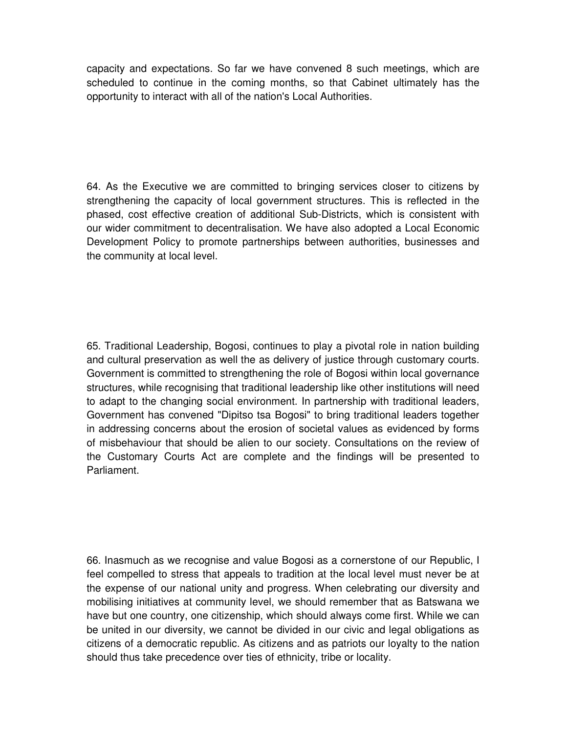capacity and expectations. So far we have convened 8 such meetings, which are scheduled to continue in the coming months, so that Cabinet ultimately has the opportunity to interact with all of the nation's Local Authorities.

64. As the Executive we are committed to bringing services closer to citizens by strengthening the capacity of local government structures. This is reflected in the phased, cost effective creation of additional Sub-Districts, which is consistent with our wider commitment to decentralisation. We have also adopted a Local Economic Development Policy to promote partnerships between authorities, businesses and the community at local level.

65. Traditional Leadership, Bogosi, continues to play a pivotal role in nation building and cultural preservation as well the as delivery of justice through customary courts. Government is committed to strengthening the role of Bogosi within local governance structures, while recognising that traditional leadership like other institutions will need to adapt to the changing social environment. In partnership with traditional leaders, Government has convened "Dipitso tsa Bogosi" to bring traditional leaders together in addressing concerns about the erosion of societal values as evidenced by forms of misbehaviour that should be alien to our society. Consultations on the review of the Customary Courts Act are complete and the findings will be presented to Parliament.

66. Inasmuch as we recognise and value Bogosi as a cornerstone of our Republic, I feel compelled to stress that appeals to tradition at the local level must never be at the expense of our national unity and progress. When celebrating our diversity and mobilising initiatives at community level, we should remember that as Batswana we have but one country, one citizenship, which should always come first. While we can be united in our diversity, we cannot be divided in our civic and legal obligations as citizens of a democratic republic. As citizens and as patriots our loyalty to the nation should thus take precedence over ties of ethnicity, tribe or locality.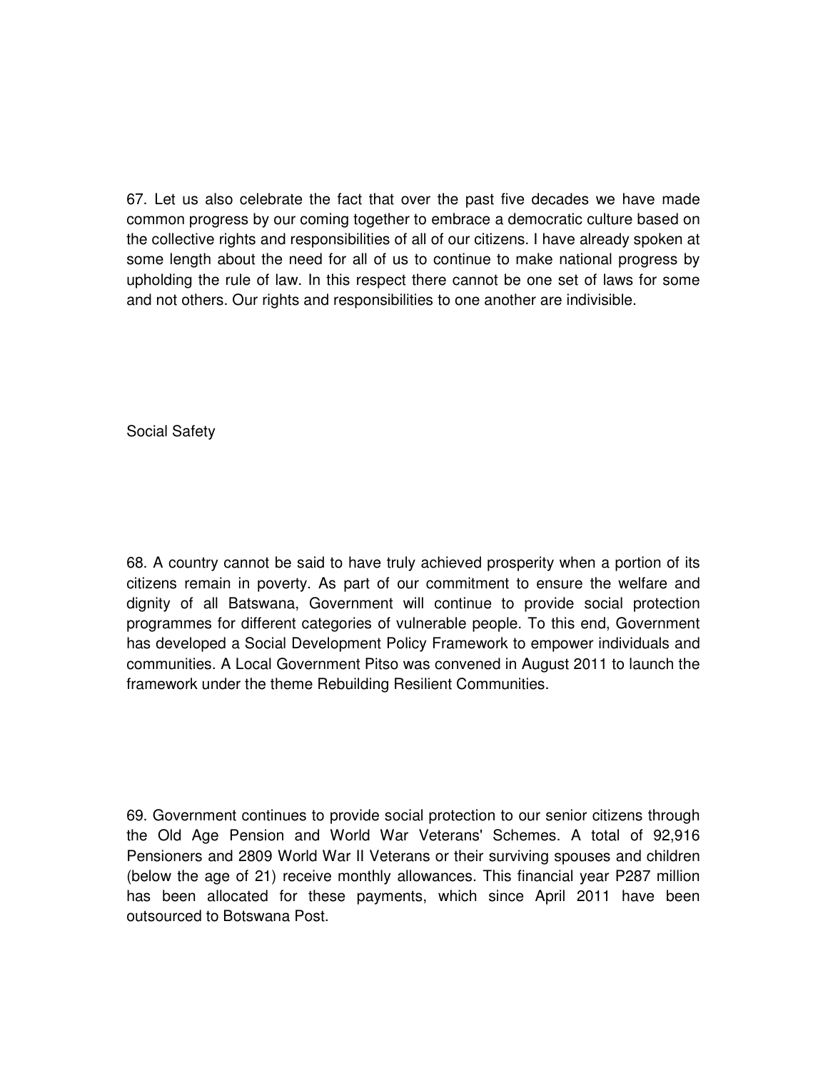67. Let us also celebrate the fact that over the past five decades we have made common progress by our coming together to embrace a democratic culture based on the collective rights and responsibilities of all of our citizens. I have already spoken at some length about the need for all of us to continue to make national progress by upholding the rule of law. In this respect there cannot be one set of laws for some and not others. Our rights and responsibilities to one another are indivisible.

## Social Safety

68. A country cannot be said to have truly achieved prosperity when a portion of its citizens remain in poverty. As part of our commitment to ensure the welfare and dignity of all Batswana, Government will continue to provide social protection programmes for different categories of vulnerable people. To this end, Government has developed a Social Development Policy Framework to empower individuals and communities. A Local Government Pitso was convened in August 2011 to launch the framework under the theme Rebuilding Resilient Communities.

69. Government continues to provide social protection to our senior citizens through the Old Age Pension and World War Veterans' Schemes. A total of 92,916 Pensioners and 2809 World War II Veterans or their surviving spouses and children (below the age of 21) receive monthly allowances. This financial year P287 million has been allocated for these payments, which since April 2011 have been outsourced to Botswana Post.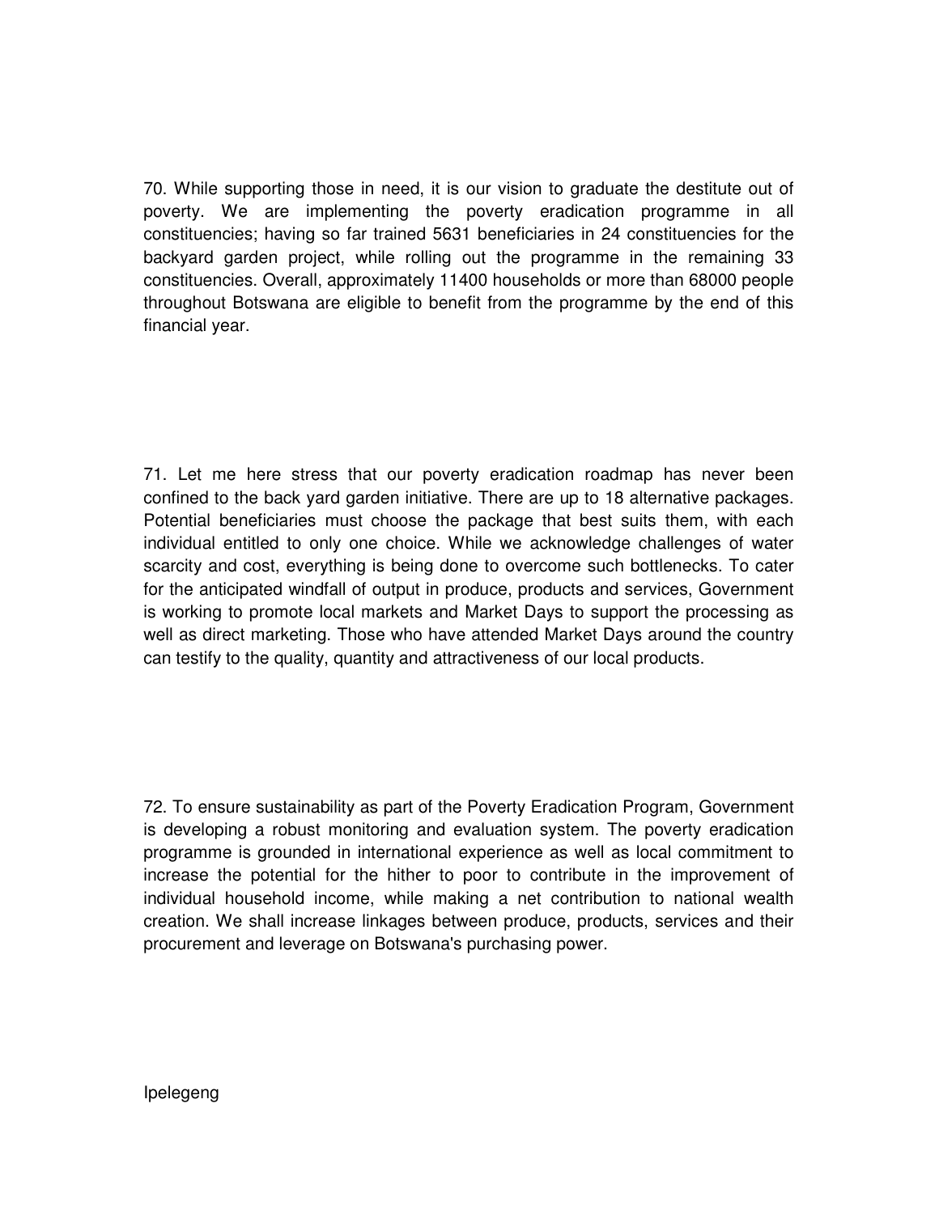70. While supporting those in need, it is our vision to graduate the destitute out of poverty. We are implementing the poverty eradication programme in all constituencies; having so far trained 5631 beneficiaries in 24 constituencies for the backyard garden project, while rolling out the programme in the remaining 33 constituencies. Overall, approximately 11400 households or more than 68000 people throughout Botswana are eligible to benefit from the programme by the end of this financial year.

71. Let me here stress that our poverty eradication roadmap has never been confined to the back yard garden initiative. There are up to 18 alternative packages. Potential beneficiaries must choose the package that best suits them, with each individual entitled to only one choice. While we acknowledge challenges of water scarcity and cost, everything is being done to overcome such bottlenecks. To cater for the anticipated windfall of output in produce, products and services, Government is working to promote local markets and Market Days to support the processing as well as direct marketing. Those who have attended Market Days around the country can testify to the quality, quantity and attractiveness of our local products.

72. To ensure sustainability as part of the Poverty Eradication Program, Government is developing a robust monitoring and evaluation system. The poverty eradication programme is grounded in international experience as well as local commitment to increase the potential for the hither to poor to contribute in the improvement of individual household income, while making a net contribution to national wealth creation. We shall increase linkages between produce, products, services and their procurement and leverage on Botswana's purchasing power.

Ipelegeng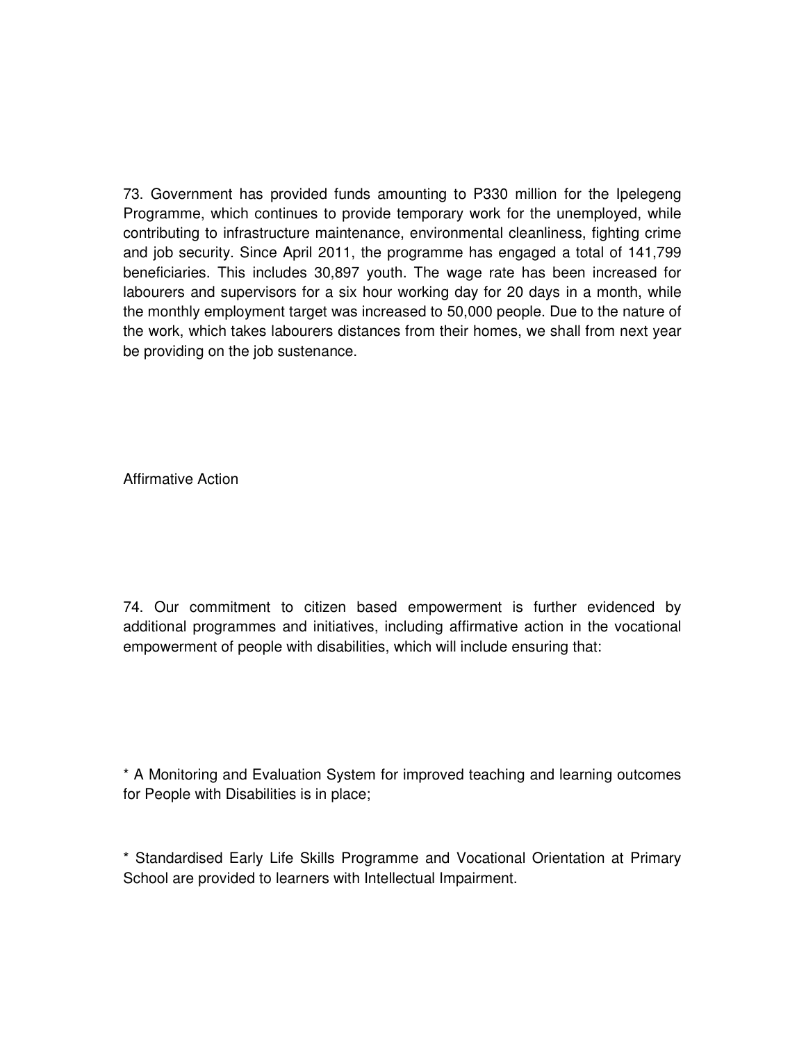73. Government has provided funds amounting to P330 million for the Ipelegeng Programme, which continues to provide temporary work for the unemployed, while contributing to infrastructure maintenance, environmental cleanliness, fighting crime and job security. Since April 2011, the programme has engaged a total of 141,799 beneficiaries. This includes 30,897 youth. The wage rate has been increased for labourers and supervisors for a six hour working day for 20 days in a month, while the monthly employment target was increased to 50,000 people. Due to the nature of the work, which takes labourers distances from their homes, we shall from next year be providing on the job sustenance.

## Affirmative Action

74. Our commitment to citizen based empowerment is further evidenced by additional programmes and initiatives, including affirmative action in the vocational empowerment of people with disabilities, which will include ensuring that:

* A Monitoring and Evaluation System for improved teaching and learning outcomes for People with Disabilities is in place;

* Standardised Early Life Skills Programme and Vocational Orientation at Primary School are provided to learners with Intellectual Impairment.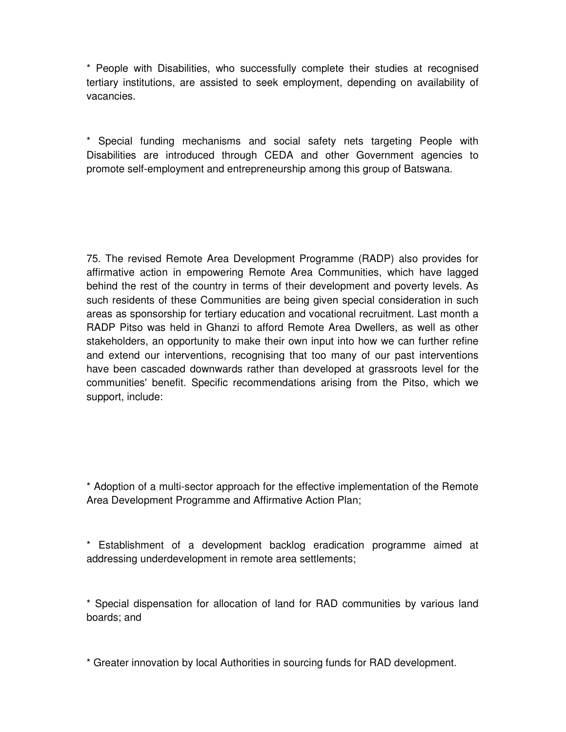* People with Disabilities, who successfully complete their studies at recognised tertiary institutions, are assisted to seek employment, depending on availability of vacancies.

* Special funding mechanisms and social safety nets targeting People with Disabilities are introduced through CEDA and other Government agencies to promote self-employment and entrepreneurship among this group of Batswana.

75. The revised Remote Area Development Programme (RADP) also provides for affirmative action in empowering Remote Area Communities, which have lagged behind the rest of the country in terms of their development and poverty levels. As such residents of these Communities are being given special consideration in such areas as sponsorship for tertiary education and vocational recruitment. Last month a RADP Pitso was held in Ghanzi to afford Remote Area Dwellers, as well as other stakeholders, an opportunity to make their own input into how we can further refine and extend our interventions, recognising that too many of our past interventions have been cascaded downwards rather than developed at grassroots level for the communities' benefit. Specific recommendations arising from the Pitso, which we support, include:

* Adoption of a multi-sector approach for the effective implementation of the Remote Area Development Programme and Affirmative Action Plan;

* Establishment of a development backlog eradication programme aimed at addressing underdevelopment in remote area settlements;

* Special dispensation for allocation of land for RAD communities by various land boards; and

* Greater innovation by local Authorities in sourcing funds for RAD development.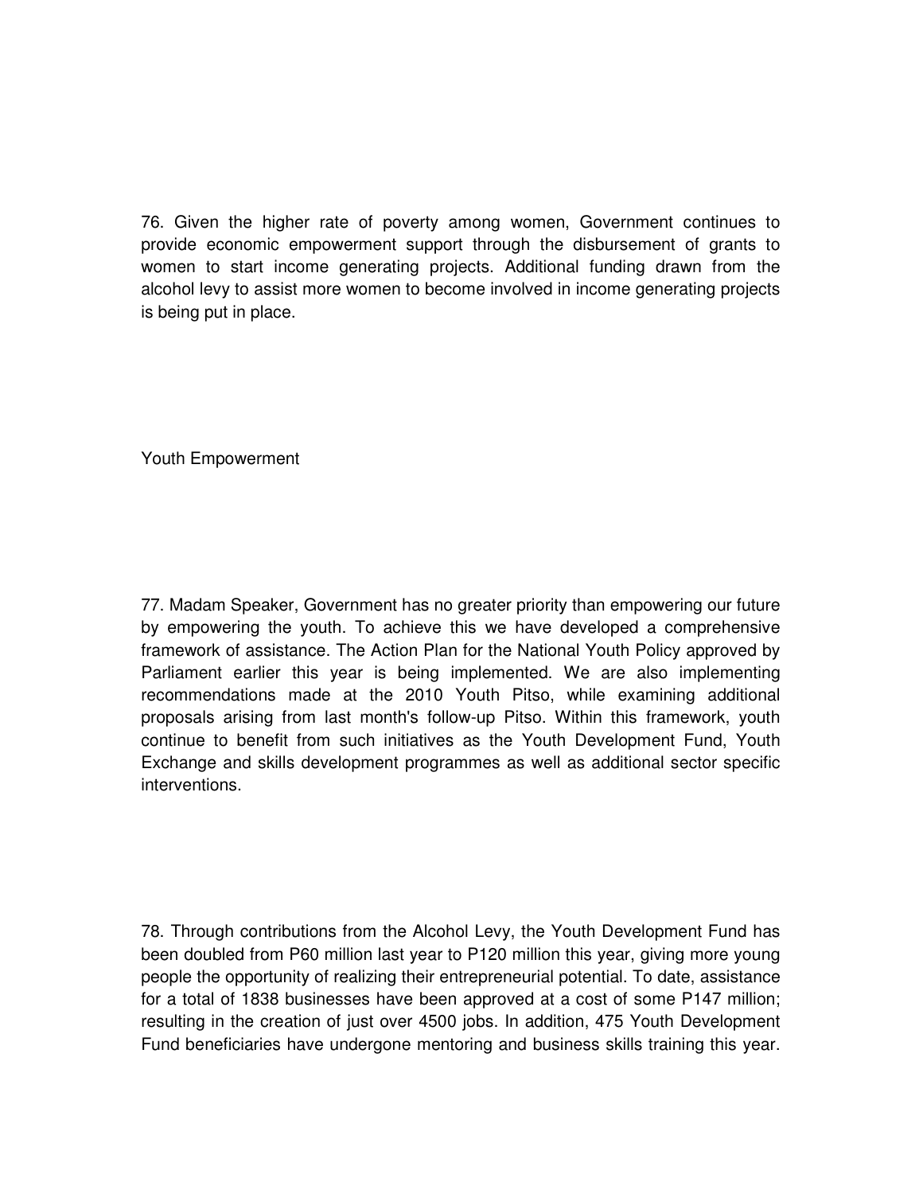76. Given the higher rate of poverty among women, Government continues to provide economic empowerment support through the disbursement of grants to women to start income generating projects. Additional funding drawn from the alcohol levy to assist more women to become involved in income generating projects is being put in place.

## Youth Empowerment

77. Madam Speaker, Government has no greater priority than empowering our future by empowering the youth. To achieve this we have developed a comprehensive framework of assistance. The Action Plan for the National Youth Policy approved by Parliament earlier this year is being implemented. We are also implementing recommendations made at the 2010 Youth Pitso, while examining additional proposals arising from last month's follow-up Pitso. Within this framework, youth continue to benefit from such initiatives as the Youth Development Fund, Youth Exchange and skills development programmes as well as additional sector specific interventions.

78. Through contributions from the Alcohol Levy, the Youth Development Fund has been doubled from P60 million last year to P120 million this year, giving more young people the opportunity of realizing their entrepreneurial potential. To date, assistance for a total of 1838 businesses have been approved at a cost of some P147 million; resulting in the creation of just over 4500 jobs. In addition, 475 Youth Development Fund beneficiaries have undergone mentoring and business skills training this year.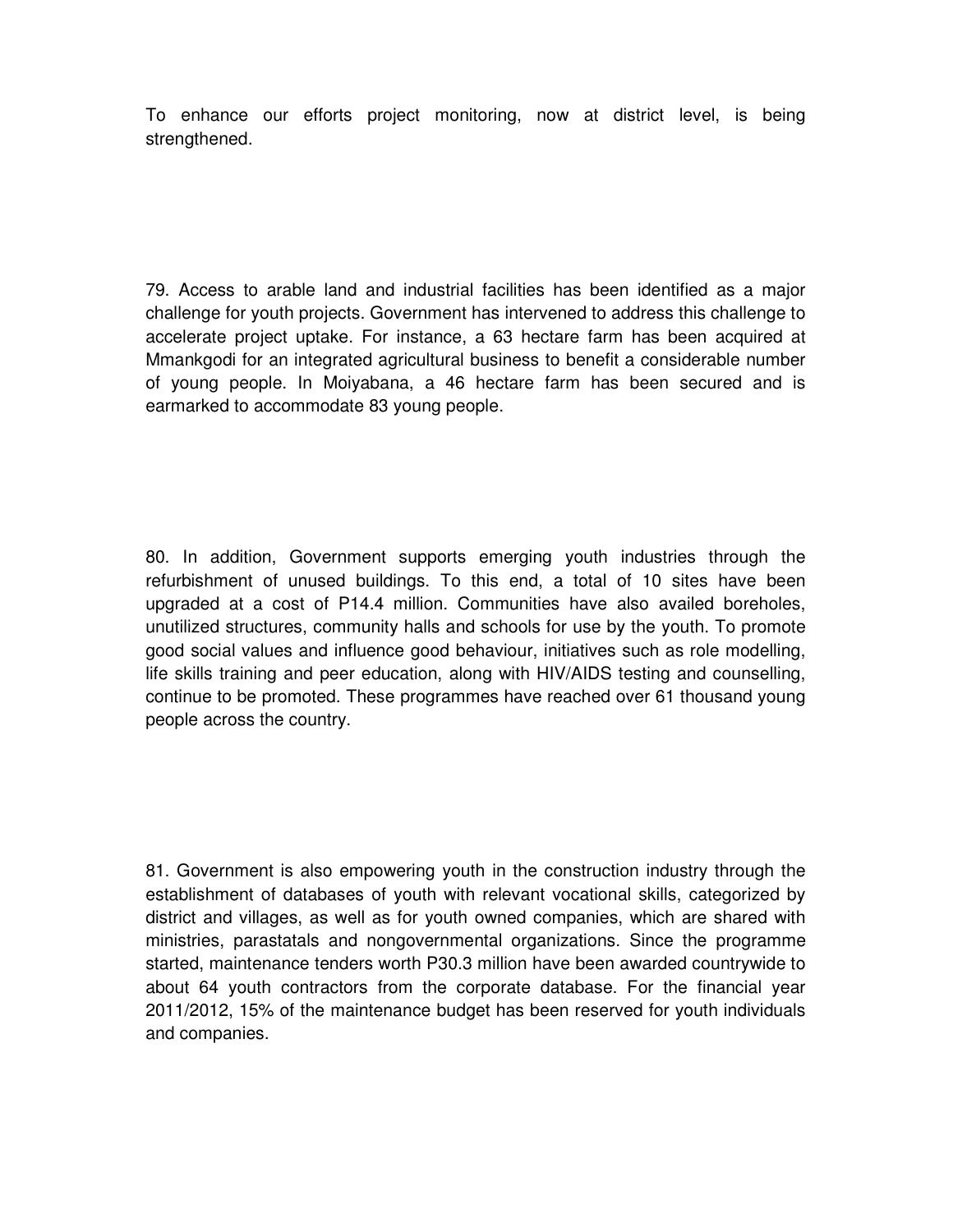To enhance our efforts project monitoring, now at district level, is being strengthened.

79. Access to arable land and industrial facilities has been identified as a major challenge for youth projects. Government has intervened to address this challenge to accelerate project uptake. For instance, a 63 hectare farm has been acquired at Mmankgodi for an integrated agricultural business to benefit a considerable number of young people. In Moiyabana, a 46 hectare farm has been secured and is earmarked to accommodate 83 young people.

80. In addition, Government supports emerging youth industries through the refurbishment of unused buildings. To this end, a total of 10 sites have been upgraded at a cost of P14.4 million. Communities have also availed boreholes, unutilized structures, community halls and schools for use by the youth. To promote good social values and influence good behaviour, initiatives such as role modelling, life skills training and peer education, along with HIV/AIDS testing and counselling, continue to be promoted. These programmes have reached over 61 thousand young people across the country.

81. Government is also empowering youth in the construction industry through the establishment of databases of youth with relevant vocational skills, categorized by district and villages, as well as for youth owned companies, which are shared with ministries, parastatals and nongovernmental organizations. Since the programme started, maintenance tenders worth P30.3 million have been awarded countrywide to about 64 youth contractors from the corporate database. For the financial year 2011/2012, 15% of the maintenance budget has been reserved for youth individuals and companies.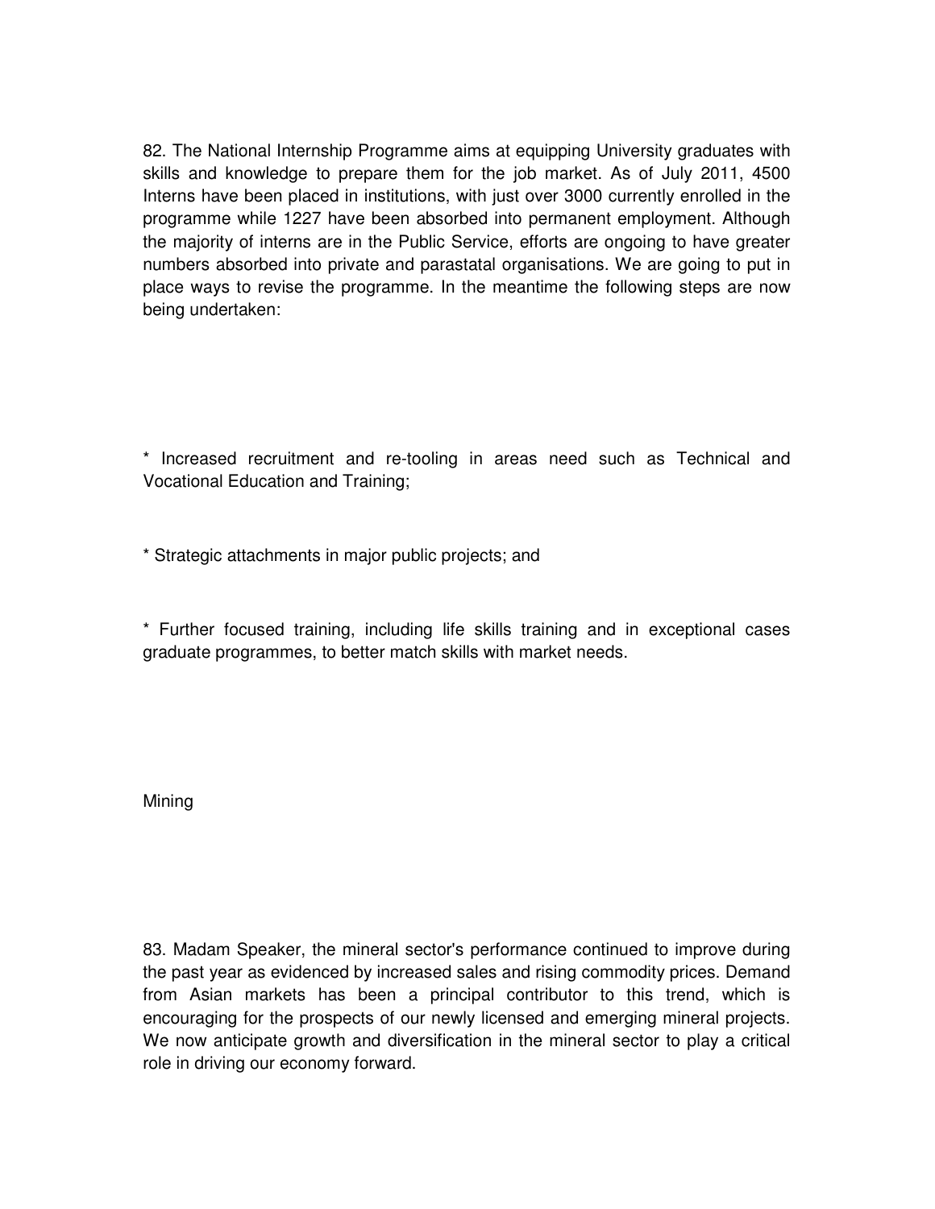82. The National Internship Programme aims at equipping University graduates with skills and knowledge to prepare them for the job market. As of July 2011, 4500 Interns have been placed in institutions, with just over 3000 currently enrolled in the programme while 1227 have been absorbed into permanent employment. Although the majority of interns are in the Public Service, efforts are ongoing to have greater numbers absorbed into private and parastatal organisations. We are going to put in place ways to revise the programme. In the meantime the following steps are now being undertaken:

* Increased recruitment and re-tooling in areas need such as Technical and Vocational Education and Training;

* Strategic attachments in major public projects; and

* Further focused training, including life skills training and in exceptional cases graduate programmes, to better match skills with market needs.

## Mining

83. Madam Speaker, the mineral sector's performance continued to improve during the past year as evidenced by increased sales and rising commodity prices. Demand from Asian markets has been a principal contributor to this trend, which is encouraging for the prospects of our newly licensed and emerging mineral projects. We now anticipate growth and diversification in the mineral sector to play a critical role in driving our economy forward.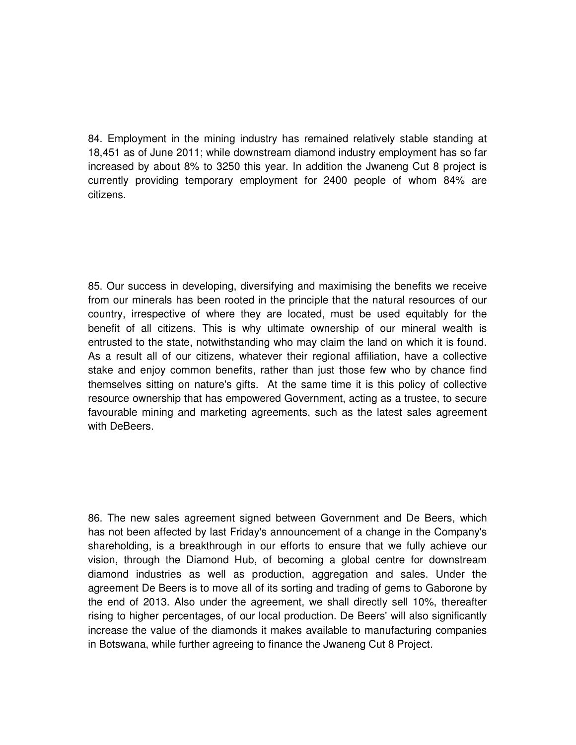84. Employment in the mining industry has remained relatively stable standing at 18,451 as of June 2011; while downstream diamond industry employment has so far increased by about 8% to 3250 this year. In addition the Jwaneng Cut 8 project is currently providing temporary employment for 2400 people of whom 84% are citizens.

85. Our success in developing, diversifying and maximising the benefits we receive from our minerals has been rooted in the principle that the natural resources of our country, irrespective of where they are located, must be used equitably for the benefit of all citizens. This is why ultimate ownership of our mineral wealth is entrusted to the state, notwithstanding who may claim the land on which it is found. As a result all of our citizens, whatever their regional affiliation, have a collective stake and enjoy common benefits, rather than just those few who by chance find themselves sitting on nature's gifts. At the same time it is this policy of collective resource ownership that has empowered Government, acting as a trustee, to secure favourable mining and marketing agreements, such as the latest sales agreement with DeBeers.

86. The new sales agreement signed between Government and De Beers, which has not been affected by last Friday's announcement of a change in the Company's shareholding, is a breakthrough in our efforts to ensure that we fully achieve our vision, through the Diamond Hub, of becoming a global centre for downstream diamond industries as well as production, aggregation and sales. Under the agreement De Beers is to move all of its sorting and trading of gems to Gaborone by the end of 2013. Also under the agreement, we shall directly sell 10%, thereafter rising to higher percentages, of our local production. De Beers' will also significantly increase the value of the diamonds it makes available to manufacturing companies in Botswana, while further agreeing to finance the Jwaneng Cut 8 Project.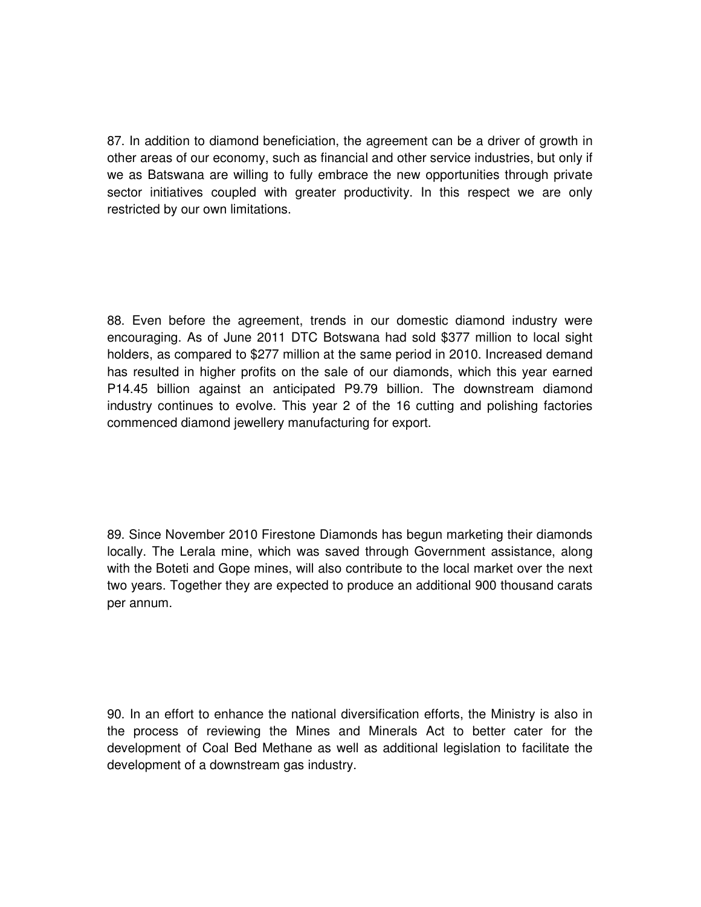87. In addition to diamond beneficiation, the agreement can be a driver of growth in other areas of our economy, such as financial and other service industries, but only if we as Batswana are willing to fully embrace the new opportunities through private sector initiatives coupled with greater productivity. In this respect we are only restricted by our own limitations.

88. Even before the agreement, trends in our domestic diamond industry were encouraging. As of June 2011 DTC Botswana had sold $377 million to local sight holders, as compared to $277 million at the same period in 2010. Increased demand has resulted in higher profits on the sale of our diamonds, which this year earned P14.45 billion against an anticipated P9.79 billion. The downstream diamond industry continues to evolve. This year 2 of the 16 cutting and polishing factories commenced diamond jewellery manufacturing for export.

89. Since November 2010 Firestone Diamonds has begun marketing their diamonds locally. The Lerala mine, which was saved through Government assistance, along with the Boteti and Gope mines, will also contribute to the local market over the next two years. Together they are expected to produce an additional 900 thousand carats per annum.

90. In an effort to enhance the national diversification efforts, the Ministry is also in the process of reviewing the Mines and Minerals Act to better cater for the development of Coal Bed Methane as well as additional legislation to facilitate the development of a downstream gas industry.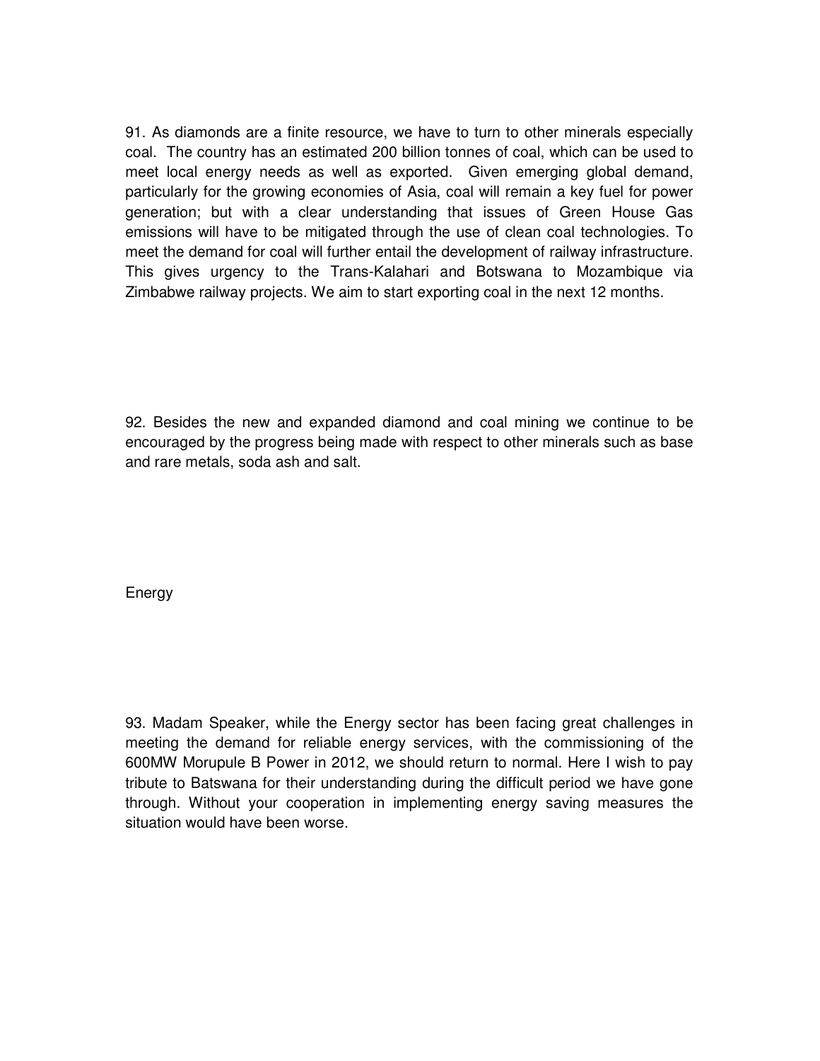91. As diamonds are a finite resource, we have to turn to other minerals especially coal. The country has an estimated 200 billion tonnes of coal, which can be used to meet local energy needs as well as exported. Given emerging global demand, particularly for the growing economies of Asia, coal will remain a key fuel for power generation; but with a clear understanding that issues of Green House Gas emissions will have to be mitigated through the use of clean coal technologies. To meet the demand for coal will further entail the development of railway infrastructure. This gives urgency to the Trans-Kalahari and Botswana to Mozambique via Zimbabwe railway projects. We aim to start exporting coal in the next 12 months.

92. Besides the new and expanded diamond and coal mining we continue to be encouraged by the progress being made with respect to other minerals such as base and rare metals, soda ash and salt.

## Energy

93. Madam Speaker, while the Energy sector has been facing great challenges in meeting the demand for reliable energy services, with the commissioning of the 600MW Morupule B Power in 2012, we should return to normal. Here I wish to pay tribute to Batswana for their understanding during the difficult period we have gone through. Without your cooperation in implementing energy saving measures the situation would have been worse.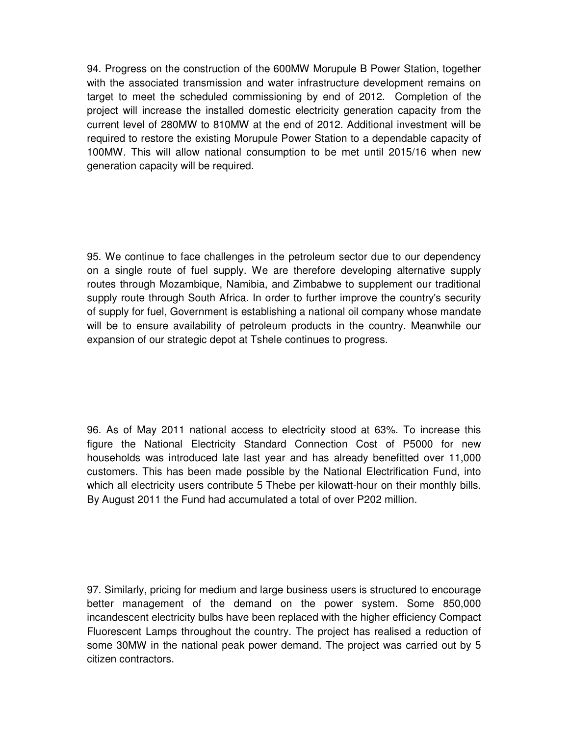94. Progress on the construction of the 600MW Morupule B Power Station, together with the associated transmission and water infrastructure development remains on target to meet the scheduled commissioning by end of 2012. Completion of the project will increase the installed domestic electricity generation capacity from the current level of 280MW to 810MW at the end of 2012. Additional investment will be required to restore the existing Morupule Power Station to a dependable capacity of 100MW. This will allow national consumption to be met until 2015/16 when new generation capacity will be required.

95. We continue to face challenges in the petroleum sector due to our dependency on a single route of fuel supply. We are therefore developing alternative supply routes through Mozambique, Namibia, and Zimbabwe to supplement our traditional supply route through South Africa. In order to further improve the country's security of supply for fuel, Government is establishing a national oil company whose mandate will be to ensure availability of petroleum products in the country. Meanwhile our expansion of our strategic depot at Tshele continues to progress.

96. As of May 2011 national access to electricity stood at 63%. To increase this figure the National Electricity Standard Connection Cost of P5000 for new households was introduced late last year and has already benefitted over 11,000 customers. This has been made possible by the National Electrification Fund, into which all electricity users contribute 5 Thebe per kilowatt-hour on their monthly bills. By August 2011 the Fund had accumulated a total of over P202 million.

97. Similarly, pricing for medium and large business users is structured to encourage better management of the demand on the power system. Some 850,000 incandescent electricity bulbs have been replaced with the higher efficiency Compact Fluorescent Lamps throughout the country. The project has realised a reduction of some 30MW in the national peak power demand. The project was carried out by 5 citizen contractors.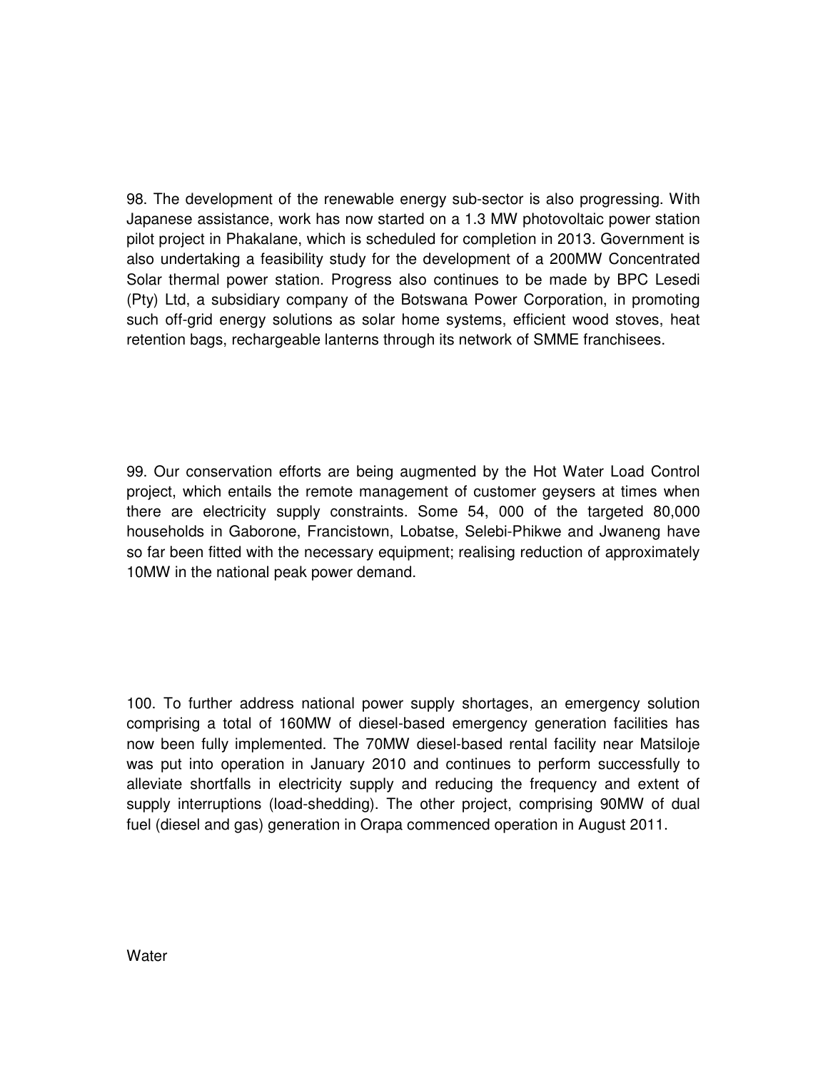98. The development of the renewable energy sub-sector is also progressing. With Japanese assistance, work has now started on a 1.3 MW photovoltaic power station pilot project in Phakalane, which is scheduled for completion in 2013. Government is also undertaking a feasibility study for the development of a 200MW Concentrated Solar thermal power station. Progress also continues to be made by BPC Lesedi (Pty) Ltd, a subsidiary company of the Botswana Power Corporation, in promoting such off-grid energy solutions as solar home systems, efficient wood stoves, heat retention bags, rechargeable lanterns through its network of SMME franchisees.

99. Our conservation efforts are being augmented by the Hot Water Load Control project, which entails the remote management of customer geysers at times when there are electricity supply constraints. Some 54, 000 of the targeted 80,000 households in Gaborone, Francistown, Lobatse, Selebi-Phikwe and Jwaneng have so far been fitted with the necessary equipment; realising reduction of approximately 10MW in the national peak power demand.

100. To further address national power supply shortages, an emergency solution comprising a total of 160MW of diesel-based emergency generation facilities has now been fully implemented. The 70MW diesel-based rental facility near Matsiloje was put into operation in January 2010 and continues to perform successfully to alleviate shortfalls in electricity supply and reducing the frequency and extent of supply interruptions (load-shedding). The other project, comprising 90MW of dual fuel (diesel and gas) generation in Orapa commenced operation in August 2011.

## Water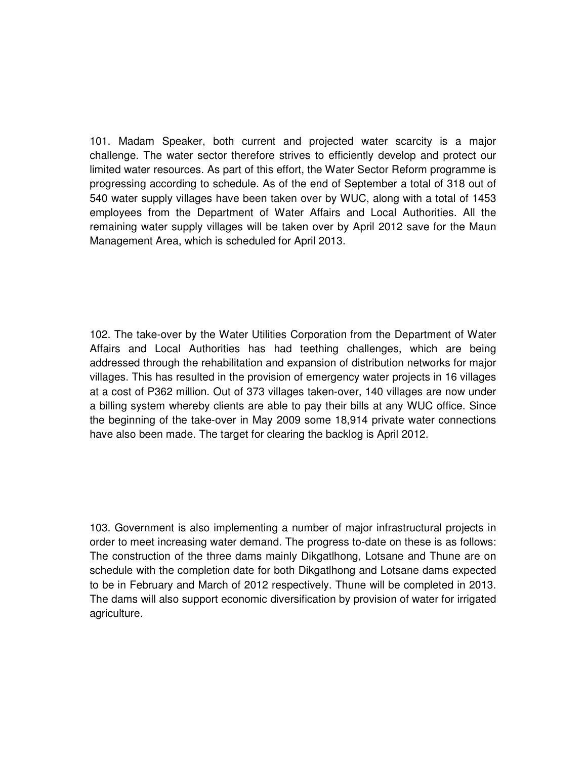101. Madam Speaker, both current and projected water scarcity is a major challenge. The water sector therefore strives to efficiently develop and protect our limited water resources. As part of this effort, the Water Sector Reform programme is progressing according to schedule. As of the end of September a total of 318 out of 540 water supply villages have been taken over by WUC, along with a total of 1453 employees from the Department of Water Affairs and Local Authorities. All the remaining water supply villages will be taken over by April 2012 save for the Maun Management Area, which is scheduled for April 2013.

102. The take-over by the Water Utilities Corporation from the Department of Water Affairs and Local Authorities has had teething challenges, which are being addressed through the rehabilitation and expansion of distribution networks for major villages. This has resulted in the provision of emergency water projects in 16 villages at a cost of P362 million. Out of 373 villages taken-over, 140 villages are now under a billing system whereby clients are able to pay their bills at any WUC office. Since the beginning of the take-over in May 2009 some 18,914 private water connections have also been made. The target for clearing the backlog is April 2012.

103. Government is also implementing a number of major infrastructural projects in order to meet increasing water demand. The progress to-date on these is as follows: The construction of the three dams mainly Dikgatlhong, Lotsane and Thune are on schedule with the completion date for both Dikgatlhong and Lotsane dams expected to be in February and March of 2012 respectively. Thune will be completed in 2013. The dams will also support economic diversification by provision of water for irrigated agriculture.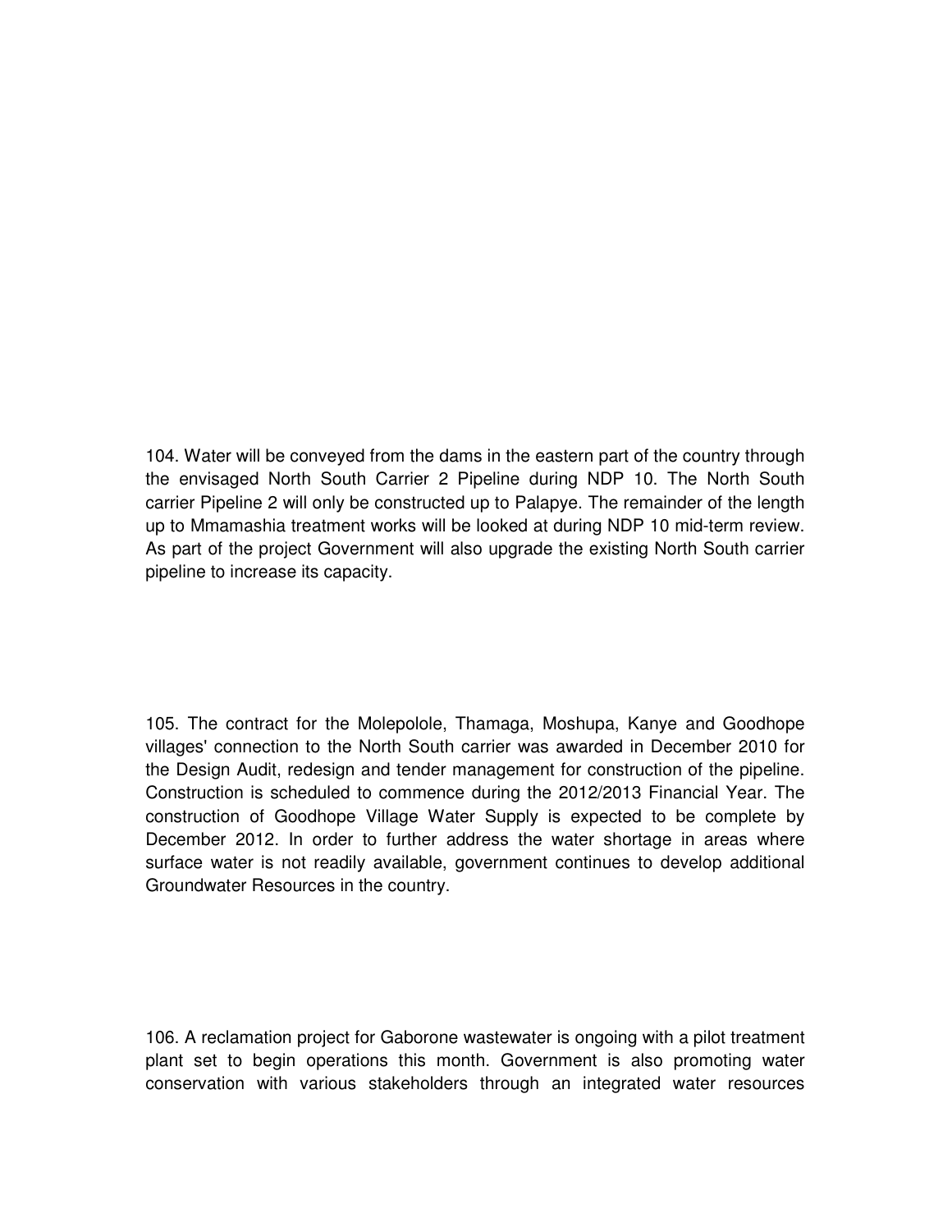104. Water will be conveyed from the dams in the eastern part of the country through the envisaged North South Carrier 2 Pipeline during NDP 10. The North South carrier Pipeline 2 will only be constructed up to Palapye. The remainder of the length up to Mmamashia treatment works will be looked at during NDP 10 mid-term review. As part of the project Government will also upgrade the existing North South carrier pipeline to increase its capacity.

105. The contract for the Molepolole, Thamaga, Moshupa, Kanye and Goodhope villages' connection to the North South carrier was awarded in December 2010 for the Design Audit, redesign and tender management for construction of the pipeline. Construction is scheduled to commence during the 2012/2013 Financial Year. The construction of Goodhope Village Water Supply is expected to be complete by December 2012. In order to further address the water shortage in areas where surface water is not readily available, government continues to develop additional Groundwater Resources in the country.

106. A reclamation project for Gaborone wastewater is ongoing with a pilot treatment plant set to begin operations this month. Government is also promoting water conservation with various stakeholders through an integrated water resources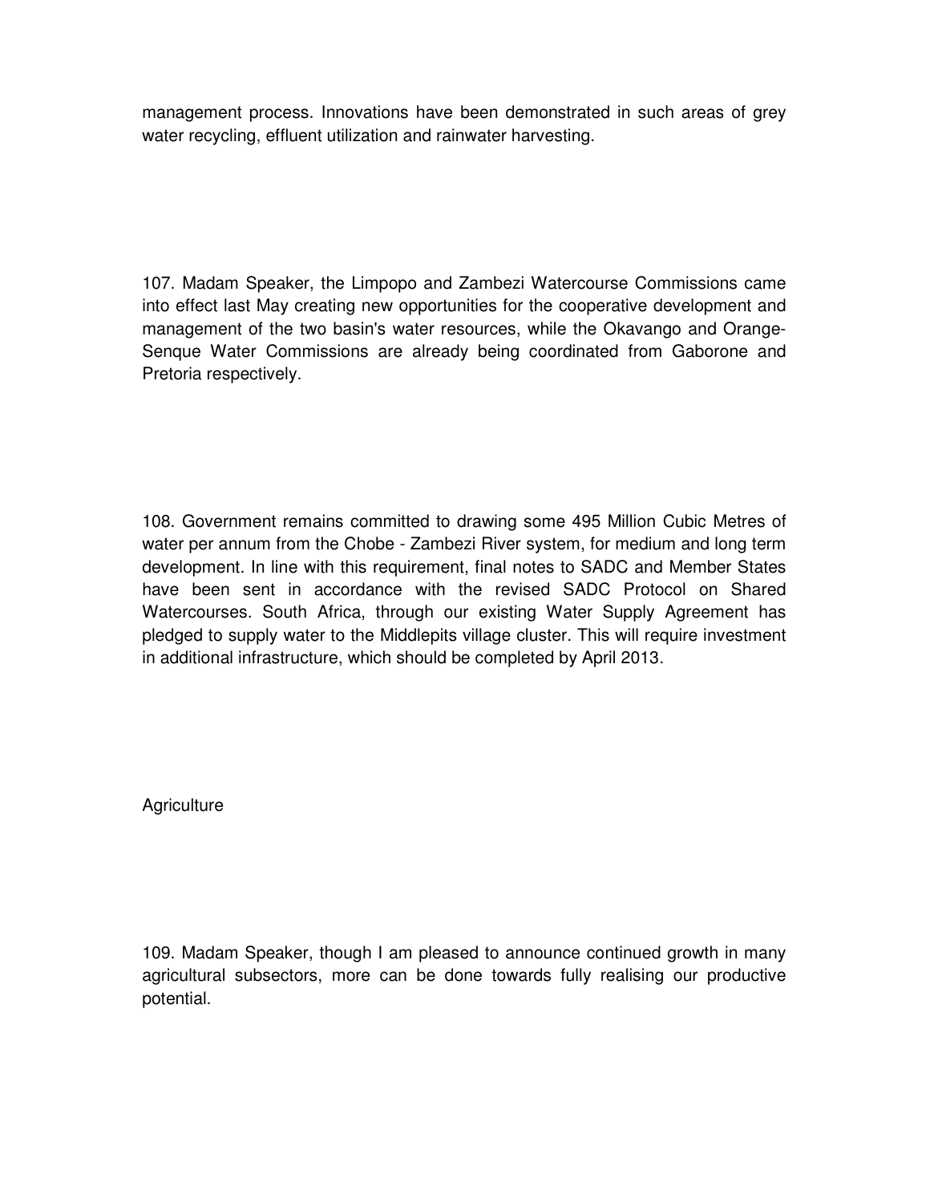management process. Innovations have been demonstrated in such areas of grey water recycling, effluent utilization and rainwater harvesting.

107. Madam Speaker, the Limpopo and Zambezi Watercourse Commissions came into effect last May creating new opportunities for the cooperative development and management of the two basin's water resources, while the Okavango and Orange-Senque Water Commissions are already being coordinated from Gaborone and Pretoria respectively.

108. Government remains committed to drawing some 495 Million Cubic Metres of water per annum from the Chobe - Zambezi River system, for medium and long term development. In line with this requirement, final notes to SADC and Member States have been sent in accordance with the revised SADC Protocol on Shared Watercourses. South Africa, through our existing Water Supply Agreement has pledged to supply water to the Middlepits village cluster. This will require investment in additional infrastructure, which should be completed by April 2013.

## Agriculture

109. Madam Speaker, though I am pleased to announce continued growth in many agricultural subsectors, more can be done towards fully realising our productive potential.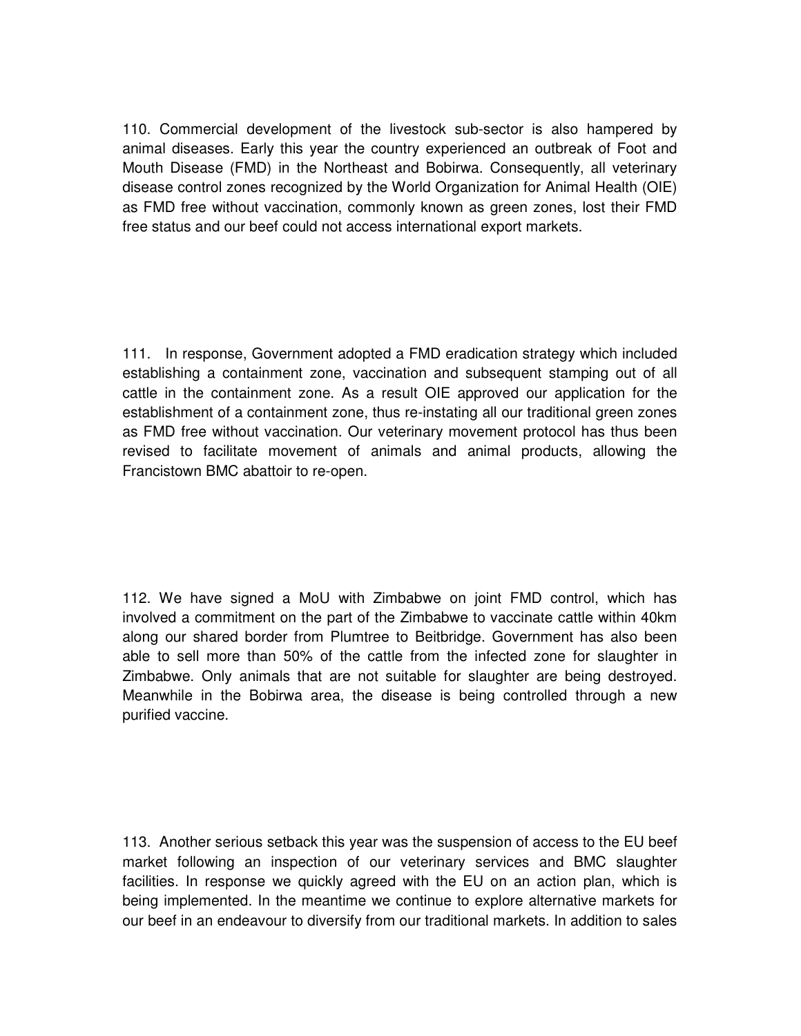110. Commercial development of the livestock sub-sector is also hampered by animal diseases. Early this year the country experienced an outbreak of Foot and Mouth Disease (FMD) in the Northeast and Bobirwa. Consequently, all veterinary disease control zones recognized by the World Organization for Animal Health (OIE) as FMD free without vaccination, commonly known as green zones, lost their FMD free status and our beef could not access international export markets.

111. In response, Government adopted a FMD eradication strategy which included establishing a containment zone, vaccination and subsequent stamping out of all cattle in the containment zone. As a result OIE approved our application for the establishment of a containment zone, thus re-instating all our traditional green zones as FMD free without vaccination. Our veterinary movement protocol has thus been revised to facilitate movement of animals and animal products, allowing the Francistown BMC abattoir to re-open.

112. We have signed a MoU with Zimbabwe on joint FMD control, which has involved a commitment on the part of the Zimbabwe to vaccinate cattle within 40km along our shared border from Plumtree to Beitbridge. Government has also been able to sell more than 50% of the cattle from the infected zone for slaughter in Zimbabwe. Only animals that are not suitable for slaughter are being destroyed. Meanwhile in the Bobirwa area, the disease is being controlled through a new purified vaccine.

113. Another serious setback this year was the suspension of access to the EU beef market following an inspection of our veterinary services and BMC slaughter facilities. In response we quickly agreed with the EU on an action plan, which is being implemented. In the meantime we continue to explore alternative markets for our beef in an endeavour to diversify from our traditional markets. In addition to sales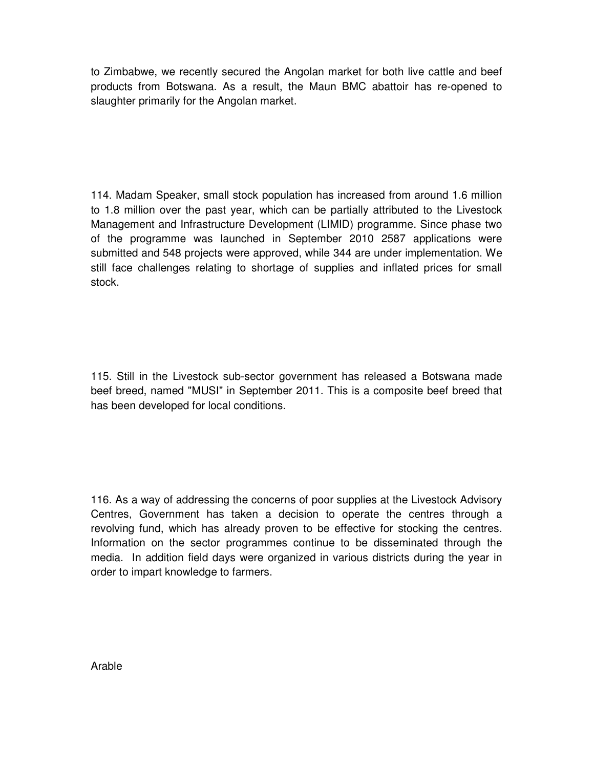to Zimbabwe, we recently secured the Angolan market for both live cattle and beef products from Botswana. As a result, the Maun BMC abattoir has re-opened to slaughter primarily for the Angolan market.

114. Madam Speaker, small stock population has increased from around 1.6 million to 1.8 million over the past year, which can be partially attributed to the Livestock Management and Infrastructure Development (LIMID) programme. Since phase two of the programme was launched in September 2010 2587 applications were submitted and 548 projects were approved, while 344 are under implementation. We still face challenges relating to shortage of supplies and inflated prices for small stock.

115. Still in the Livestock sub-sector government has released a Botswana made beef breed, named "MUSI" in September 2011. This is a composite beef breed that has been developed for local conditions.

116. As a way of addressing the concerns of poor supplies at the Livestock Advisory Centres, Government has taken a decision to operate the centres through a revolving fund, which has already proven to be effective for stocking the centres. Information on the sector programmes continue to be disseminated through the media. In addition field days were organized in various districts during the year in order to impart knowledge to farmers.

Arable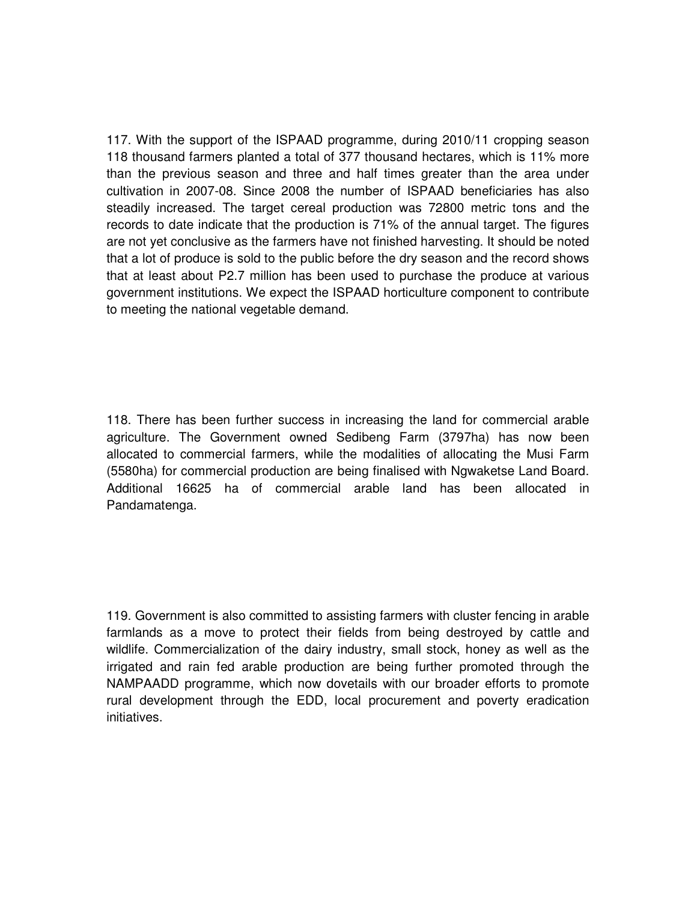117. With the support of the ISPAAD programme, during 2010/11 cropping season 118 thousand farmers planted a total of 377 thousand hectares, which is 11% more than the previous season and three and half times greater than the area under cultivation in 2007-08. Since 2008 the number of ISPAAD beneficiaries has also steadily increased. The target cereal production was 72800 metric tons and the records to date indicate that the production is 71% of the annual target. The figures are not yet conclusive as the farmers have not finished harvesting. It should be noted that a lot of produce is sold to the public before the dry season and the record shows that at least about P2.7 million has been used to purchase the produce at various government institutions. We expect the ISPAAD horticulture component to contribute to meeting the national vegetable demand.

118. There has been further success in increasing the land for commercial arable agriculture. The Government owned Sedibeng Farm (3797ha) has now been allocated to commercial farmers, while the modalities of allocating the Musi Farm (5580ha) for commercial production are being finalised with Ngwaketse Land Board. Additional 16625 ha of commercial arable land has been allocated in Pandamatenga.

119. Government is also committed to assisting farmers with cluster fencing in arable farmlands as a move to protect their fields from being destroyed by cattle and wildlife. Commercialization of the dairy industry, small stock, honey as well as the irrigated and rain fed arable production are being further promoted through the NAMPAADD programme, which now dovetails with our broader efforts to promote rural development through the EDD, local procurement and poverty eradication initiatives.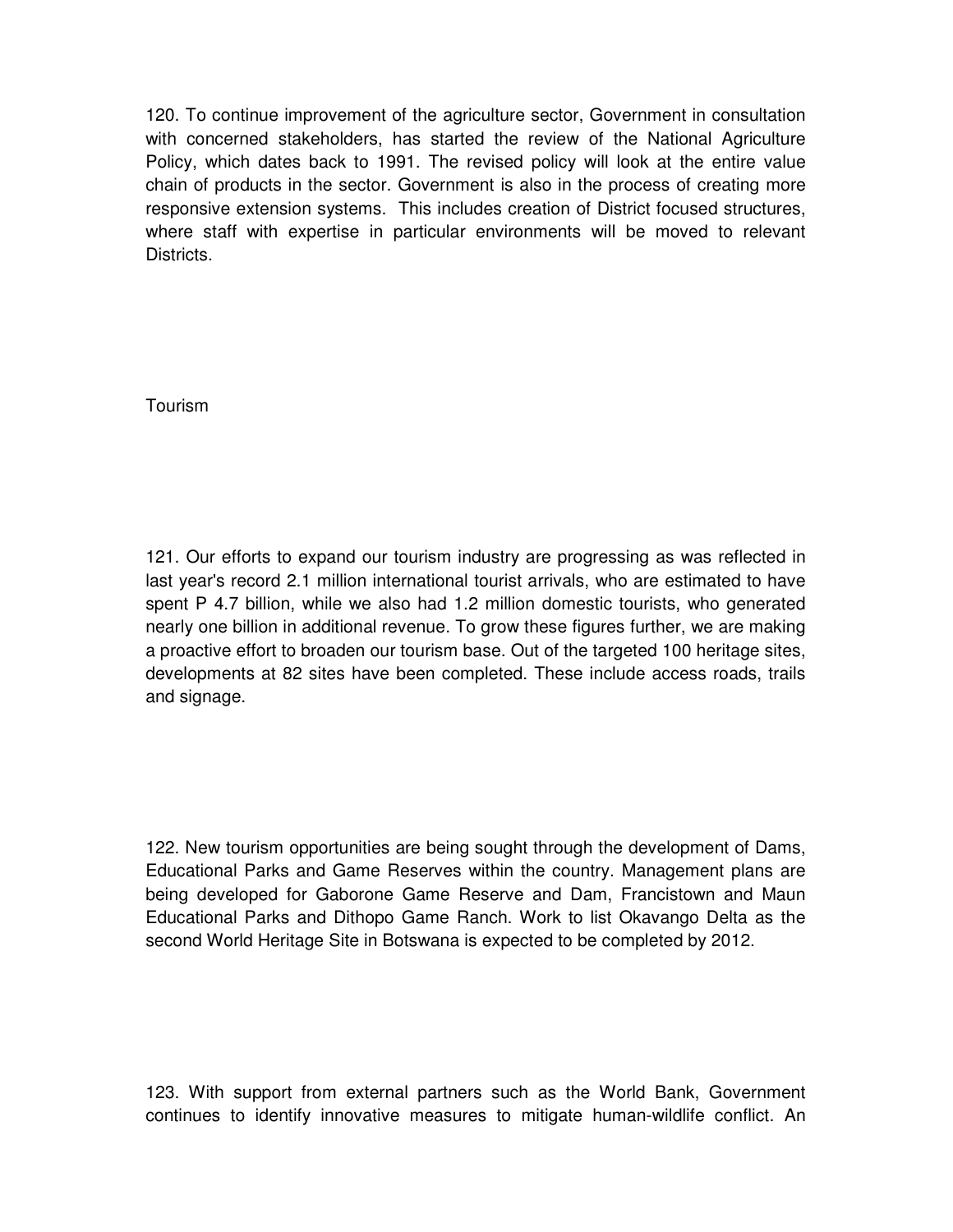120. To continue improvement of the agriculture sector, Government in consultation with concerned stakeholders, has started the review of the National Agriculture Policy, which dates back to 1991. The revised policy will look at the entire value chain of products in the sector. Government is also in the process of creating more responsive extension systems. This includes creation of District focused structures, where staff with expertise in particular environments will be moved to relevant Districts.

## Tourism

121. Our efforts to expand our tourism industry are progressing as was reflected in last year's record 2.1 million international tourist arrivals, who are estimated to have spent P 4.7 billion, while we also had 1.2 million domestic tourists, who generated nearly one billion in additional revenue. To grow these figures further, we are making a proactive effort to broaden our tourism base. Out of the targeted 100 heritage sites, developments at 82 sites have been completed. These include access roads, trails and signage.

122. New tourism opportunities are being sought through the development of Dams, Educational Parks and Game Reserves within the country. Management plans are being developed for Gaborone Game Reserve and Dam, Francistown and Maun Educational Parks and Dithopo Game Ranch. Work to list Okavango Delta as the second World Heritage Site in Botswana is expected to be completed by 2012.

123. With support from external partners such as the World Bank, Government continues to identify innovative measures to mitigate human-wildlife conflict. An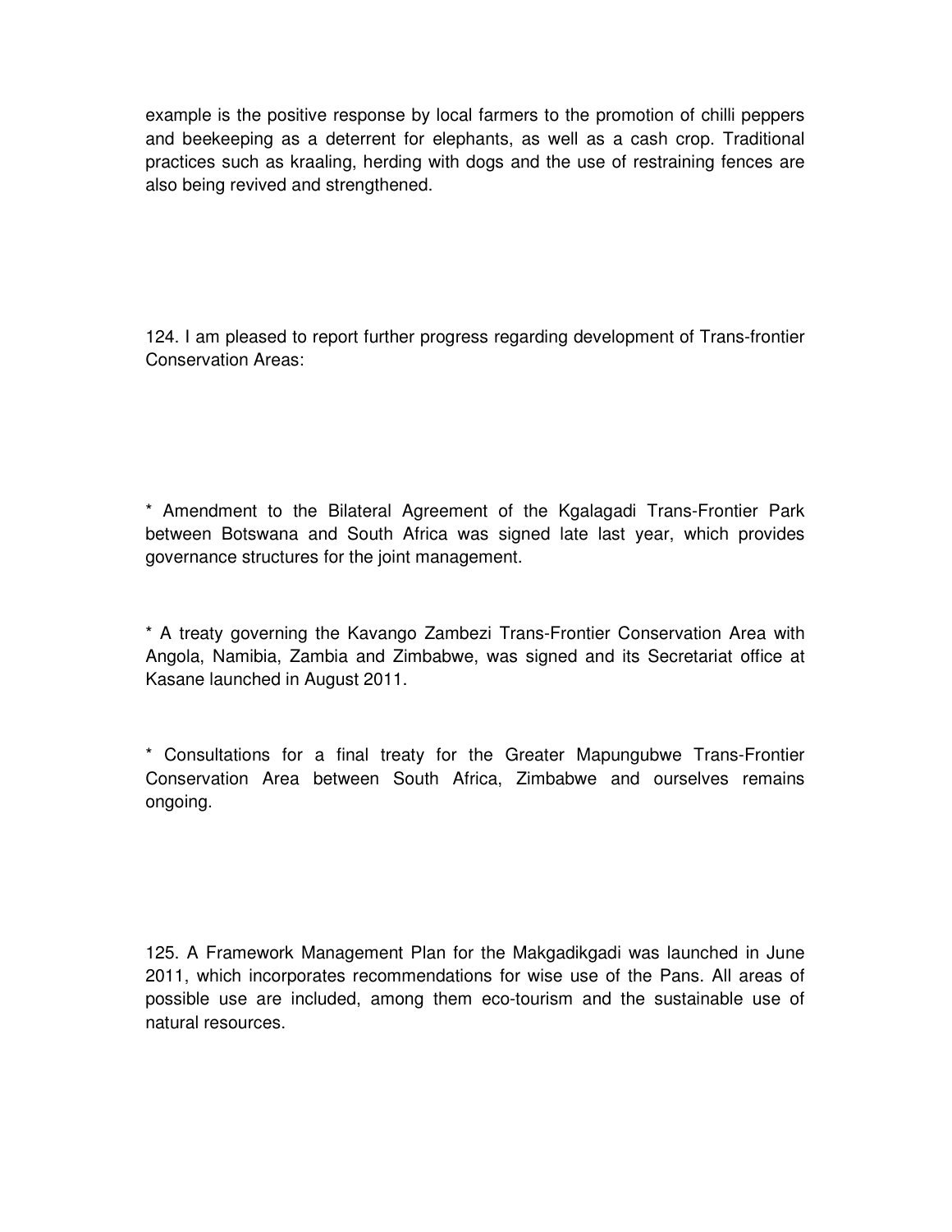example is the positive response by local farmers to the promotion of chilli peppers and beekeeping as a deterrent for elephants, as well as a cash crop. Traditional practices such as kraaling, herding with dogs and the use of restraining fences are also being revived and strengthened.

124. I am pleased to report further progress regarding development of Trans-frontier Conservation Areas:

* Amendment to the Bilateral Agreement of the Kgalagadi Trans-Frontier Park between Botswana and South Africa was signed late last year, which provides governance structures for the joint management.

* A treaty governing the Kavango Zambezi Trans-Frontier Conservation Area with Angola, Namibia, Zambia and Zimbabwe, was signed and its Secretariat office at Kasane launched in August 2011.

* Consultations for a final treaty for the Greater Mapungubwe Trans-Frontier Conservation Area between South Africa, Zimbabwe and ourselves remains ongoing.

125. A Framework Management Plan for the Makgadikgadi was launched in June 2011, which incorporates recommendations for wise use of the Pans. All areas of possible use are included, among them eco-tourism and the sustainable use of natural resources.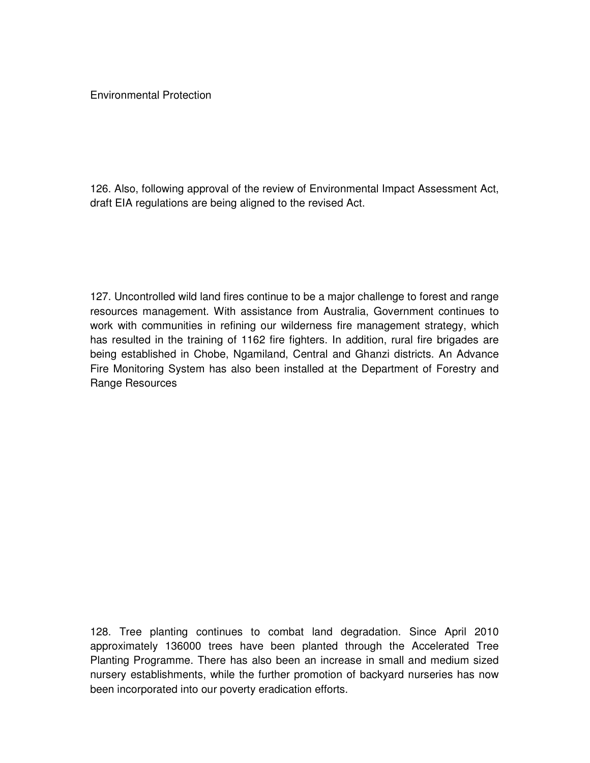## Environmental Protection

126. Also, following approval of the review of Environmental Impact Assessment Act, draft EIA regulations are being aligned to the revised Act.

127. Uncontrolled wild land fires continue to be a major challenge to forest and range resources management. With assistance from Australia, Government continues to work with communities in refining our wilderness fire management strategy, which has resulted in the training of 1162 fire fighters. In addition, rural fire brigades are being established in Chobe, Ngamiland, Central and Ghanzi districts. An Advance Fire Monitoring System has also been installed at the Department of Forestry and Range Resources

128. Tree planting continues to combat land degradation. Since April 2010 approximately 136000 trees have been planted through the Accelerated Tree Planting Programme. There has also been an increase in small and medium sized nursery establishments, while the further promotion of backyard nurseries has now been incorporated into our poverty eradication efforts.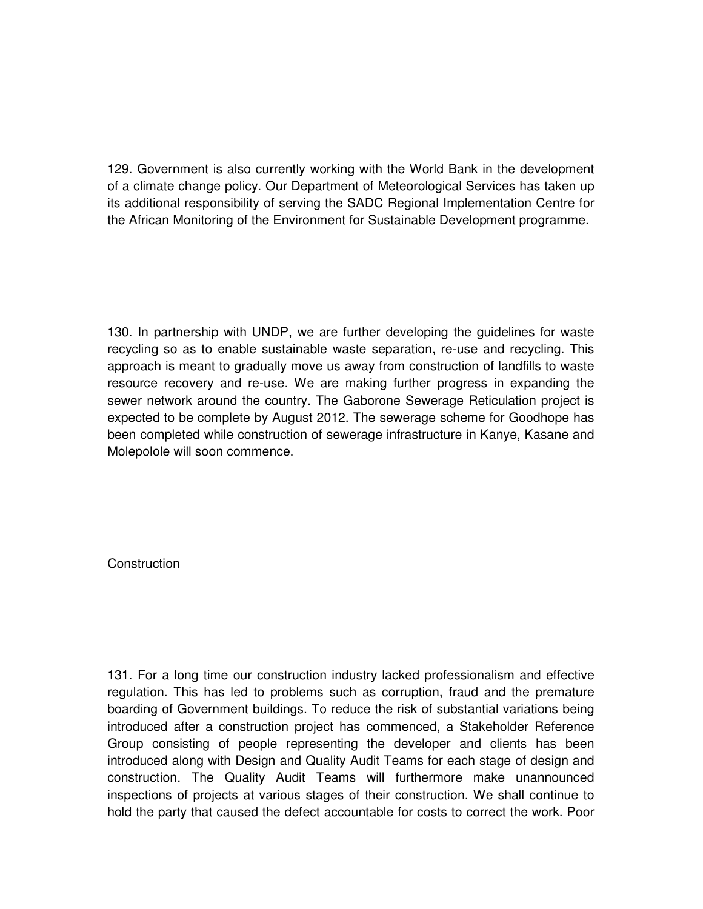129. Government is also currently working with the World Bank in the development of a climate change policy. Our Department of Meteorological Services has taken up its additional responsibility of serving the SADC Regional Implementation Centre for the African Monitoring of the Environment for Sustainable Development programme.

130. In partnership with UNDP, we are further developing the guidelines for waste recycling so as to enable sustainable waste separation, re-use and recycling. This approach is meant to gradually move us away from construction of landfills to waste resource recovery and re-use. We are making further progress in expanding the sewer network around the country. The Gaborone Sewerage Reticulation project is expected to be complete by August 2012. The sewerage scheme for Goodhope has been completed while construction of sewerage infrastructure in Kanye, Kasane and Molepolole will soon commence.

## Construction

131. For a long time our construction industry lacked professionalism and effective regulation. This has led to problems such as corruption, fraud and the premature boarding of Government buildings. To reduce the risk of substantial variations being introduced after a construction project has commenced, a Stakeholder Reference Group consisting of people representing the developer and clients has been introduced along with Design and Quality Audit Teams for each stage of design and construction. The Quality Audit Teams will furthermore make unannounced inspections of projects at various stages of their construction. We shall continue to hold the party that caused the defect accountable for costs to correct the work. Poor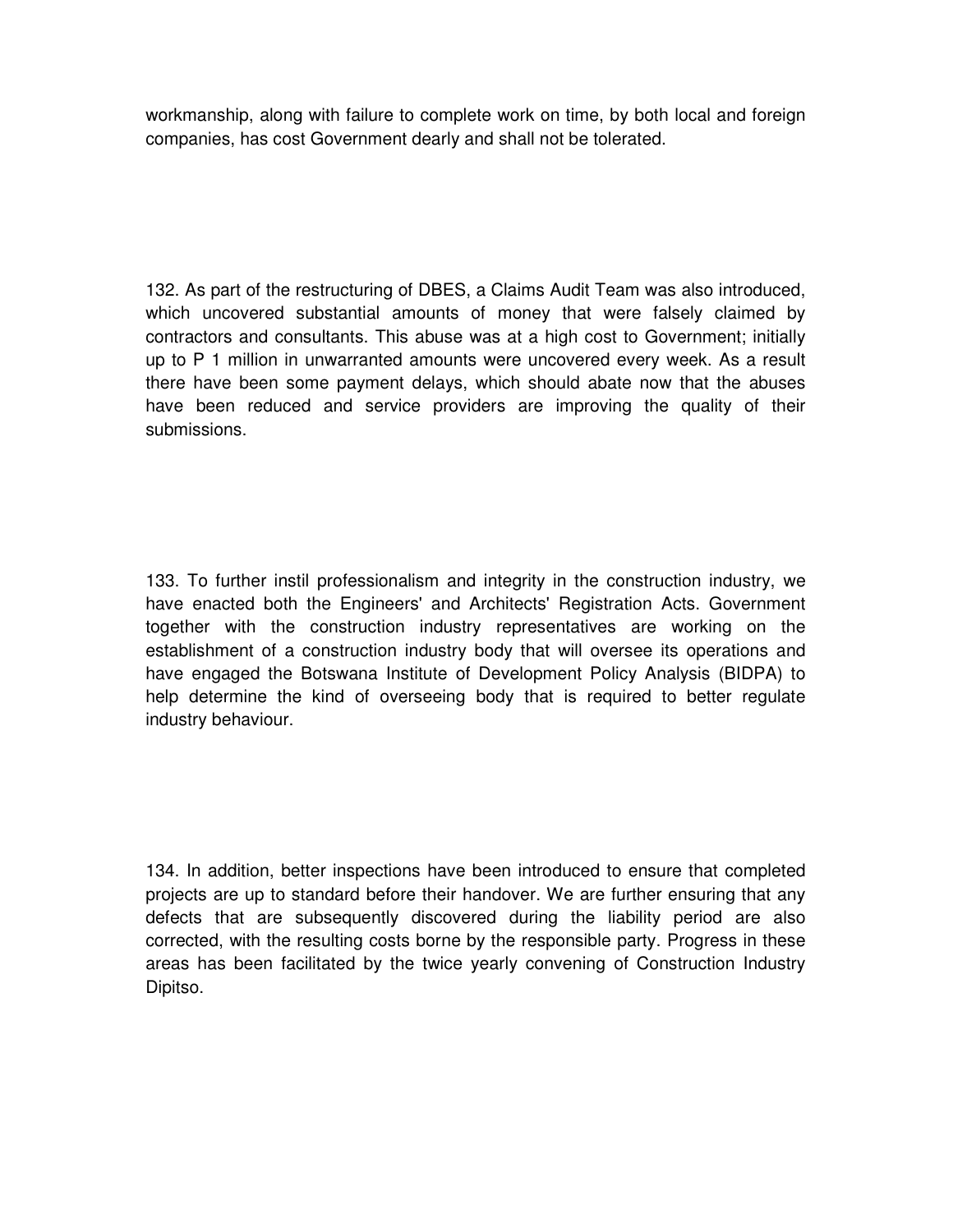workmanship, along with failure to complete work on time, by both local and foreign companies, has cost Government dearly and shall not be tolerated.

132. As part of the restructuring of DBES, a Claims Audit Team was also introduced, which uncovered substantial amounts of money that were falsely claimed by contractors and consultants. This abuse was at a high cost to Government; initially up to P 1 million in unwarranted amounts were uncovered every week. As a result there have been some payment delays, which should abate now that the abuses have been reduced and service providers are improving the quality of their submissions.

133. To further instil professionalism and integrity in the construction industry, we have enacted both the Engineers' and Architects' Registration Acts. Government together with the construction industry representatives are working on the establishment of a construction industry body that will oversee its operations and have engaged the Botswana Institute of Development Policy Analysis (BIDPA) to help determine the kind of overseeing body that is required to better regulate industry behaviour.

134. In addition, better inspections have been introduced to ensure that completed projects are up to standard before their handover. We are further ensuring that any defects that are subsequently discovered during the liability period are also corrected, with the resulting costs borne by the responsible party. Progress in these areas has been facilitated by the twice yearly convening of Construction Industry Dipitso.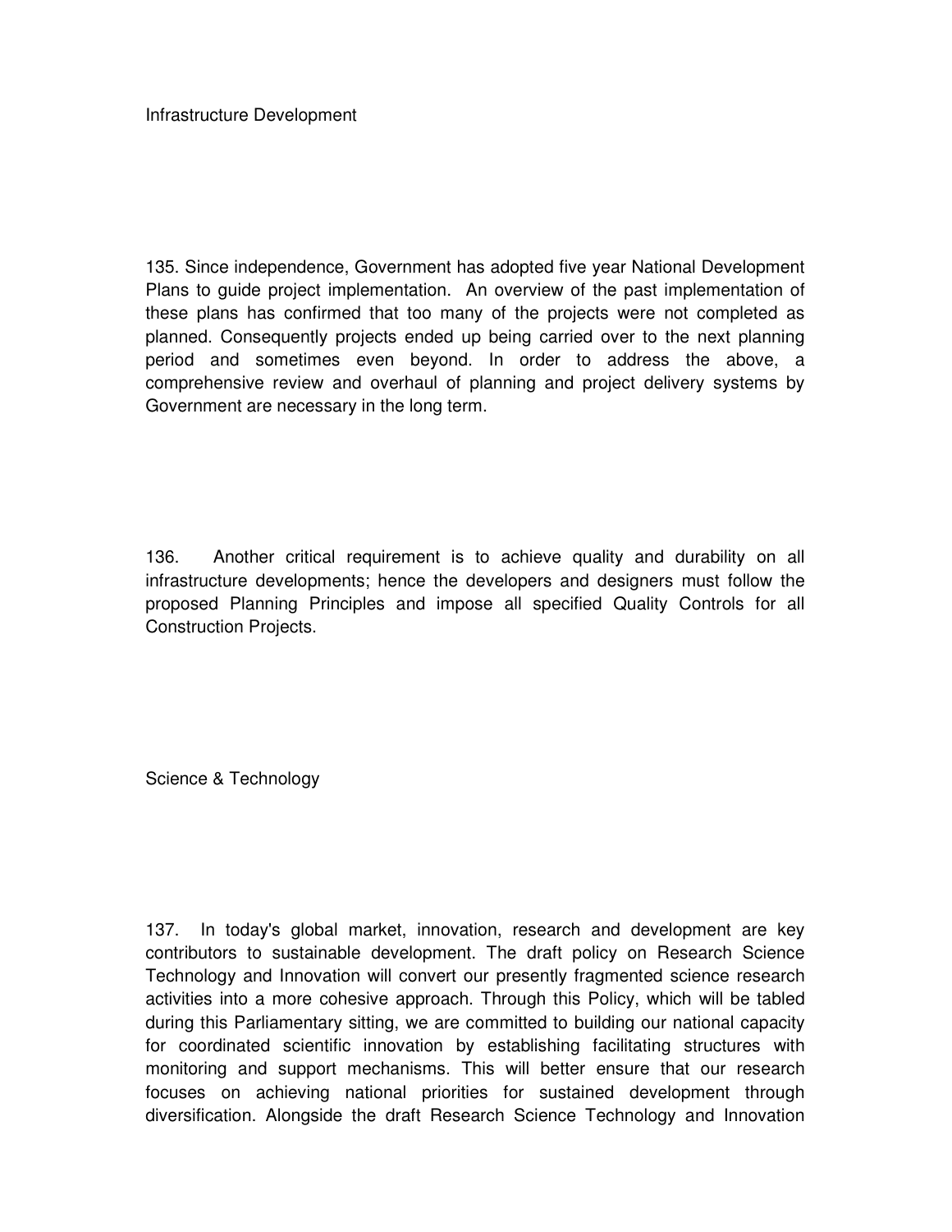## Infrastructure Development

135. Since independence, Government has adopted five year National Development Plans to guide project implementation. An overview of the past implementation of these plans has confirmed that too many of the projects were not completed as planned. Consequently projects ended up being carried over to the next planning period and sometimes even beyond. In order to address the above, a comprehensive review and overhaul of planning and project delivery systems by Government are necessary in the long term.

136. Another critical requirement is to achieve quality and durability on all infrastructure developments; hence the developers and designers must follow the proposed Planning Principles and impose all specified Quality Controls for all Construction Projects.

## Science & Technology

137. In today's global market, innovation, research and development are key contributors to sustainable development. The draft policy on Research Science Technology and Innovation will convert our presently fragmented science research activities into a more cohesive approach. Through this Policy, which will be tabled during this Parliamentary sitting, we are committed to building our national capacity for coordinated scientific innovation by establishing facilitating structures with monitoring and support mechanisms. This will better ensure that our research focuses on achieving national priorities for sustained development through diversification. Alongside the draft Research Science Technology and Innovation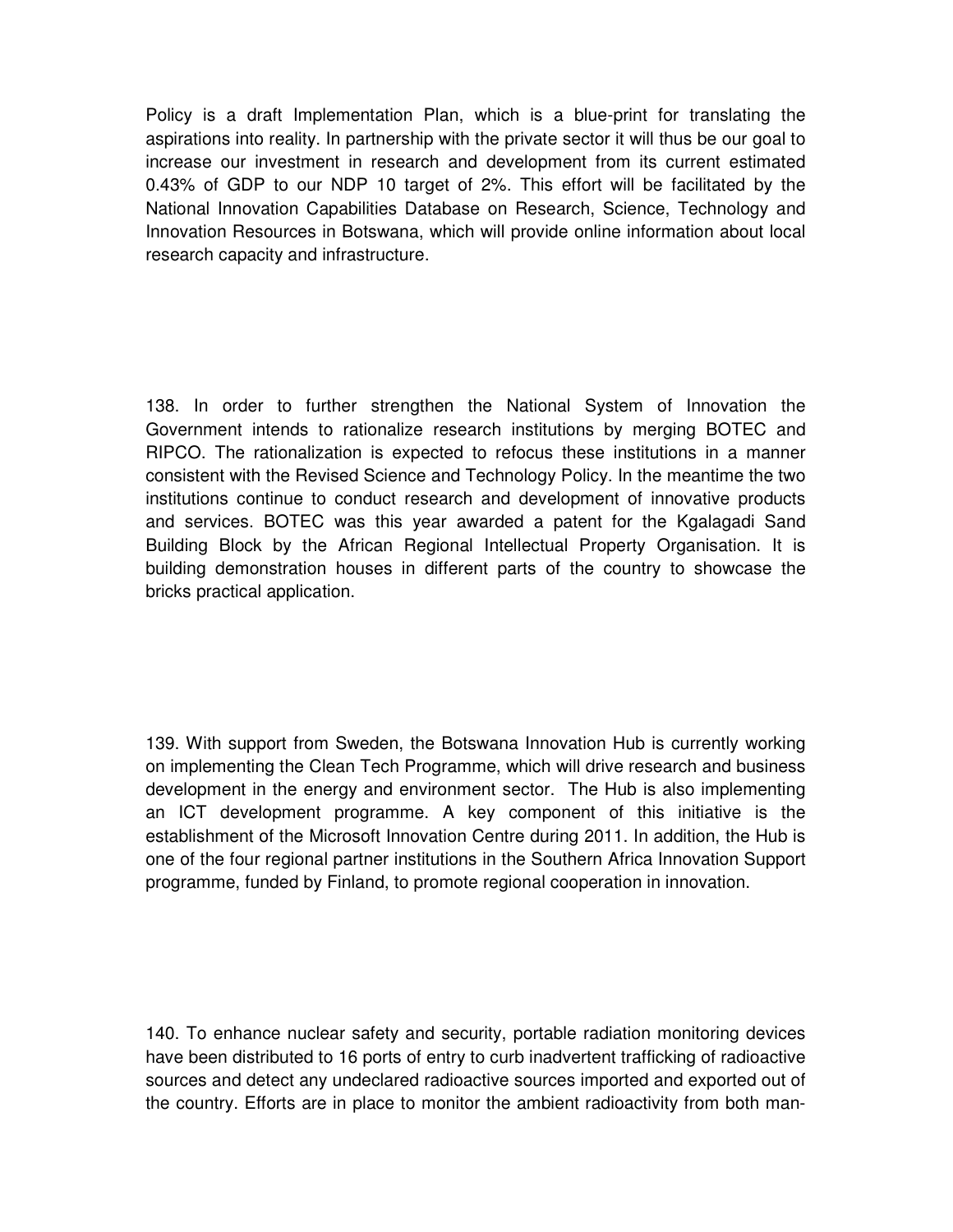Policy is a draft Implementation Plan, which is a blue-print for translating the aspirations into reality. In partnership with the private sector it will thus be our goal to increase our investment in research and development from its current estimated 0.43% of GDP to our NDP 10 target of 2%. This effort will be facilitated by the National Innovation Capabilities Database on Research, Science, Technology and Innovation Resources in Botswana, which will provide online information about local research capacity and infrastructure.

138. In order to further strengthen the National System of Innovation the Government intends to rationalize research institutions by merging BOTEC and RIPCO. The rationalization is expected to refocus these institutions in a manner consistent with the Revised Science and Technology Policy. In the meantime the two institutions continue to conduct research and development of innovative products and services. BOTEC was this year awarded a patent for the Kgalagadi Sand Building Block by the African Regional Intellectual Property Organisation. It is building demonstration houses in different parts of the country to showcase the bricks practical application.

139. With support from Sweden, the Botswana Innovation Hub is currently working on implementing the Clean Tech Programme, which will drive research and business development in the energy and environment sector. The Hub is also implementing an ICT development programme. A key component of this initiative is the establishment of the Microsoft Innovation Centre during 2011. In addition, the Hub is one of the four regional partner institutions in the Southern Africa Innovation Support programme, funded by Finland, to promote regional cooperation in innovation.

140. To enhance nuclear safety and security, portable radiation monitoring devices have been distributed to 16 ports of entry to curb inadvertent trafficking of radioactive sources and detect any undeclared radioactive sources imported and exported out of the country. Efforts are in place to monitor the ambient radioactivity from both man-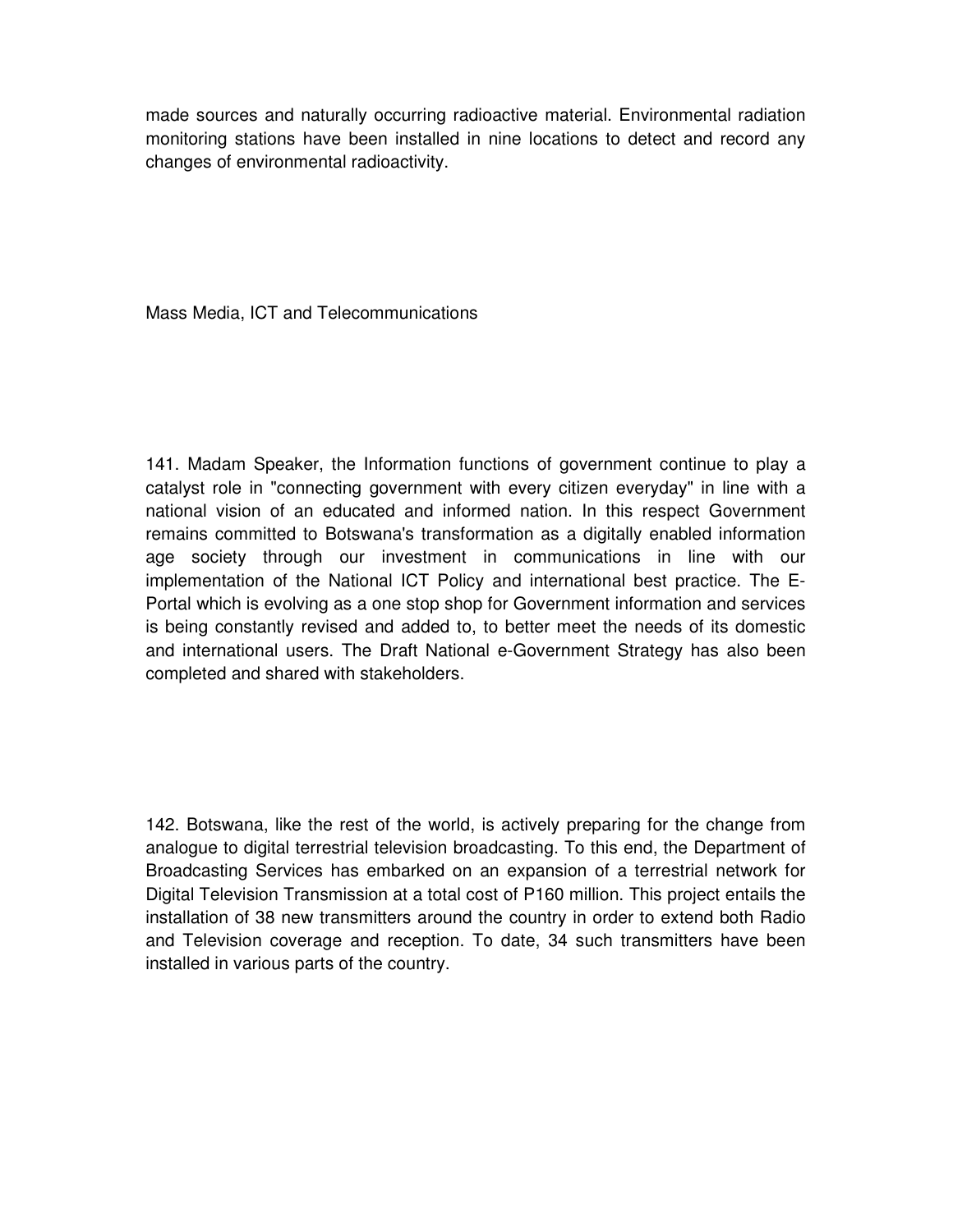made sources and naturally occurring radioactive material. Environmental radiation monitoring stations have been installed in nine locations to detect and record any changes of environmental radioactivity.

## Mass Media, ICT and Telecommunications

141. Madam Speaker, the Information functions of government continue to play a catalyst role in "connecting government with every citizen everyday" in line with a national vision of an educated and informed nation. In this respect Government remains committed to Botswana's transformation as a digitally enabled information age society through our investment in communications in line with our implementation of the National ICT Policy and international best practice. The E-Portal which is evolving as a one stop shop for Government information and services is being constantly revised and added to, to better meet the needs of its domestic and international users. The Draft National e-Government Strategy has also been completed and shared with stakeholders.

142. Botswana, like the rest of the world, is actively preparing for the change from analogue to digital terrestrial television broadcasting. To this end, the Department of Broadcasting Services has embarked on an expansion of a terrestrial network for Digital Television Transmission at a total cost of P160 million. This project entails the installation of 38 new transmitters around the country in order to extend both Radio and Television coverage and reception. To date, 34 such transmitters have been installed in various parts of the country.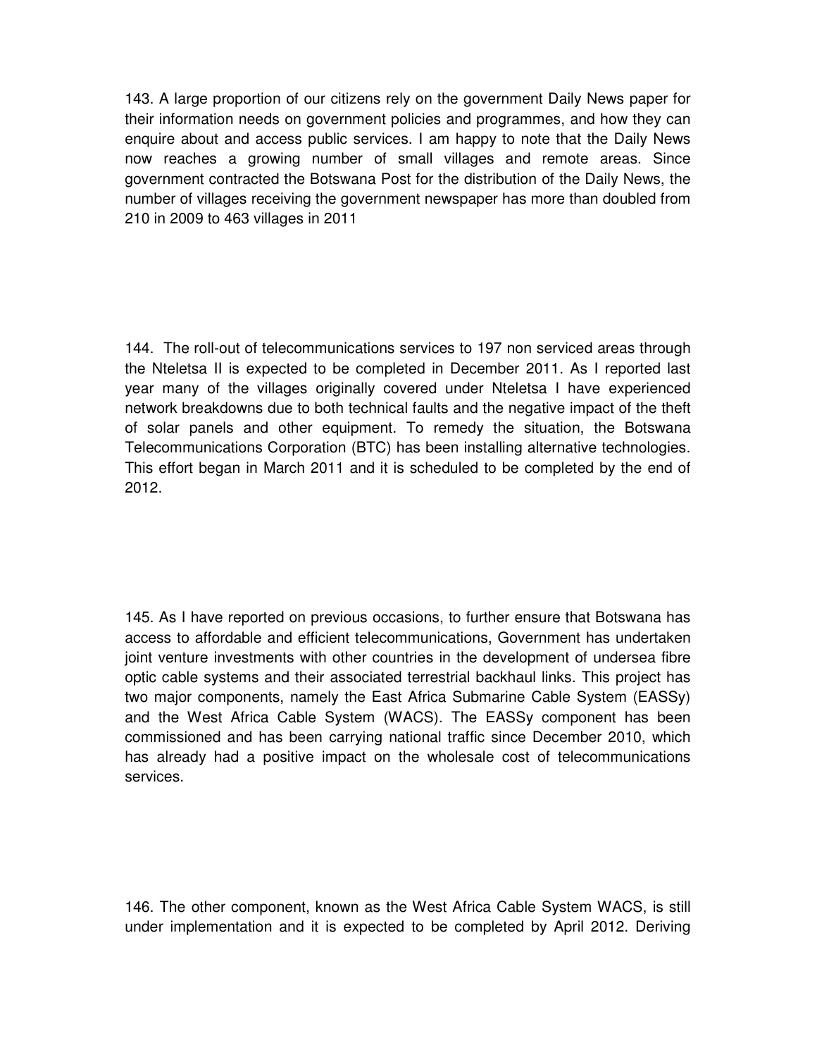143. A large proportion of our citizens rely on the government Daily News paper for their information needs on government policies and programmes, and how they can enquire about and access public services. I am happy to note that the Daily News now reaches a growing number of small villages and remote areas. Since government contracted the Botswana Post for the distribution of the Daily News, the number of villages receiving the government newspaper has more than doubled from 210 in 2009 to 463 villages in 2011

144. The roll-out of telecommunications services to 197 non serviced areas through the Nteletsa II is expected to be completed in December 2011. As I reported last year many of the villages originally covered under Nteletsa I have experienced network breakdowns due to both technical faults and the negative impact of the theft of solar panels and other equipment. To remedy the situation, the Botswana Telecommunications Corporation (BTC) has been installing alternative technologies. This effort began in March 2011 and it is scheduled to be completed by the end of 2012.

145. As I have reported on previous occasions, to further ensure that Botswana has access to affordable and efficient telecommunications, Government has undertaken joint venture investments with other countries in the development of undersea fibre optic cable systems and their associated terrestrial backhaul links. This project has two major components, namely the East Africa Submarine Cable System (EASSy) and the West Africa Cable System (WACS). The EASSy component has been commissioned and has been carrying national traffic since December 2010, which has already had a positive impact on the wholesale cost of telecommunications services.

146. The other component, known as the West Africa Cable System WACS, is still under implementation and it is expected to be completed by April 2012. Deriving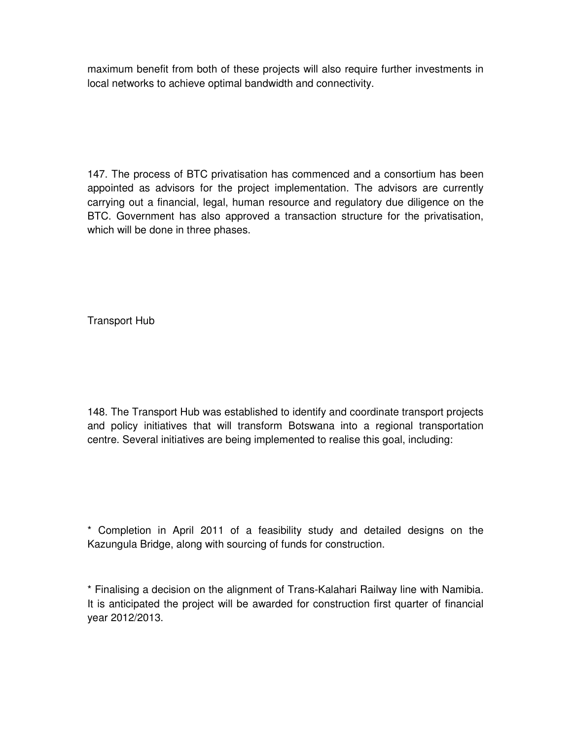maximum benefit from both of these projects will also require further investments in local networks to achieve optimal bandwidth and connectivity.

147. The process of BTC privatisation has commenced and a consortium has been appointed as advisors for the project implementation. The advisors are currently carrying out a financial, legal, human resource and regulatory due diligence on the BTC. Government has also approved a transaction structure for the privatisation, which will be done in three phases.

## Transport Hub

148. The Transport Hub was established to identify and coordinate transport projects and policy initiatives that will transform Botswana into a regional transportation centre. Several initiatives are being implemented to realise this goal, including:

* Completion in April 2011 of a feasibility study and detailed designs on the Kazungula Bridge, along with sourcing of funds for construction.

* Finalising a decision on the alignment of Trans-Kalahari Railway line with Namibia. It is anticipated the project will be awarded for construction first quarter of financial year 2012/2013.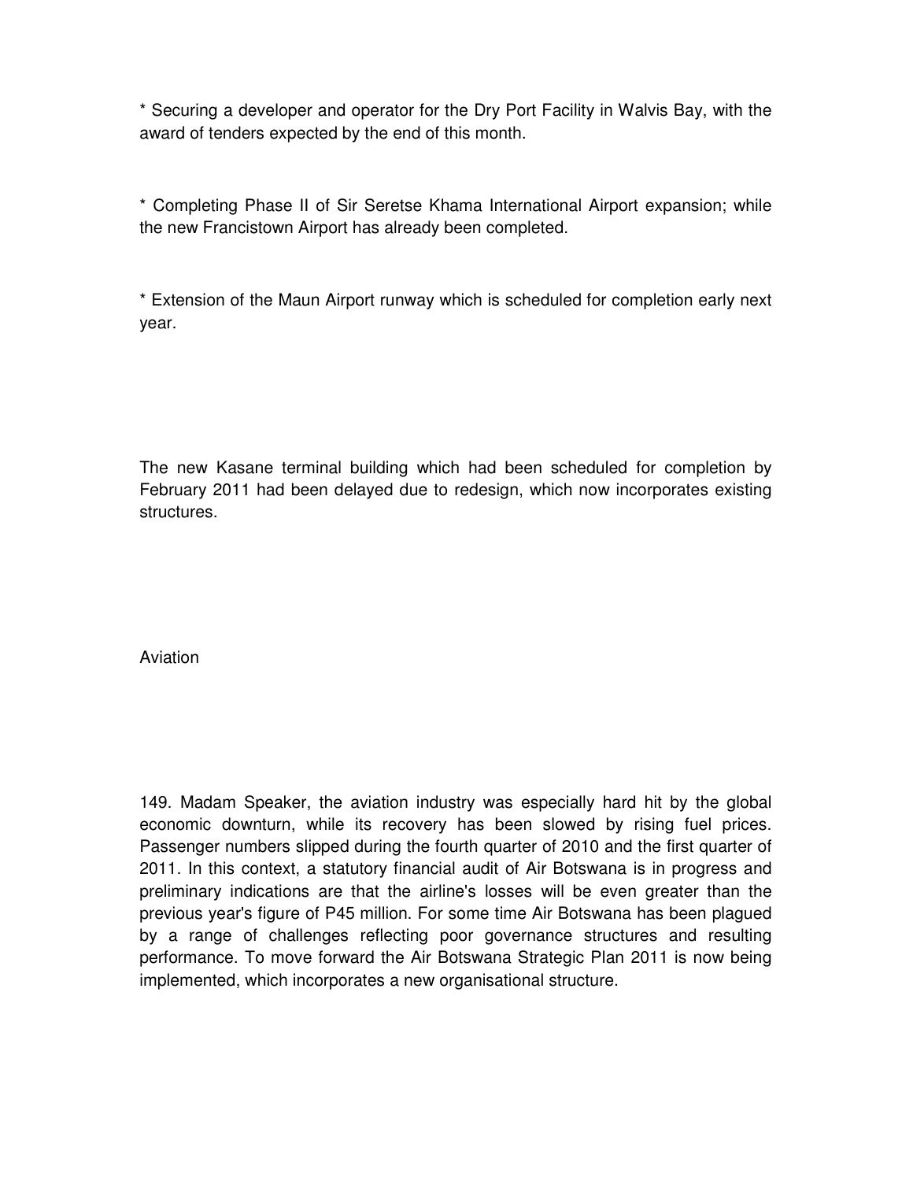* Securing a developer and operator for the Dry Port Facility in Walvis Bay, with the award of tenders expected by the end of this month.

* Completing Phase II of Sir Seretse Khama International Airport expansion; while the new Francistown Airport has already been completed.

* Extension of the Maun Airport runway which is scheduled for completion early next year.

The new Kasane terminal building which had been scheduled for completion by February 2011 had been delayed due to redesign, which now incorporates existing structures.

## Aviation

149. Madam Speaker, the aviation industry was especially hard hit by the global economic downturn, while its recovery has been slowed by rising fuel prices. Passenger numbers slipped during the fourth quarter of 2010 and the first quarter of 2011. In this context, a statutory financial audit of Air Botswana is in progress and preliminary indications are that the airline's losses will be even greater than the previous year's figure of P45 million. For some time Air Botswana has been plagued by a range of challenges reflecting poor governance structures and resulting performance. To move forward the Air Botswana Strategic Plan 2011 is now being implemented, which incorporates a new organisational structure.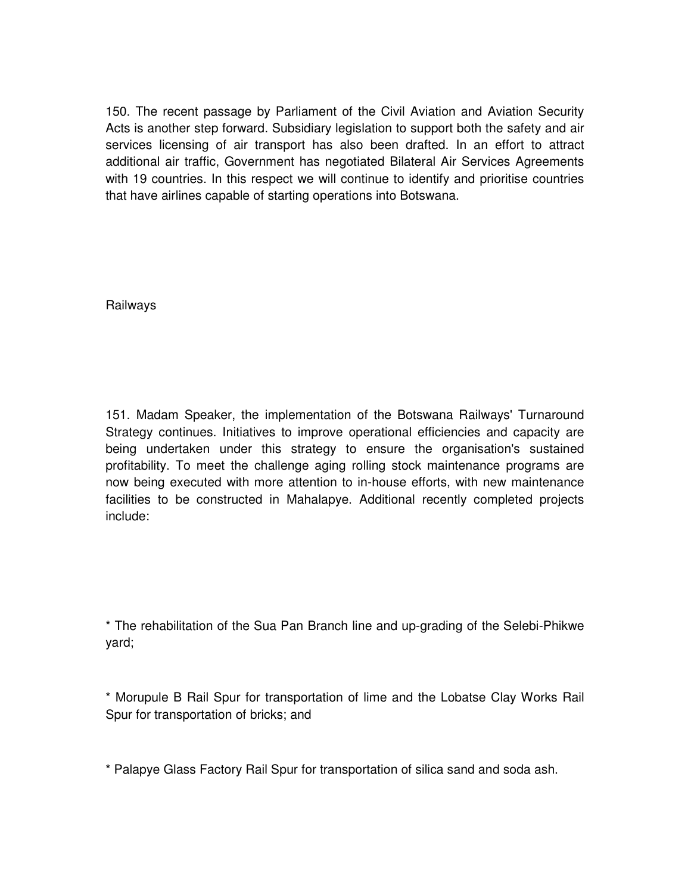150. The recent passage by Parliament of the Civil Aviation and Aviation Security Acts is another step forward. Subsidiary legislation to support both the safety and air services licensing of air transport has also been drafted. In an effort to attract additional air traffic, Government has negotiated Bilateral Air Services Agreements with 19 countries. In this respect we will continue to identify and prioritise countries that have airlines capable of starting operations into Botswana.

## Railways

151. Madam Speaker, the implementation of the Botswana Railways' Turnaround Strategy continues. Initiatives to improve operational efficiencies and capacity are being undertaken under this strategy to ensure the organisation's sustained profitability. To meet the challenge aging rolling stock maintenance programs are now being executed with more attention to in-house efforts, with new maintenance facilities to be constructed in Mahalapye. Additional recently completed projects include:

* The rehabilitation of the Sua Pan Branch line and up-grading of the Selebi-Phikwe yard;

* Morupule B Rail Spur for transportation of lime and the Lobatse Clay Works Rail Spur for transportation of bricks; and

* Palapye Glass Factory Rail Spur for transportation of silica sand and soda ash.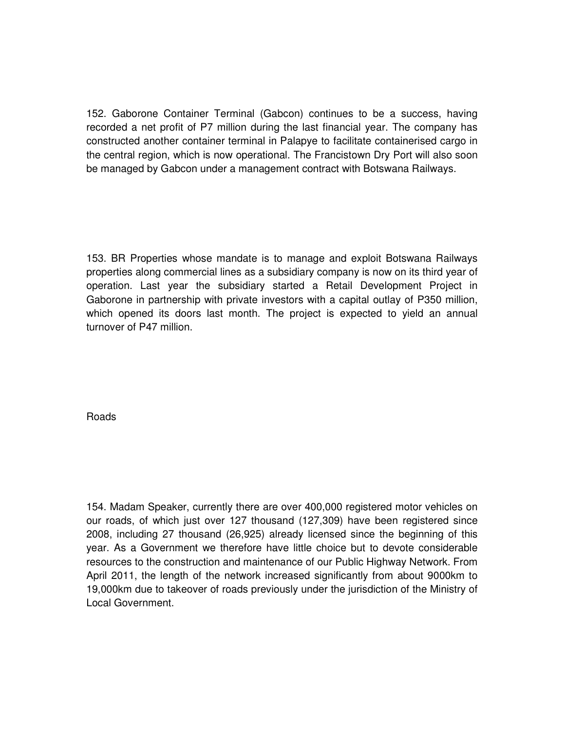152. Gaborone Container Terminal (Gabcon) continues to be a success, having recorded a net profit of P7 million during the last financial year. The company has constructed another container terminal in Palapye to facilitate containerised cargo in the central region, which is now operational. The Francistown Dry Port will also soon be managed by Gabcon under a management contract with Botswana Railways.

153. BR Properties whose mandate is to manage and exploit Botswana Railways properties along commercial lines as a subsidiary company is now on its third year of operation. Last year the subsidiary started a Retail Development Project in Gaborone in partnership with private investors with a capital outlay of P350 million, which opened its doors last month. The project is expected to yield an annual turnover of P47 million.

## Roads

154. Madam Speaker, currently there are over 400,000 registered motor vehicles on our roads, of which just over 127 thousand (127,309) have been registered since 2008, including 27 thousand (26,925) already licensed since the beginning of this year. As a Government we therefore have little choice but to devote considerable resources to the construction and maintenance of our Public Highway Network. From April 2011, the length of the network increased significantly from about 9000km to 19,000km due to takeover of roads previously under the jurisdiction of the Ministry of Local Government.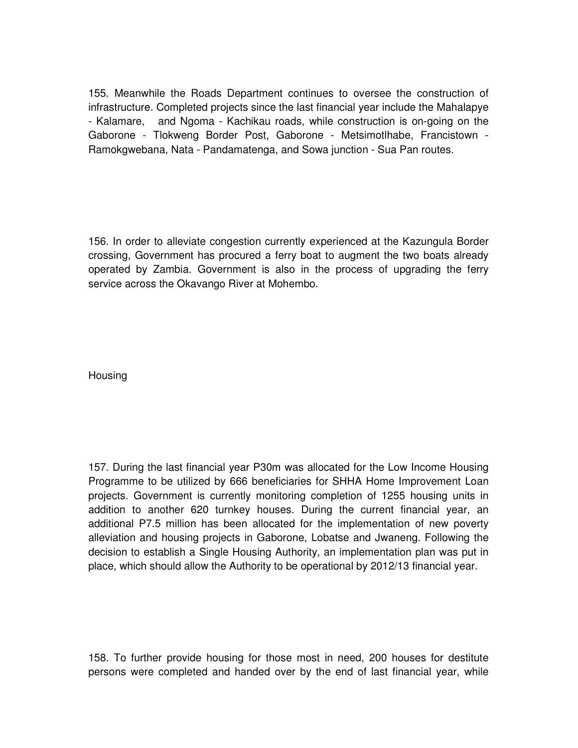155. Meanwhile the Roads Department continues to oversee the construction of infrastructure. Completed projects since the last financial year include the Mahalapye - Kalamare, and Ngoma - Kachikau roads, while construction is on-going on the Gaborone - Tlokweng Border Post, Gaborone - Metsimotlhabe, Francistown - Ramokgwebana, Nata - Pandamatenga, and Sowa junction - Sua Pan routes.

156. In order to alleviate congestion currently experienced at the Kazungula Border crossing, Government has procured a ferry boat to augment the two boats already operated by Zambia. Government is also in the process of upgrading the ferry service across the Okavango River at Mohembo.

## Housing

157. During the last financial year P30m was allocated for the Low Income Housing Programme to be utilized by 666 beneficiaries for SHHA Home Improvement Loan projects. Government is currently monitoring completion of 1255 housing units in addition to another 620 turnkey houses. During the current financial year, an additional P7.5 million has been allocated for the implementation of new poverty alleviation and housing projects in Gaborone, Lobatse and Jwaneng. Following the decision to establish a Single Housing Authority, an implementation plan was put in place, which should allow the Authority to be operational by 2012/13 financial year.

158. To further provide housing for those most in need, 200 houses for destitute persons were completed and handed over by the end of last financial year, while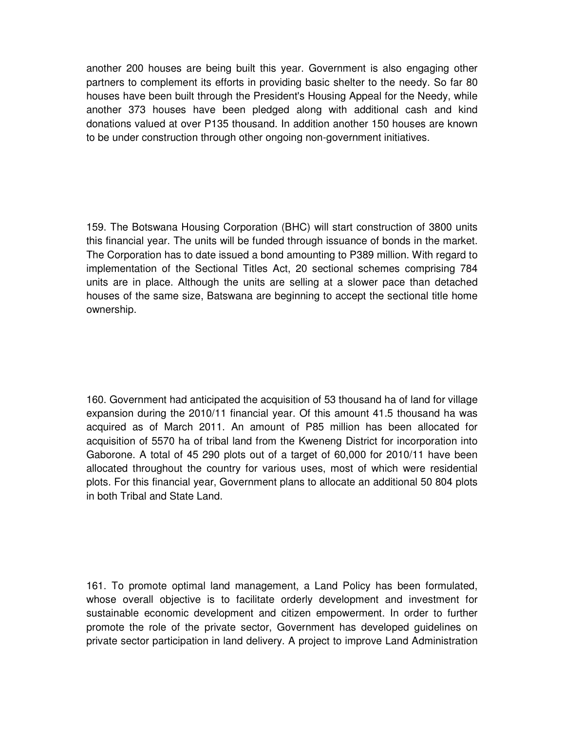another 200 houses are being built this year. Government is also engaging other partners to complement its efforts in providing basic shelter to the needy. So far 80 houses have been built through the President's Housing Appeal for the Needy, while another 373 houses have been pledged along with additional cash and kind donations valued at over P135 thousand. In addition another 150 houses are known to be under construction through other ongoing non-government initiatives.

159. The Botswana Housing Corporation (BHC) will start construction of 3800 units this financial year. The units will be funded through issuance of bonds in the market. The Corporation has to date issued a bond amounting to P389 million. With regard to implementation of the Sectional Titles Act, 20 sectional schemes comprising 784 units are in place. Although the units are selling at a slower pace than detached houses of the same size, Batswana are beginning to accept the sectional title home ownership.

160. Government had anticipated the acquisition of 53 thousand ha of land for village expansion during the 2010/11 financial year. Of this amount 41.5 thousand ha was acquired as of March 2011. An amount of P85 million has been allocated for acquisition of 5570 ha of tribal land from the Kweneng District for incorporation into Gaborone. A total of 45 290 plots out of a target of 60,000 for 2010/11 have been allocated throughout the country for various uses, most of which were residential plots. For this financial year, Government plans to allocate an additional 50 804 plots in both Tribal and State Land.

161. To promote optimal land management, a Land Policy has been formulated, whose overall objective is to facilitate orderly development and investment for sustainable economic development and citizen empowerment. In order to further promote the role of the private sector, Government has developed guidelines on private sector participation in land delivery. A project to improve Land Administration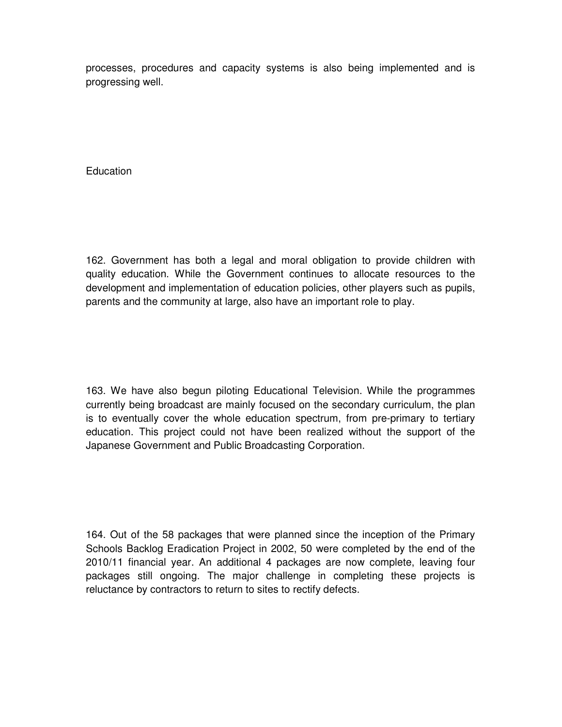processes, procedures and capacity systems is also being implemented and is progressing well.

## Education

162. Government has both a legal and moral obligation to provide children with quality education. While the Government continues to allocate resources to the development and implementation of education policies, other players such as pupils, parents and the community at large, also have an important role to play.

163. We have also begun piloting Educational Television. While the programmes currently being broadcast are mainly focused on the secondary curriculum, the plan is to eventually cover the whole education spectrum, from pre-primary to tertiary education. This project could not have been realized without the support of the Japanese Government and Public Broadcasting Corporation.

164. Out of the 58 packages that were planned since the inception of the Primary Schools Backlog Eradication Project in 2002, 50 were completed by the end of the 2010/11 financial year. An additional 4 packages are now complete, leaving four packages still ongoing. The major challenge in completing these projects is reluctance by contractors to return to sites to rectify defects.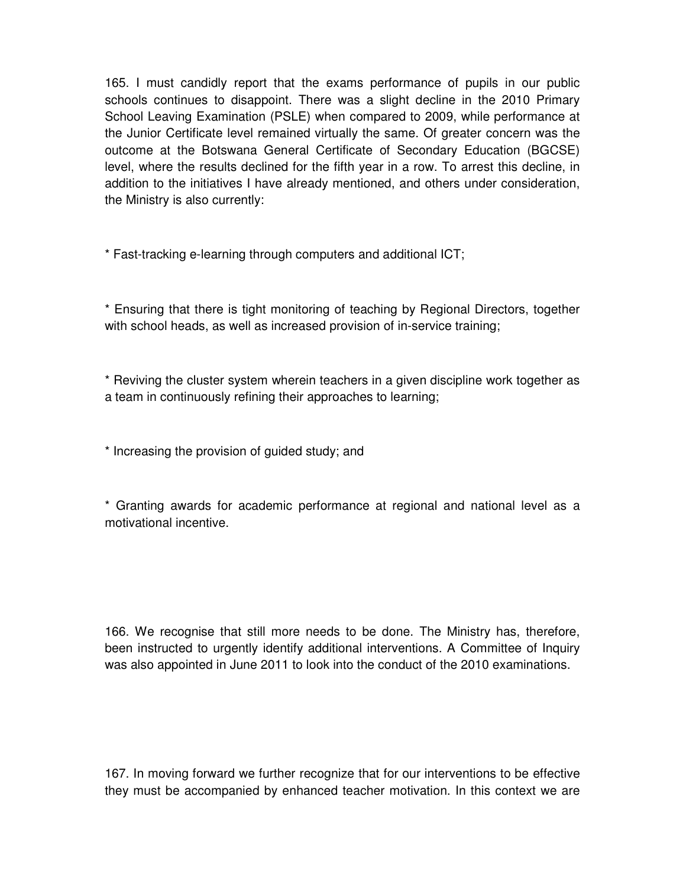165. I must candidly report that the exams performance of pupils in our public schools continues to disappoint. There was a slight decline in the 2010 Primary School Leaving Examination (PSLE) when compared to 2009, while performance at the Junior Certificate level remained virtually the same. Of greater concern was the outcome at the Botswana General Certificate of Secondary Education (BGCSE) level, where the results declined for the fifth year in a row. To arrest this decline, in addition to the initiatives I have already mentioned, and others under consideration, the Ministry is also currently:

* Fast-tracking e-learning through computers and additional ICT;

* Ensuring that there is tight monitoring of teaching by Regional Directors, together with school heads, as well as increased provision of in-service training;

* Reviving the cluster system wherein teachers in a given discipline work together as a team in continuously refining their approaches to learning;

* Increasing the provision of guided study; and

* Granting awards for academic performance at regional and national level as a motivational incentive.

166. We recognise that still more needs to be done. The Ministry has, therefore, been instructed to urgently identify additional interventions. A Committee of Inquiry was also appointed in June 2011 to look into the conduct of the 2010 examinations.

167. In moving forward we further recognize that for our interventions to be effective they must be accompanied by enhanced teacher motivation. In this context we are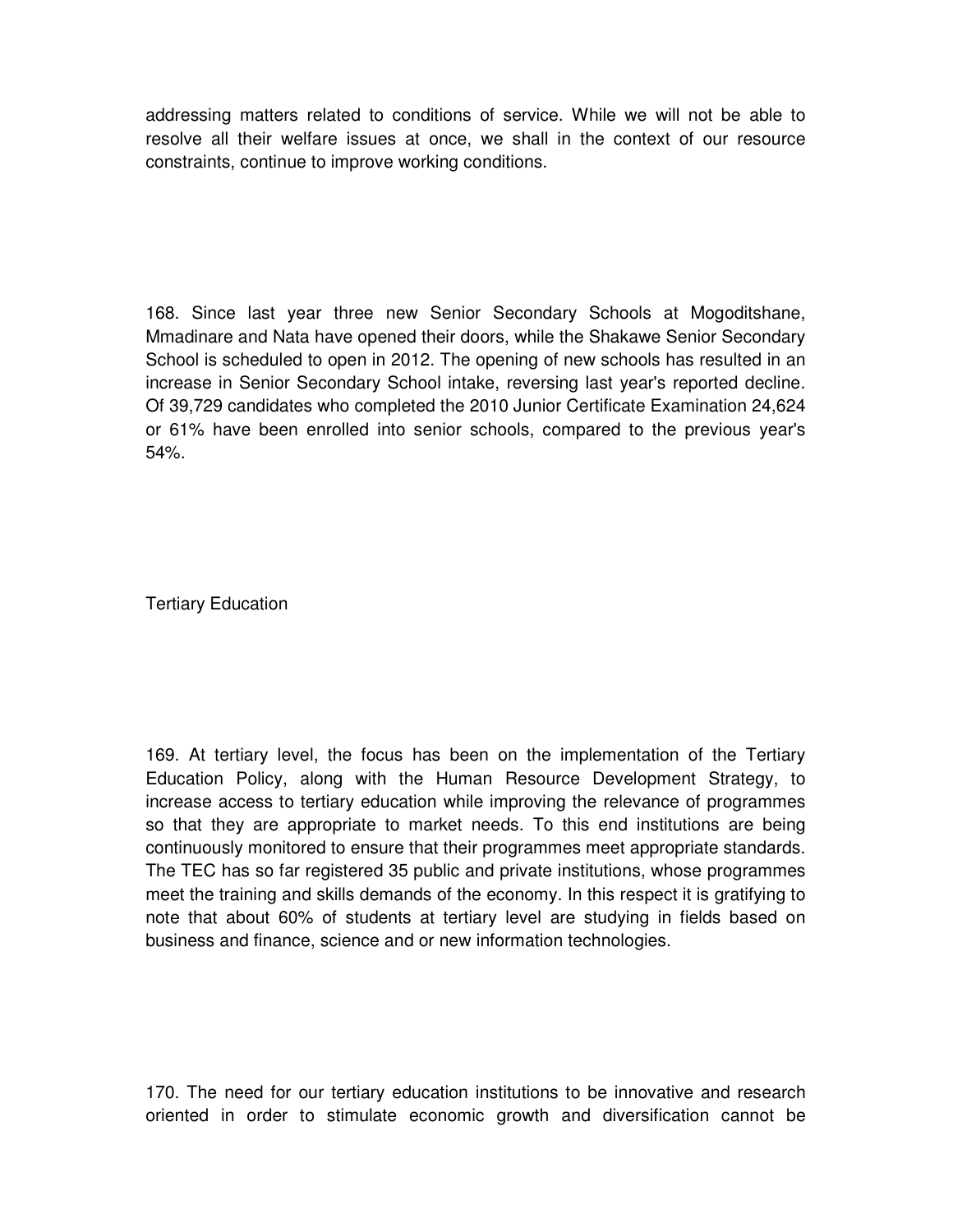addressing matters related to conditions of service. While we will not be able to resolve all their welfare issues at once, we shall in the context of our resource constraints, continue to improve working conditions.

168. Since last year three new Senior Secondary Schools at Mogoditshane, Mmadinare and Nata have opened their doors, while the Shakawe Senior Secondary School is scheduled to open in 2012. The opening of new schools has resulted in an increase in Senior Secondary School intake, reversing last year's reported decline. Of 39,729 candidates who completed the 2010 Junior Certificate Examination 24,624 or 61% have been enrolled into senior schools, compared to the previous year's 54%.

## Tertiary Education

169. At tertiary level, the focus has been on the implementation of the Tertiary Education Policy, along with the Human Resource Development Strategy, to increase access to tertiary education while improving the relevance of programmes so that they are appropriate to market needs. To this end institutions are being continuously monitored to ensure that their programmes meet appropriate standards. The TEC has so far registered 35 public and private institutions, whose programmes meet the training and skills demands of the economy. In this respect it is gratifying to note that about 60% of students at tertiary level are studying in fields based on business and finance, science and or new information technologies.

170. The need for our tertiary education institutions to be innovative and research oriented in order to stimulate economic growth and diversification cannot be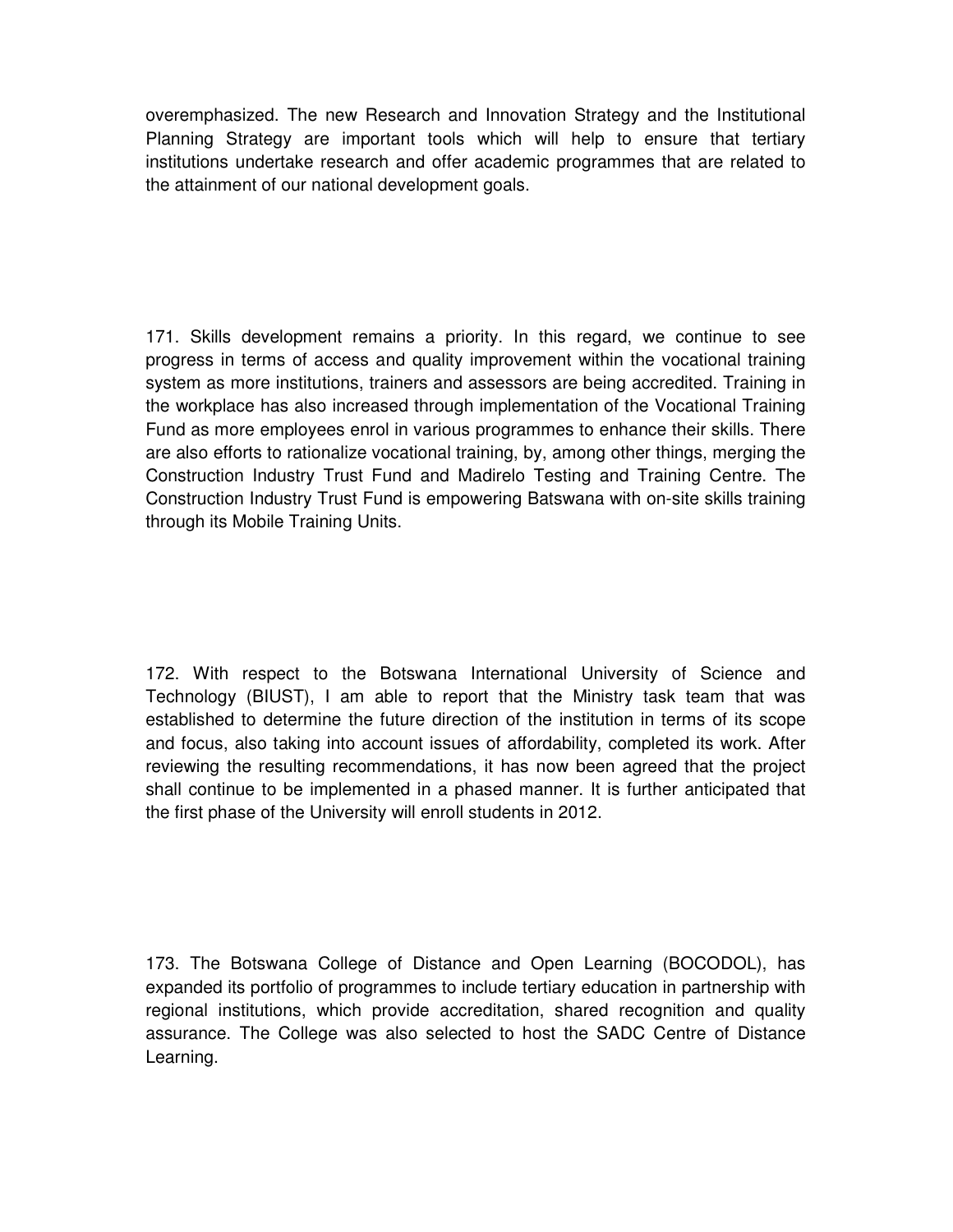overemphasized. The new Research and Innovation Strategy and the Institutional Planning Strategy are important tools which will help to ensure that tertiary institutions undertake research and offer academic programmes that are related to the attainment of our national development goals.

171. Skills development remains a priority. In this regard, we continue to see progress in terms of access and quality improvement within the vocational training system as more institutions, trainers and assessors are being accredited. Training in the workplace has also increased through implementation of the Vocational Training Fund as more employees enrol in various programmes to enhance their skills. There are also efforts to rationalize vocational training, by, among other things, merging the Construction Industry Trust Fund and Madirelo Testing and Training Centre. The Construction Industry Trust Fund is empowering Batswana with on-site skills training through its Mobile Training Units.

172. With respect to the Botswana International University of Science and Technology (BIUST), I am able to report that the Ministry task team that was established to determine the future direction of the institution in terms of its scope and focus, also taking into account issues of affordability, completed its work. After reviewing the resulting recommendations, it has now been agreed that the project shall continue to be implemented in a phased manner. It is further anticipated that the first phase of the University will enroll students in 2012.

173. The Botswana College of Distance and Open Learning (BOCODOL), has expanded its portfolio of programmes to include tertiary education in partnership with regional institutions, which provide accreditation, shared recognition and quality assurance. The College was also selected to host the SADC Centre of Distance Learning.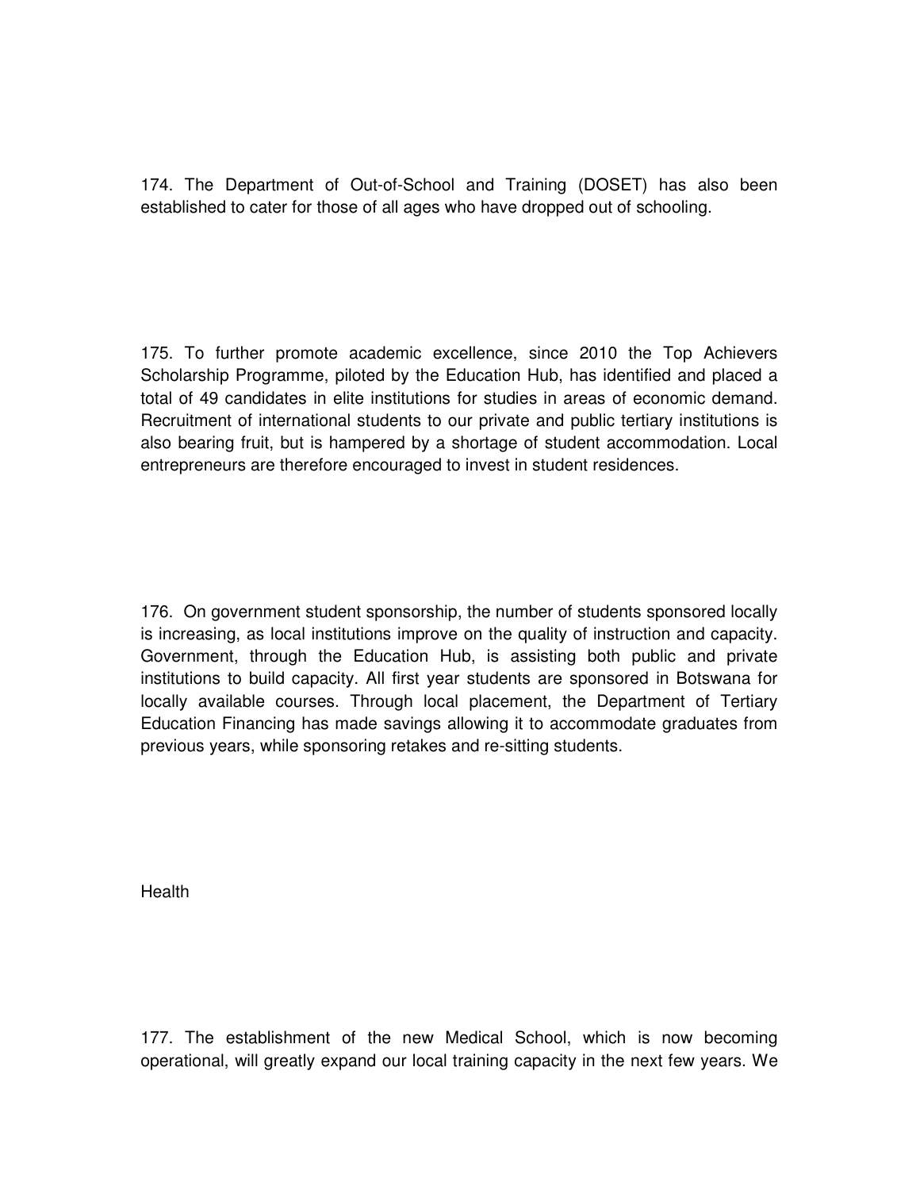174. The Department of Out-of-School and Training (DOSET) has also been established to cater for those of all ages who have dropped out of schooling.

175. To further promote academic excellence, since 2010 the Top Achievers Scholarship Programme, piloted by the Education Hub, has identified and placed a total of 49 candidates in elite institutions for studies in areas of economic demand. Recruitment of international students to our private and public tertiary institutions is also bearing fruit, but is hampered by a shortage of student accommodation. Local entrepreneurs are therefore encouraged to invest in student residences.

176. On government student sponsorship, the number of students sponsored locally is increasing, as local institutions improve on the quality of instruction and capacity. Government, through the Education Hub, is assisting both public and private institutions to build capacity. All first year students are sponsored in Botswana for locally available courses. Through local placement, the Department of Tertiary Education Financing has made savings allowing it to accommodate graduates from previous years, while sponsoring retakes and re-sitting students.

## Health

177. The establishment of the new Medical School, which is now becoming operational, will greatly expand our local training capacity in the next few years. We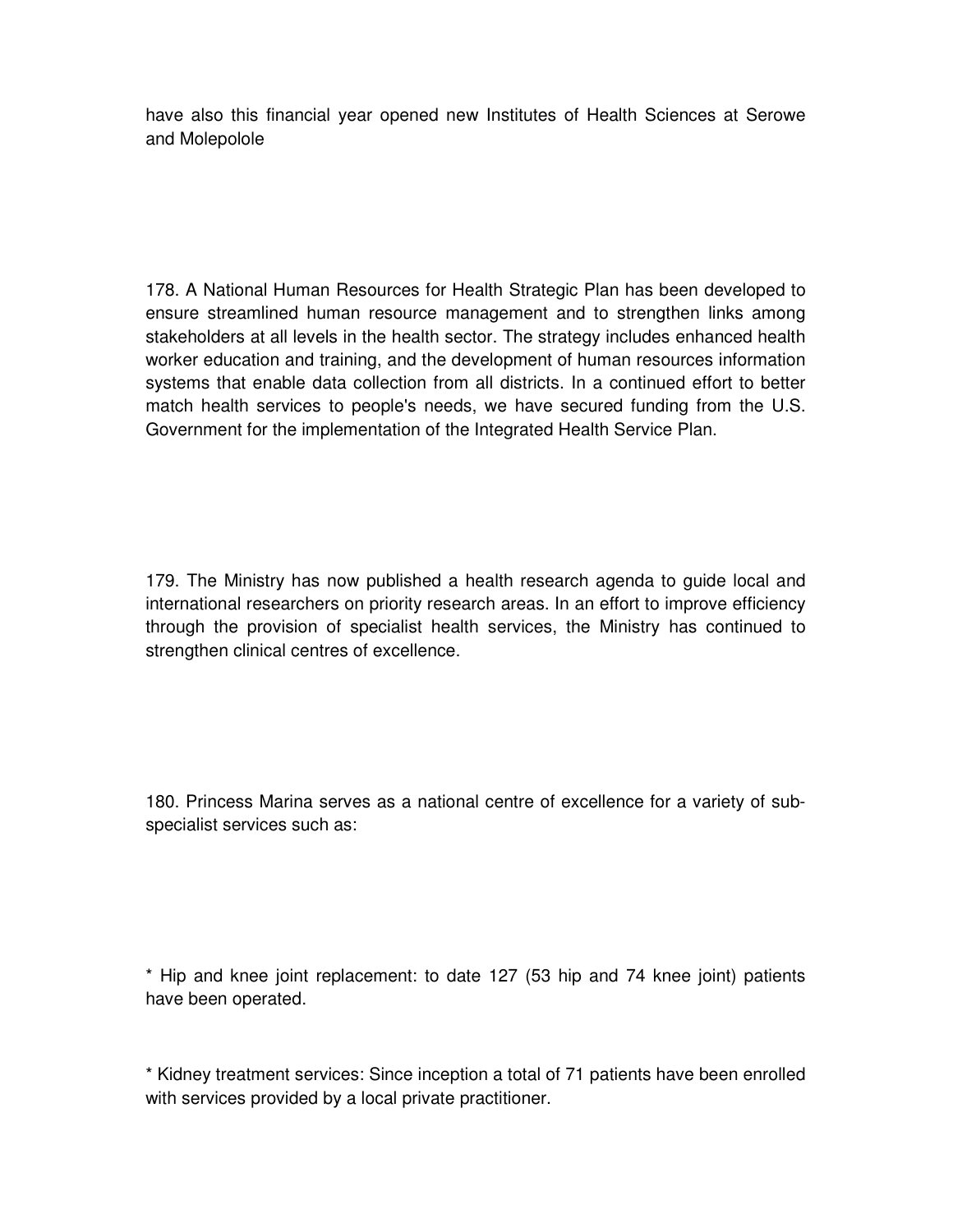have also this financial year opened new Institutes of Health Sciences at Serowe and Molepolole

178. A National Human Resources for Health Strategic Plan has been developed to ensure streamlined human resource management and to strengthen links among stakeholders at all levels in the health sector. The strategy includes enhanced health worker education and training, and the development of human resources information systems that enable data collection from all districts. In a continued effort to better match health services to people's needs, we have secured funding from the U.S. Government for the implementation of the Integrated Health Service Plan.

179. The Ministry has now published a health research agenda to guide local and international researchers on priority research areas. In an effort to improve efficiency through the provision of specialist health services, the Ministry has continued to strengthen clinical centres of excellence.

180. Princess Marina serves as a national centre of excellence for a variety of sub-specialist services such as:

* Hip and knee joint replacement: to date 127 (53 hip and 74 knee joint) patients have been operated.

* Kidney treatment services: Since inception a total of 71 patients have been enrolled with services provided by a local private practitioner.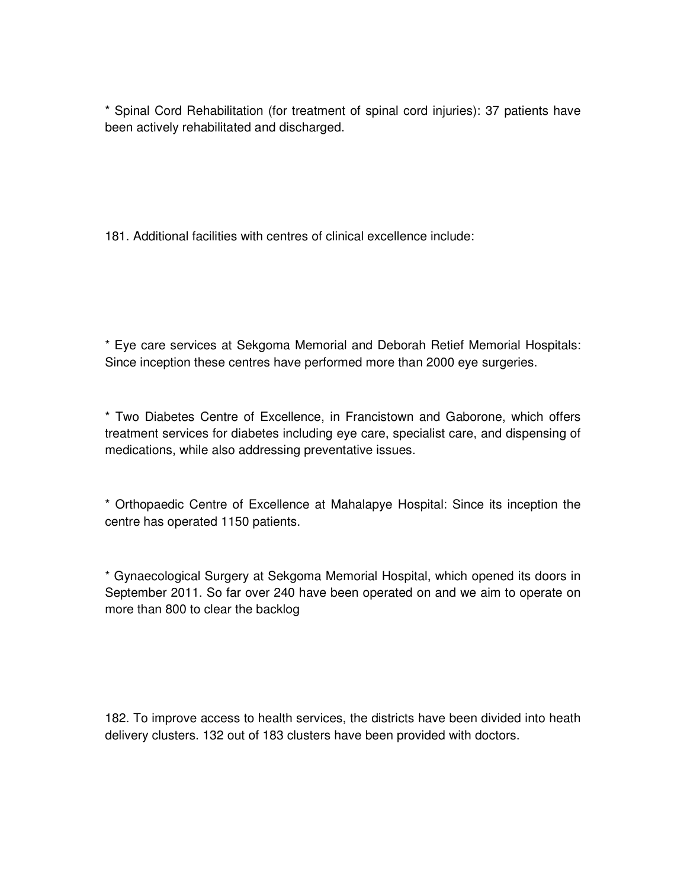* Spinal Cord Rehabilitation (for treatment of spinal cord injuries): 37 patients have been actively rehabilitated and discharged.

181. Additional facilities with centres of clinical excellence include:

* Eye care services at Sekgoma Memorial and Deborah Retief Memorial Hospitals: Since inception these centres have performed more than 2000 eye surgeries.

* Two Diabetes Centre of Excellence, in Francistown and Gaborone, which offers treatment services for diabetes including eye care, specialist care, and dispensing of medications, while also addressing preventative issues.

* Orthopaedic Centre of Excellence at Mahalapye Hospital: Since its inception the centre has operated 1150 patients.

* Gynaecological Surgery at Sekgoma Memorial Hospital, which opened its doors in September 2011. So far over 240 have been operated on and we aim to operate on more than 800 to clear the backlog

182. To improve access to health services, the districts have been divided into heath delivery clusters. 132 out of 183 clusters have been provided with doctors.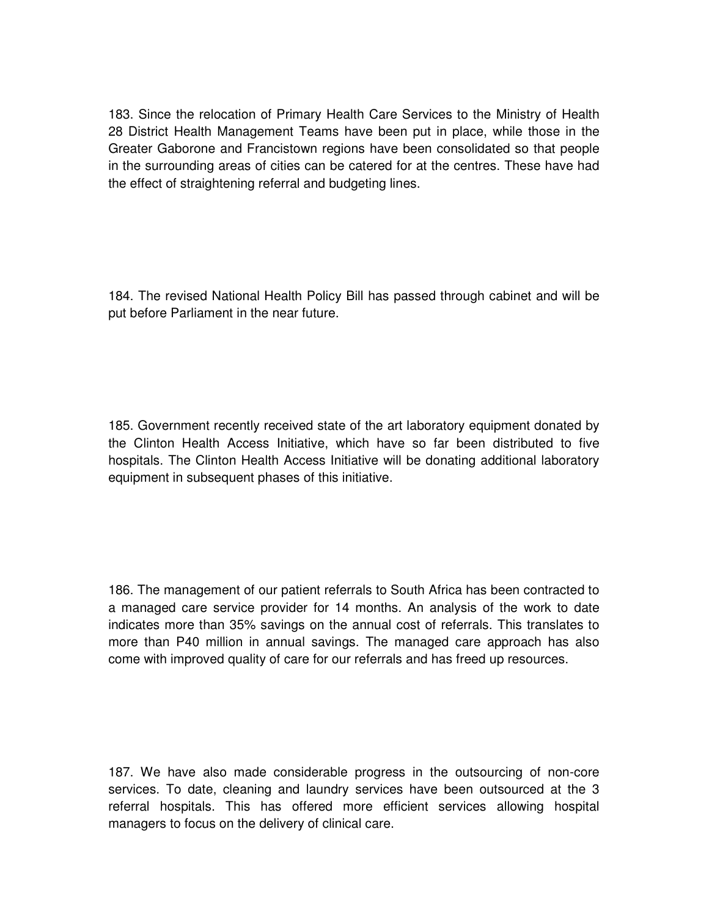183. Since the relocation of Primary Health Care Services to the Ministry of Health 28 District Health Management Teams have been put in place, while those in the Greater Gaborone and Francistown regions have been consolidated so that people in the surrounding areas of cities can be catered for at the centres. These have had the effect of straightening referral and budgeting lines.

184. The revised National Health Policy Bill has passed through cabinet and will be put before Parliament in the near future.

185. Government recently received state of the art laboratory equipment donated by the Clinton Health Access Initiative, which have so far been distributed to five hospitals. The Clinton Health Access Initiative will be donating additional laboratory equipment in subsequent phases of this initiative.

186. The management of our patient referrals to South Africa has been contracted to a managed care service provider for 14 months. An analysis of the work to date indicates more than 35% savings on the annual cost of referrals. This translates to more than P40 million in annual savings. The managed care approach has also come with improved quality of care for our referrals and has freed up resources.

187. We have also made considerable progress in the outsourcing of non-core services. To date, cleaning and laundry services have been outsourced at the 3 referral hospitals. This has offered more efficient services allowing hospital managers to focus on the delivery of clinical care.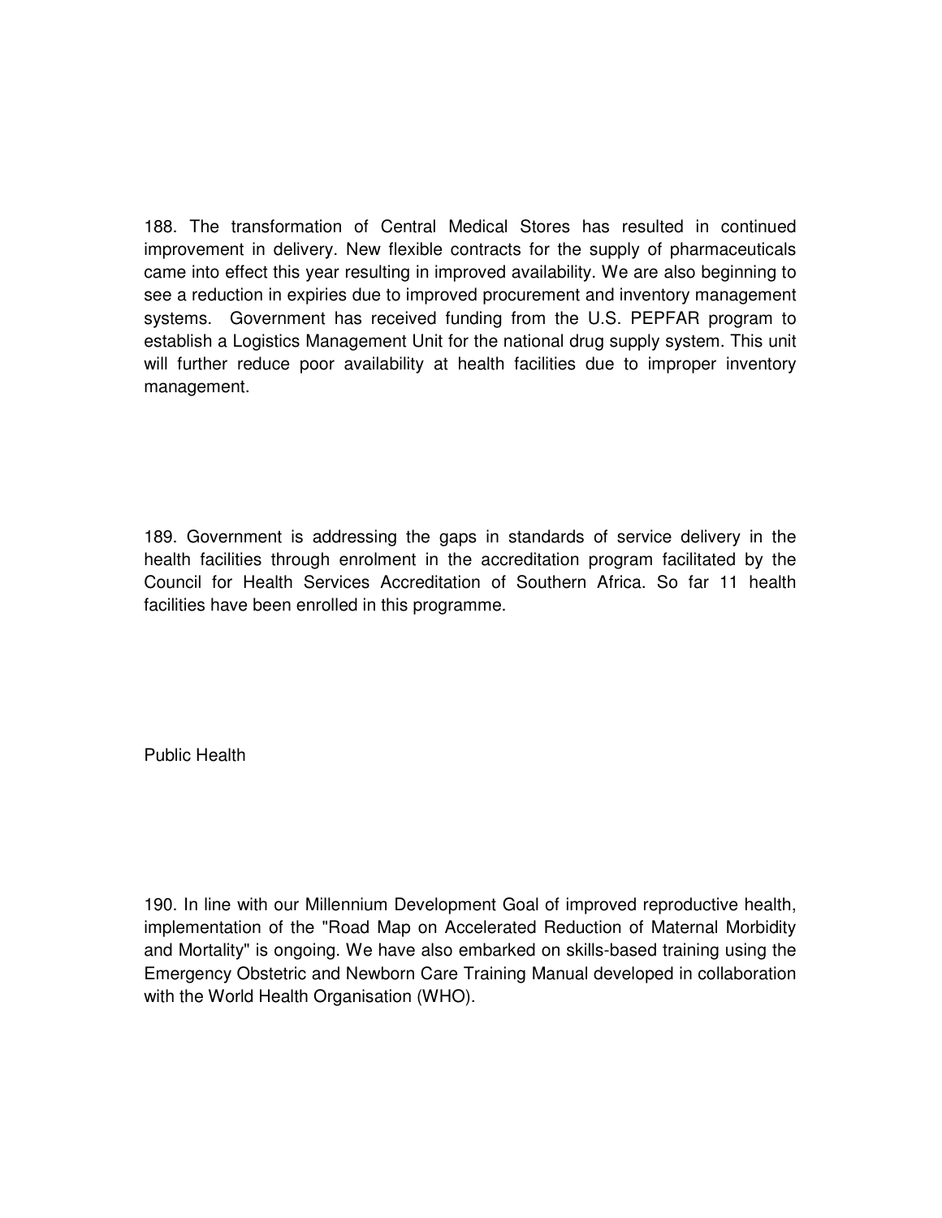188. The transformation of Central Medical Stores has resulted in continued improvement in delivery. New flexible contracts for the supply of pharmaceuticals came into effect this year resulting in improved availability. We are also beginning to see a reduction in expiries due to improved procurement and inventory management systems. Government has received funding from the U.S. PEPFAR program to establish a Logistics Management Unit for the national drug supply system. This unit will further reduce poor availability at health facilities due to improper inventory management.

189. Government is addressing the gaps in standards of service delivery in the health facilities through enrolment in the accreditation program facilitated by the Council for Health Services Accreditation of Southern Africa. So far 11 health facilities have been enrolled in this programme.

## Public Health

190. In line with our Millennium Development Goal of improved reproductive health, implementation of the "Road Map on Accelerated Reduction of Maternal Morbidity and Mortality" is ongoing. We have also embarked on skills-based training using the Emergency Obstetric and Newborn Care Training Manual developed in collaboration with the World Health Organisation (WHO).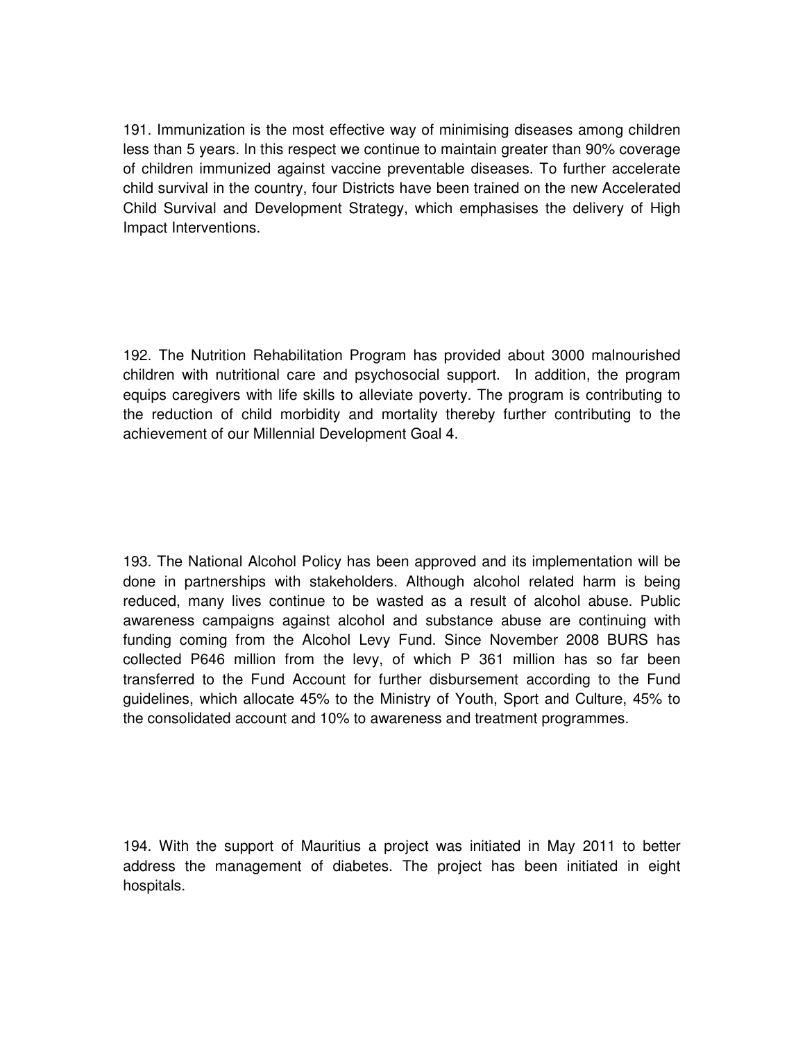191. Immunization is the most effective way of minimising diseases among children less than 5 years. In this respect we continue to maintain greater than 90% coverage of children immunized against vaccine preventable diseases. To further accelerate child survival in the country, four Districts have been trained on the new Accelerated Child Survival and Development Strategy, which emphasises the delivery of High Impact Interventions.

192. The Nutrition Rehabilitation Program has provided about 3000 malnourished children with nutritional care and psychosocial support. In addition, the program equips caregivers with life skills to alleviate poverty. The program is contributing to the reduction of child morbidity and mortality thereby further contributing to the achievement of our Millennial Development Goal 4.

193. The National Alcohol Policy has been approved and its implementation will be done in partnerships with stakeholders. Although alcohol related harm is being reduced, many lives continue to be wasted as a result of alcohol abuse. Public awareness campaigns against alcohol and substance abuse are continuing with funding coming from the Alcohol Levy Fund. Since November 2008 BURS has collected P646 million from the levy, of which P 361 million has so far been transferred to the Fund Account for further disbursement according to the Fund guidelines, which allocate 45% to the Ministry of Youth, Sport and Culture, 45% to the consolidated account and 10% to awareness and treatment programmes.

194. With the support of Mauritius a project was initiated in May 2011 to better address the management of diabetes. The project has been initiated in eight hospitals.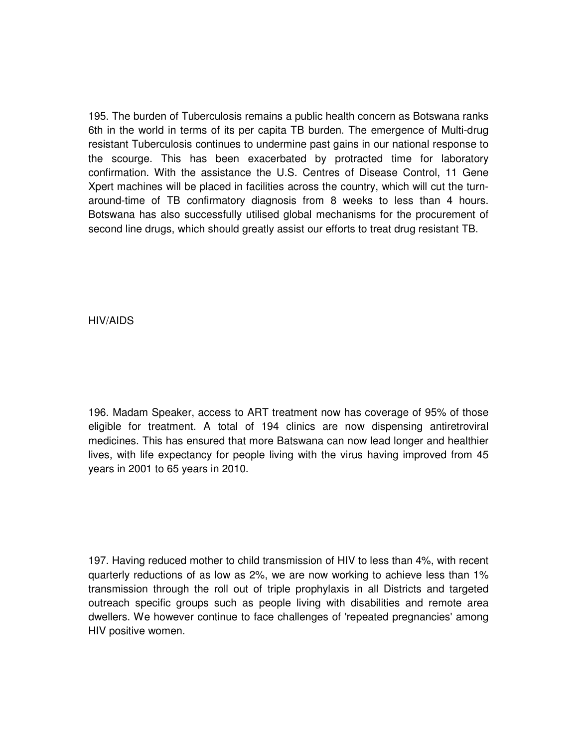195. The burden of Tuberculosis remains a public health concern as Botswana ranks 6th in the world in terms of its per capita TB burden. The emergence of Multi-drug resistant Tuberculosis continues to undermine past gains in our national response to the scourge. This has been exacerbated by protracted time for laboratory confirmation. With the assistance the U.S. Centres of Disease Control, 11 Gene Xpert machines will be placed in facilities across the country, which will cut the turn-around-time of TB confirmatory diagnosis from 8 weeks to less than 4 hours. Botswana has also successfully utilised global mechanisms for the procurement of second line drugs, which should greatly assist our efforts to treat drug resistant TB.

## HIV/AIDS

196. Madam Speaker, access to ART treatment now has coverage of 95% of those eligible for treatment. A total of 194 clinics are now dispensing antiretroviral medicines. This has ensured that more Batswana can now lead longer and healthier lives, with life expectancy for people living with the virus having improved from 45 years in 2001 to 65 years in 2010.

197. Having reduced mother to child transmission of HIV to less than 4%, with recent quarterly reductions of as low as 2%, we are now working to achieve less than 1% transmission through the roll out of triple prophylaxis in all Districts and targeted outreach specific groups such as people living with disabilities and remote area dwellers. We however continue to face challenges of 'repeated pregnancies' among HIV positive women.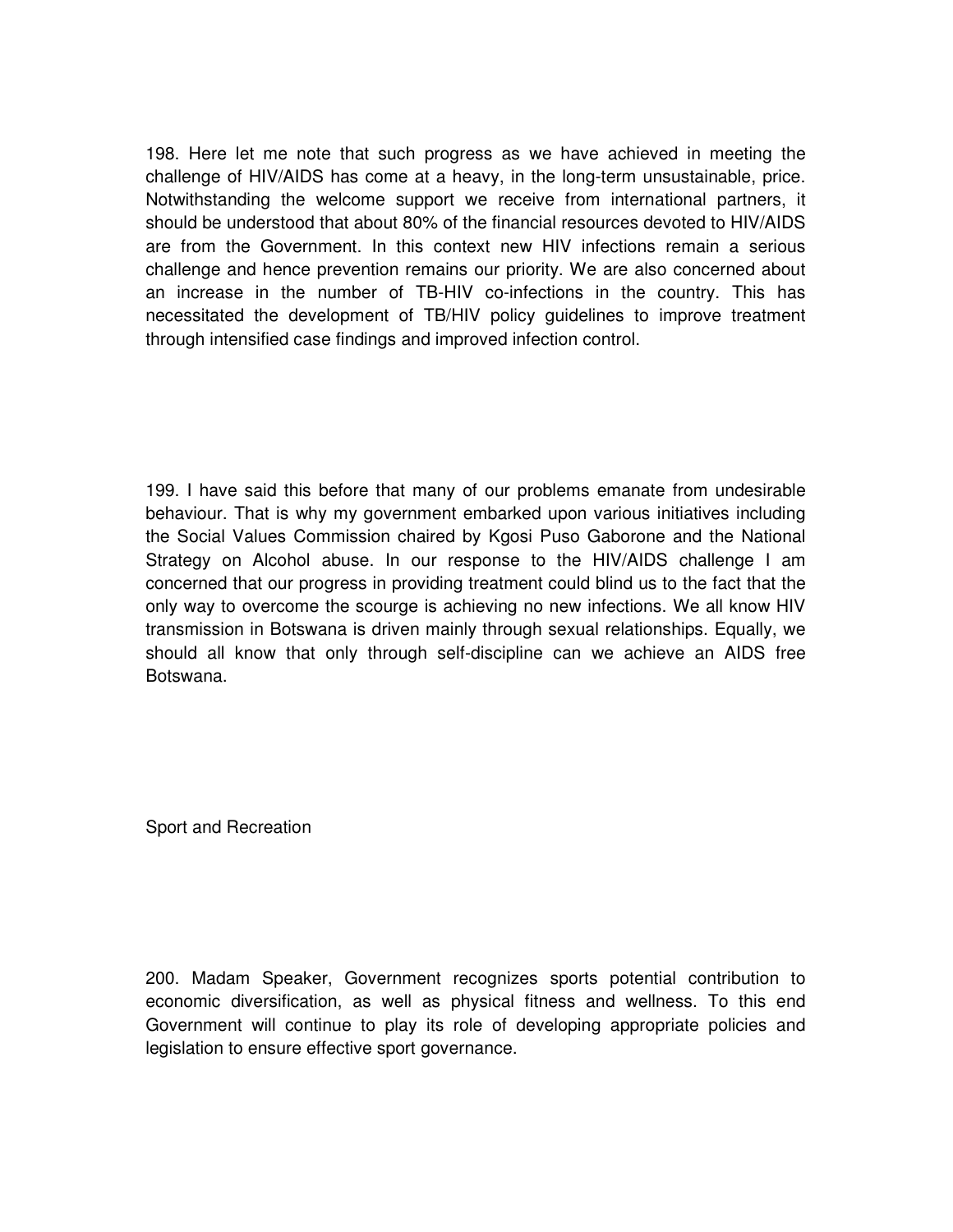198. Here let me note that such progress as we have achieved in meeting the challenge of HIV/AIDS has come at a heavy, in the long-term unsustainable, price. Notwithstanding the welcome support we receive from international partners, it should be understood that about 80% of the financial resources devoted to HIV/AIDS are from the Government. In this context new HIV infections remain a serious challenge and hence prevention remains our priority. We are also concerned about an increase in the number of TB-HIV co-infections in the country. This has necessitated the development of TB/HIV policy guidelines to improve treatment through intensified case findings and improved infection control.

199. I have said this before that many of our problems emanate from undesirable behaviour. That is why my government embarked upon various initiatives including the Social Values Commission chaired by Kgosi Puso Gaborone and the National Strategy on Alcohol abuse. In our response to the HIV/AIDS challenge I am concerned that our progress in providing treatment could blind us to the fact that the only way to overcome the scourge is achieving no new infections. We all know HIV transmission in Botswana is driven mainly through sexual relationships. Equally, we should all know that only through self-discipline can we achieve an AIDS free Botswana.

## Sport and Recreation

200. Madam Speaker, Government recognizes sports potential contribution to economic diversification, as well as physical fitness and wellness. To this end Government will continue to play its role of developing appropriate policies and legislation to ensure effective sport governance.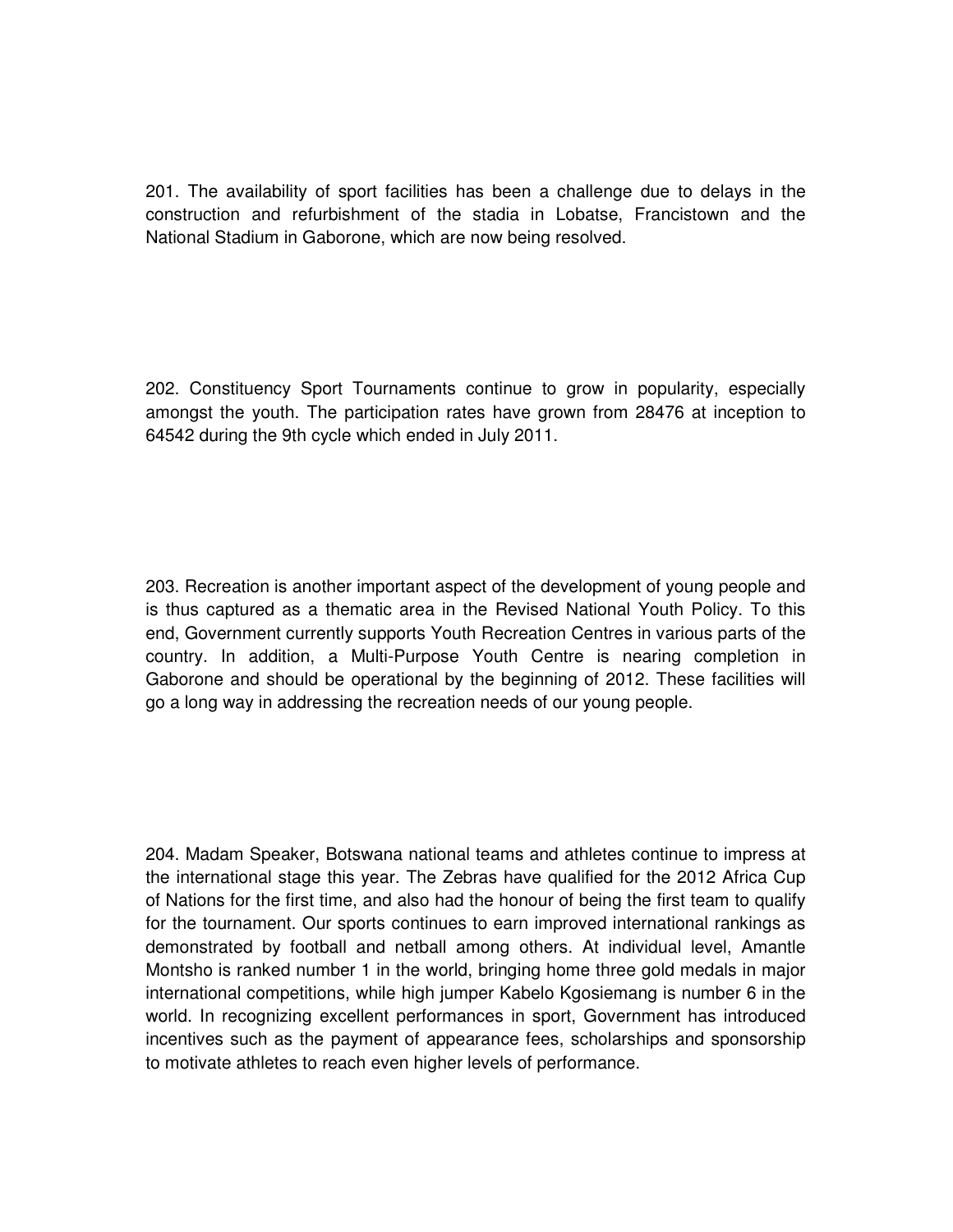201. The availability of sport facilities has been a challenge due to delays in the construction and refurbishment of the stadia in Lobatse, Francistown and the National Stadium in Gaborone, which are now being resolved.

202. Constituency Sport Tournaments continue to grow in popularity, especially amongst the youth. The participation rates have grown from 28476 at inception to 64542 during the 9th cycle which ended in July 2011.

203. Recreation is another important aspect of the development of young people and is thus captured as a thematic area in the Revised National Youth Policy. To this end, Government currently supports Youth Recreation Centres in various parts of the country. In addition, a Multi-Purpose Youth Centre is nearing completion in Gaborone and should be operational by the beginning of 2012. These facilities will go a long way in addressing the recreation needs of our young people.

204. Madam Speaker, Botswana national teams and athletes continue to impress at the international stage this year. The Zebras have qualified for the 2012 Africa Cup of Nations for the first time, and also had the honour of being the first team to qualify for the tournament. Our sports continues to earn improved international rankings as demonstrated by football and netball among others. At individual level, Amantle Montsho is ranked number 1 in the world, bringing home three gold medals in major international competitions, while high jumper Kabelo Kgosiemang is number 6 in the world. In recognizing excellent performances in sport, Government has introduced incentives such as the payment of appearance fees, scholarships and sponsorship to motivate athletes to reach even higher levels of performance.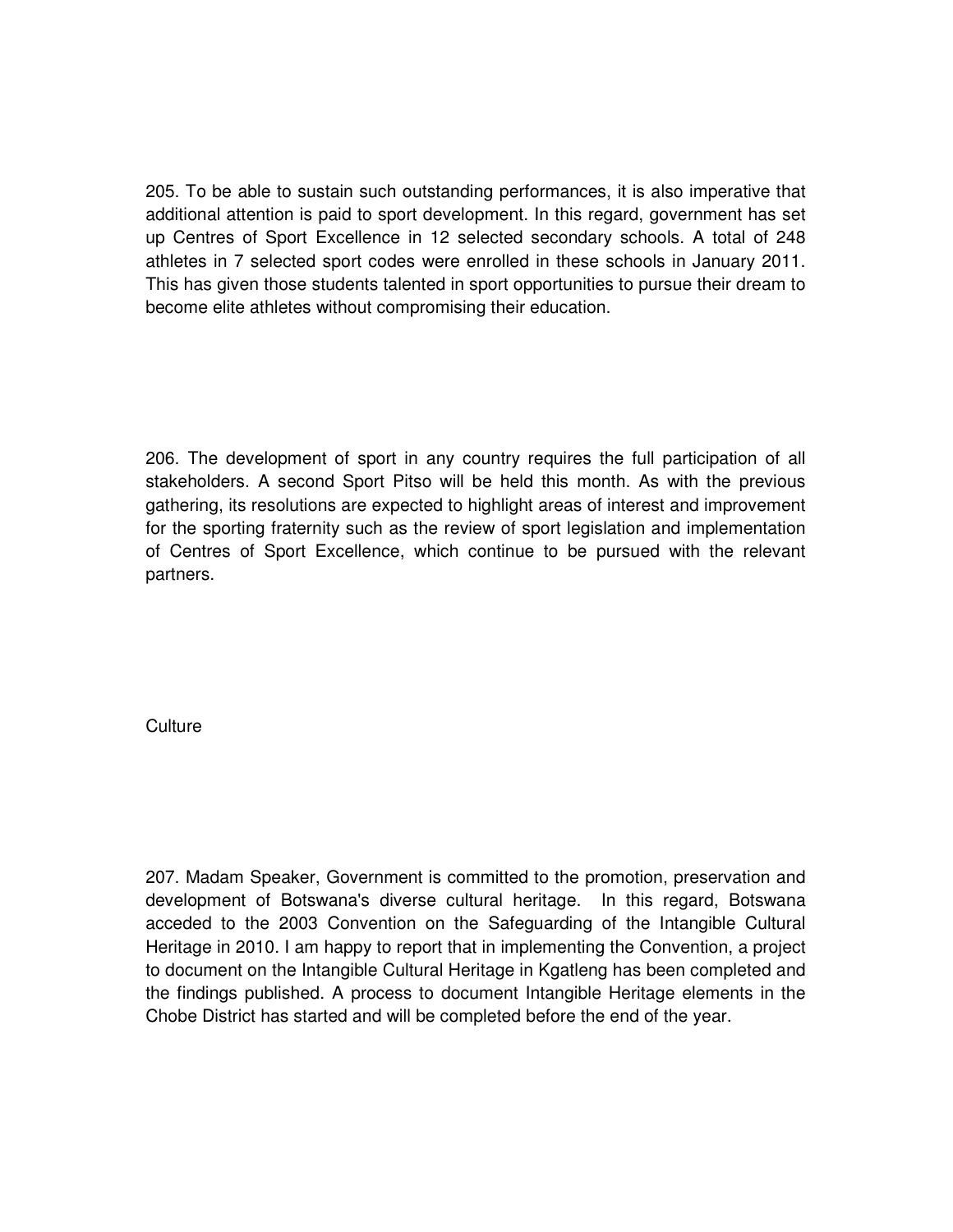205. To be able to sustain such outstanding performances, it is also imperative that additional attention is paid to sport development. In this regard, government has set up Centres of Sport Excellence in 12 selected secondary schools. A total of 248 athletes in 7 selected sport codes were enrolled in these schools in January 2011. This has given those students talented in sport opportunities to pursue their dream to become elite athletes without compromising their education.

206. The development of sport in any country requires the full participation of all stakeholders. A second Sport Pitso will be held this month. As with the previous gathering, its resolutions are expected to highlight areas of interest and improvement for the sporting fraternity such as the review of sport legislation and implementation of Centres of Sport Excellence, which continue to be pursued with the relevant partners.

## Culture

207. Madam Speaker, Government is committed to the promotion, preservation and development of Botswana's diverse cultural heritage. In this regard, Botswana acceded to the 2003 Convention on the Safeguarding of the Intangible Cultural Heritage in 2010. I am happy to report that in implementing the Convention, a project to document on the Intangible Cultural Heritage in Kgatleng has been completed and the findings published. A process to document Intangible Heritage elements in the Chobe District has started and will be completed before the end of the year.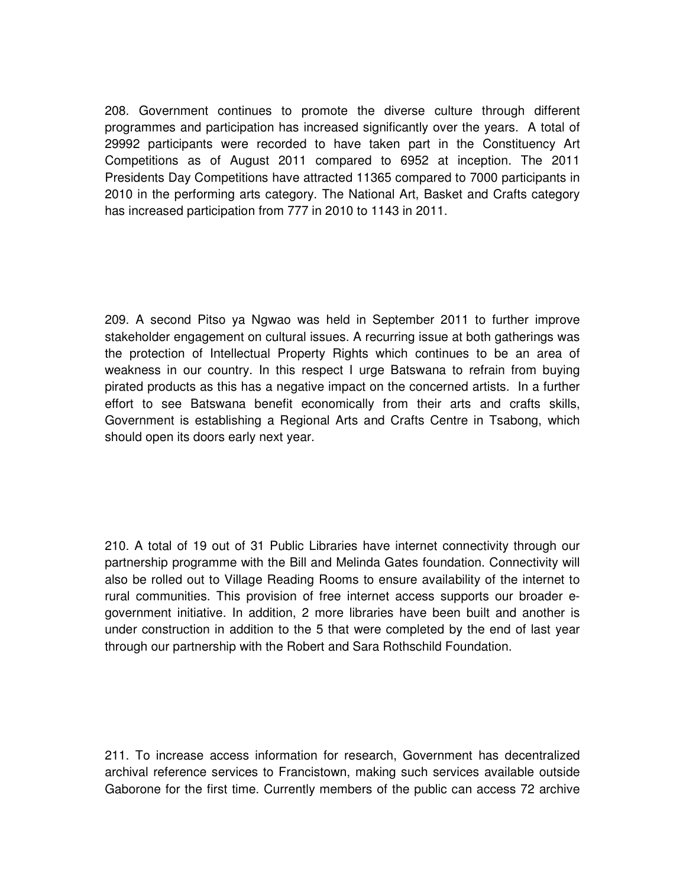208. Government continues to promote the diverse culture through different programmes and participation has increased significantly over the years. A total of 29992 participants were recorded to have taken part in the Constituency Art Competitions as of August 2011 compared to 6952 at inception. The 2011 Presidents Day Competitions have attracted 11365 compared to 7000 participants in 2010 in the performing arts category. The National Art, Basket and Crafts category has increased participation from 777 in 2010 to 1143 in 2011.

209. A second Pitso ya Ngwao was held in September 2011 to further improve stakeholder engagement on cultural issues. A recurring issue at both gatherings was the protection of Intellectual Property Rights which continues to be an area of weakness in our country. In this respect I urge Batswana to refrain from buying pirated products as this has a negative impact on the concerned artists. In a further effort to see Batswana benefit economically from their arts and crafts skills, Government is establishing a Regional Arts and Crafts Centre in Tsabong, which should open its doors early next year.

210. A total of 19 out of 31 Public Libraries have internet connectivity through our partnership programme with the Bill and Melinda Gates foundation. Connectivity will also be rolled out to Village Reading Rooms to ensure availability of the internet to rural communities. This provision of free internet access supports our broader e-government initiative. In addition, 2 more libraries have been built and another is under construction in addition to the 5 that were completed by the end of last year through our partnership with the Robert and Sara Rothschild Foundation.

211. To increase access information for research, Government has decentralized archival reference services to Francistown, making such services available outside Gaborone for the first time. Currently members of the public can access 72 archive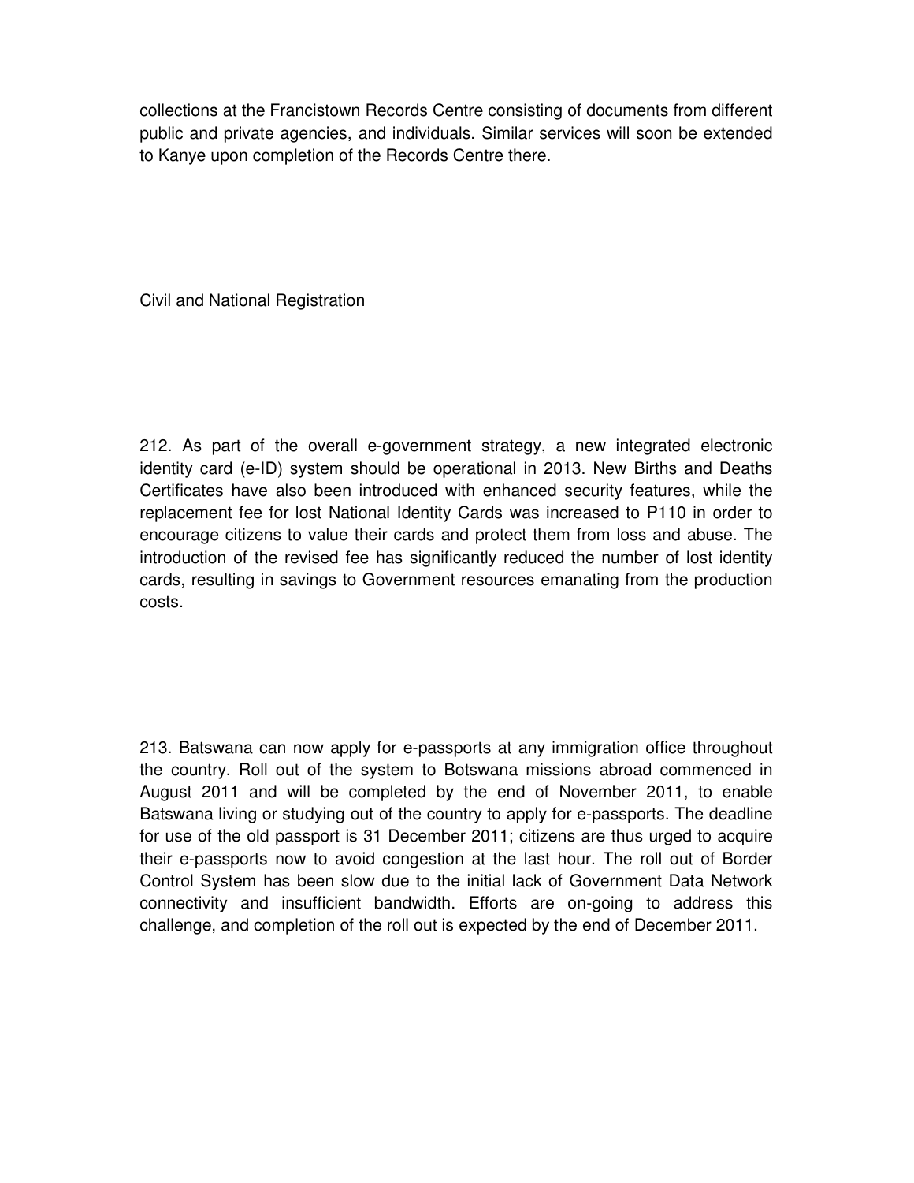collections at the Francistown Records Centre consisting of documents from different public and private agencies, and individuals. Similar services will soon be extended to Kanye upon completion of the Records Centre there.

## Civil and National Registration

212. As part of the overall e-government strategy, a new integrated electronic identity card (e-ID) system should be operational in 2013. New Births and Deaths Certificates have also been introduced with enhanced security features, while the replacement fee for lost National Identity Cards was increased to P110 in order to encourage citizens to value their cards and protect them from loss and abuse. The introduction of the revised fee has significantly reduced the number of lost identity cards, resulting in savings to Government resources emanating from the production costs.

213. Batswana can now apply for e-passports at any immigration office throughout the country. Roll out of the system to Botswana missions abroad commenced in August 2011 and will be completed by the end of November 2011, to enable Batswana living or studying out of the country to apply for e-passports. The deadline for use of the old passport is 31 December 2011; citizens are thus urged to acquire their e-passports now to avoid congestion at the last hour. The roll out of Border Control System has been slow due to the initial lack of Government Data Network connectivity and insufficient bandwidth. Efforts are on-going to address this challenge, and completion of the roll out is expected by the end of December 2011.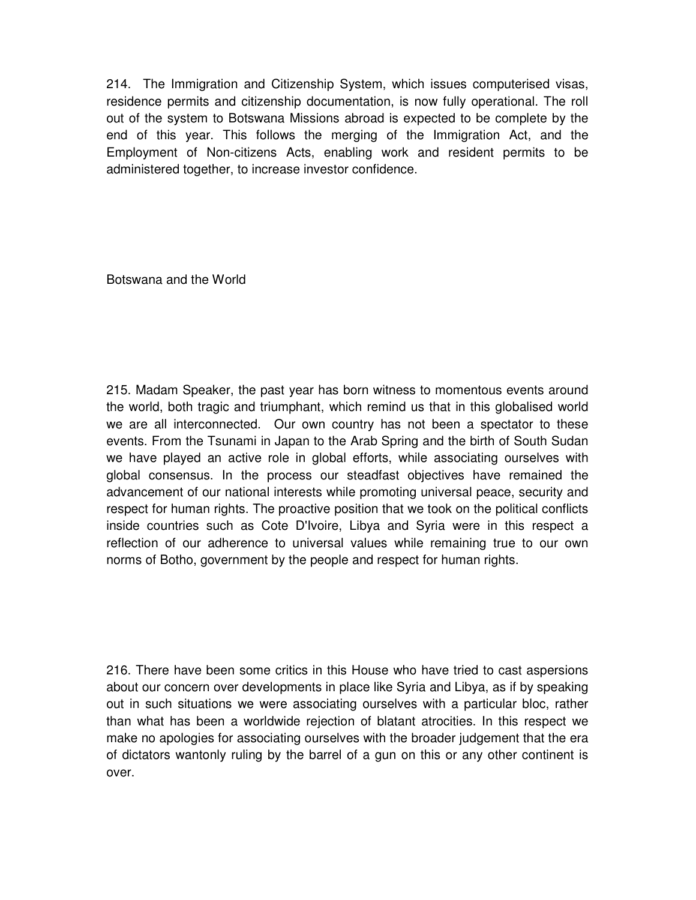214. The Immigration and Citizenship System, which issues computerised visas, residence permits and citizenship documentation, is now fully operational. The roll out of the system to Botswana Missions abroad is expected to be complete by the end of this year. This follows the merging of the Immigration Act, and the Employment of Non-citizens Acts, enabling work and resident permits to be administered together, to increase investor confidence.

## Botswana and the World

215. Madam Speaker, the past year has born witness to momentous events around the world, both tragic and triumphant, which remind us that in this globalised world we are all interconnected. Our own country has not been a spectator to these events. From the Tsunami in Japan to the Arab Spring and the birth of South Sudan we have played an active role in global efforts, while associating ourselves with global consensus. In the process our steadfast objectives have remained the advancement of our national interests while promoting universal peace, security and respect for human rights. The proactive position that we took on the political conflicts inside countries such as Cote D'Ivoire, Libya and Syria were in this respect a reflection of our adherence to universal values while remaining true to our own norms of Botho, government by the people and respect for human rights.

216. There have been some critics in this House who have tried to cast aspersions about our concern over developments in place like Syria and Libya, as if by speaking out in such situations we were associating ourselves with a particular bloc, rather than what has been a worldwide rejection of blatant atrocities. In this respect we make no apologies for associating ourselves with the broader judgement that the era of dictators wantonly ruling by the barrel of a gun on this or any other continent is over.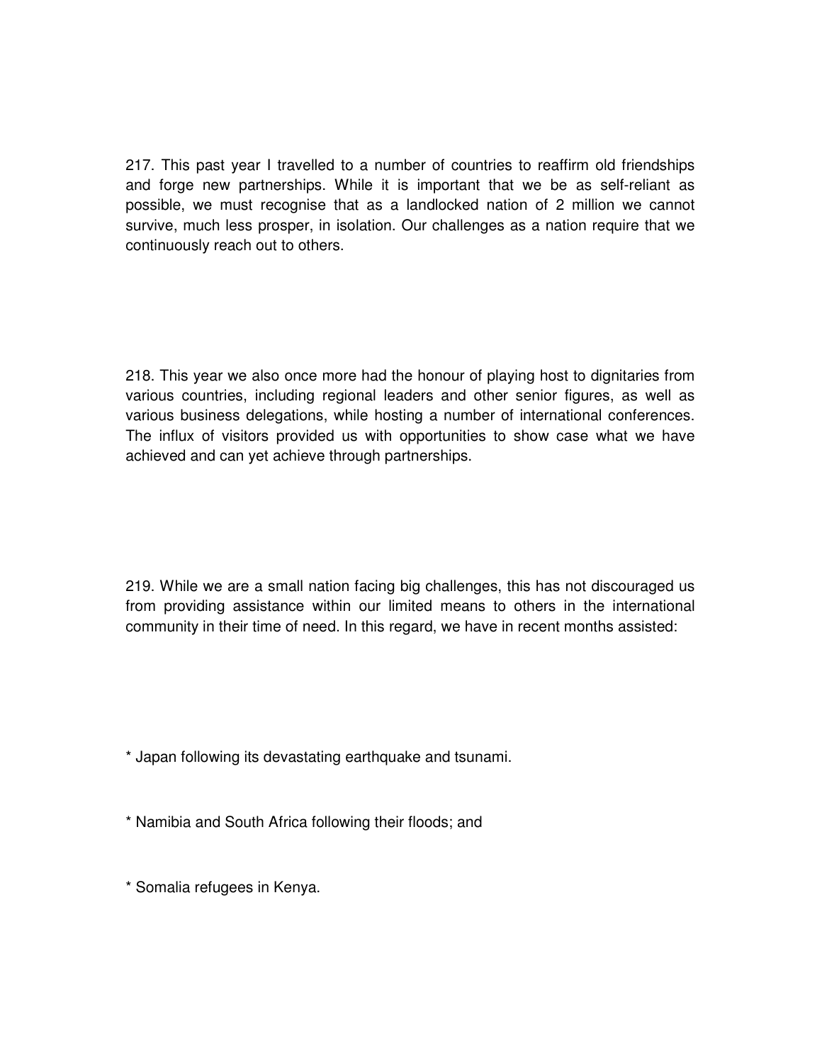217. This past year I travelled to a number of countries to reaffirm old friendships and forge new partnerships. While it is important that we be as self-reliant as possible, we must recognise that as a landlocked nation of 2 million we cannot survive, much less prosper, in isolation. Our challenges as a nation require that we continuously reach out to others.

218. This year we also once more had the honour of playing host to dignitaries from various countries, including regional leaders and other senior figures, as well as various business delegations, while hosting a number of international conferences. The influx of visitors provided us with opportunities to show case what we have achieved and can yet achieve through partnerships.

219. While we are a small nation facing big challenges, this has not discouraged us from providing assistance within our limited means to others in the international community in their time of need. In this regard, we have in recent months assisted:

* Japan following its devastating earthquake and tsunami.

* Namibia and South Africa following their floods; and

* Somalia refugees in Kenya.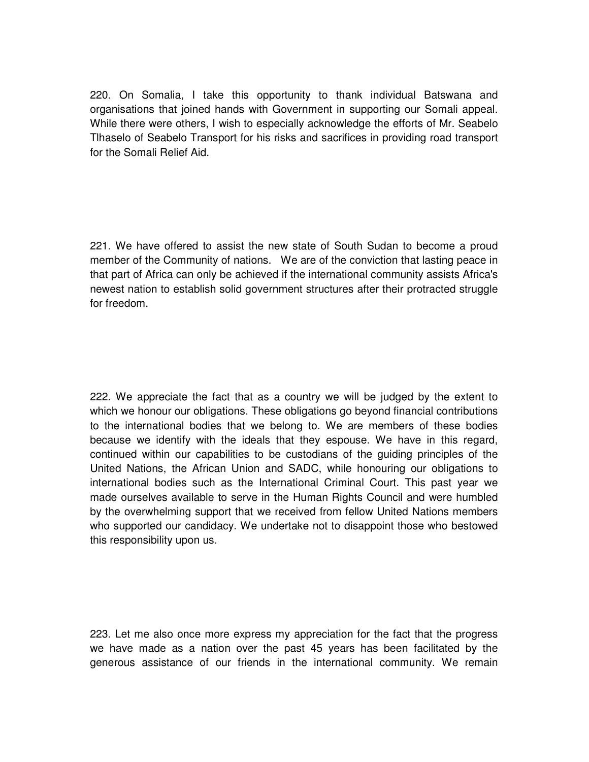220. On Somalia, I take this opportunity to thank individual Batswana and organisations that joined hands with Government in supporting our Somali appeal. While there were others, I wish to especially acknowledge the efforts of Mr. Seabelo Tlhaselo of Seabelo Transport for his risks and sacrifices in providing road transport for the Somali Relief Aid.

221. We have offered to assist the new state of South Sudan to become a proud member of the Community of nations. We are of the conviction that lasting peace in that part of Africa can only be achieved if the international community assists Africa's newest nation to establish solid government structures after their protracted struggle for freedom.

222. We appreciate the fact that as a country we will be judged by the extent to which we honour our obligations. These obligations go beyond financial contributions to the international bodies that we belong to. We are members of these bodies because we identify with the ideals that they espouse. We have in this regard, continued within our capabilities to be custodians of the guiding principles of the United Nations, the African Union and SADC, while honouring our obligations to international bodies such as the International Criminal Court. This past year we made ourselves available to serve in the Human Rights Council and were humbled by the overwhelming support that we received from fellow United Nations members who supported our candidacy. We undertake not to disappoint those who bestowed this responsibility upon us.

223. Let me also once more express my appreciation for the fact that the progress we have made as a nation over the past 45 years has been facilitated by the generous assistance of our friends in the international community. We remain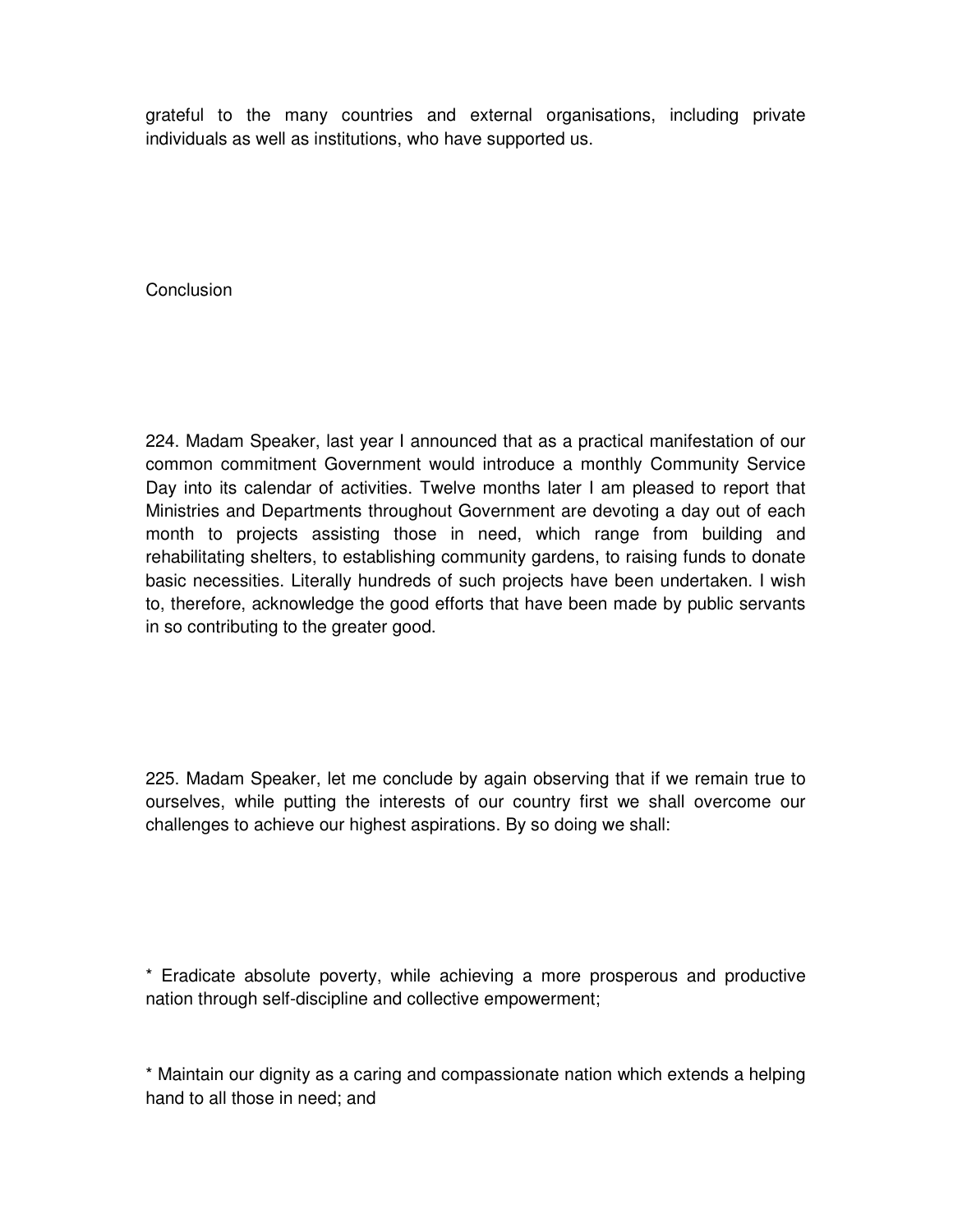grateful to the many countries and external organisations, including private individuals as well as institutions, who have supported us.

## Conclusion

224. Madam Speaker, last year I announced that as a practical manifestation of our common commitment Government would introduce a monthly Community Service Day into its calendar of activities. Twelve months later I am pleased to report that Ministries and Departments throughout Government are devoting a day out of each month to projects assisting those in need, which range from building and rehabilitating shelters, to establishing community gardens, to raising funds to donate basic necessities. Literally hundreds of such projects have been undertaken. I wish to, therefore, acknowledge the good efforts that have been made by public servants in so contributing to the greater good.

225. Madam Speaker, let me conclude by again observing that if we remain true to ourselves, while putting the interests of our country first we shall overcome our challenges to achieve our highest aspirations. By so doing we shall:

* Eradicate absolute poverty, while achieving a more prosperous and productive nation through self-discipline and collective empowerment;

* Maintain our dignity as a caring and compassionate nation which extends a helping hand to all those in need; and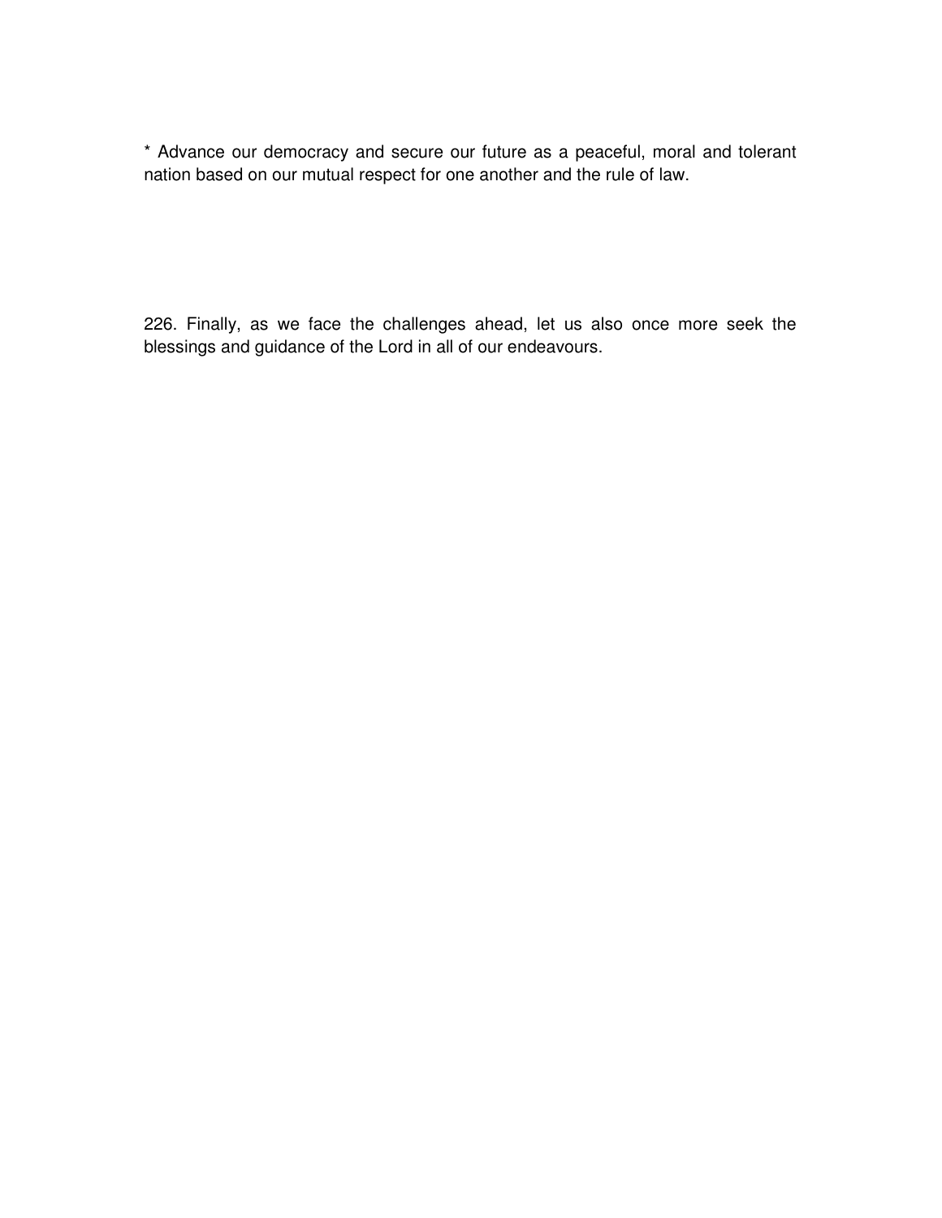* Advance our democracy and secure our future as a peaceful, moral and tolerant nation based on our mutual respect for one another and the rule of law.

226. Finally, as we face the challenges ahead, let us also once more seek the blessings and guidance of the Lord in all of our endeavours.